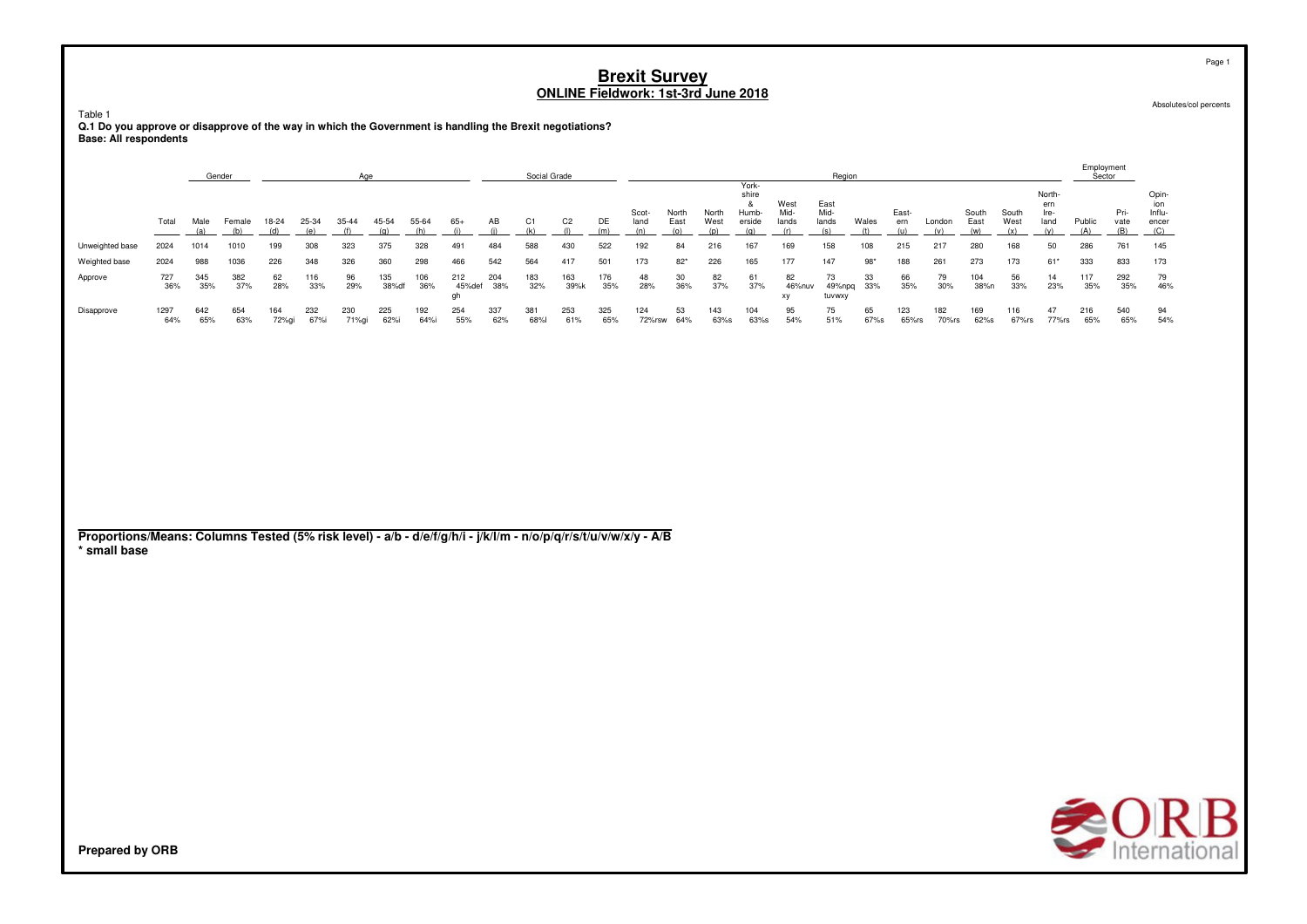# Brexit Survey

## ONLINE Fieldwork: 1st-3rd June 2018

Absolutes/col percents

Table 1

**Q.1 Do you approve or disapprove of the way in which the Government is handling the Brexit negotiations?**

**Base: All respondents**

| | | Gender | | Age | | | | | | Social Grade | | | | Region | | | | | | | | | | | | Employment Sector | | |
|---|---|---|---|---|---|---|---|---|---|---|---|---|---|---|---|---|---|---|---|---|---|---|---|---|---|---|---|---|
| | Total | Male (a) | Female (b) | 18-24 (d) | 25-34 (e) | 35-44 (f) | 45-54 (g) | 55-64 (h) | 65+ (i) | AB (j) | C1 (k) | C2 (l) | DE (m) | Scotland (n) | North East (o) | North West (p) | Yorkshire & Humberside (q) | West Midlands (r) | East Midlands (s) | Wales (t) | Eastern (u) | London (v) | South East (w) | South West (x) | Northern Ireland (y) | Public (A) | Private (B) | Opinion Influencer (C) |
| Unweighted base | 2024 | 1014 | 1010 | 199 | 308 | 323 | 375 | 328 | 491 | 484 | 588 | 430 | 522 | 192 | 84 | 216 | 167 | 169 | 158 | 108 | 215 | 217 | 280 | 168 | 50 | 286 | 761 | 145 |
| Weighted base | 2024 | 988 | 1036 | 226 | 348 | 326 | 360 | 298 | 466 | 542 | 564 | 417 | 501 | 173 | 82* | 226 | 165 | 177 | 147 | 98* | 188 | 261 | 273 | 173 | 61* | 333 | 833 | 173 |
| Approve | 727<br>36% | 345<br>35% | 382<br>37% | 62<br>28% | 116<br>33% | 96<br>29% | 135<br>38%df | 106<br>36% | 212<br>45%defgh | 204<br>38% | 183<br>32% | 163<br>39%k | 176<br>35% | 48<br>28% | 30<br>36% | 82<br>37% | 61<br>37% | 82<br>46%nuvxy | 73<br>49%npqtuvwxy | 33<br>33% | 66<br>35% | 79<br>30% | 104<br>38%n | 56<br>33% | 14<br>23% | 117<br>35% | 292<br>35% | 79<br>46% |
| Disapprove | 1297<br>64% | 642<br>65% | 654<br>63% | 164<br>72%gi | 232<br>67%i | 230<br>71%gi | 225<br>62%i | 192<br>64%i | 254<br>55% | 337<br>62% | 381<br>68%l | 253<br>61% | 325<br>65% | 124<br>72%rsw | 53<br>64% | 143<br>63%s | 104<br>63%s | 95<br>54% | 75<br>51% | 65<br>67%s | 123<br>65%rs | 182<br>70%rs | 169<br>62%s | 116<br>67%rs | 47<br>77%rs | 216<br>65% | 540<br>65% | 94<br>54% |

**Proportions/Means: Columns Tested (5% risk level) - a/b - d/e/f/g/h/i - j/k/l/m - n/o/p/q/r/s/t/u/v/w/x/y - A/B**

**\* small base**

**Prepared by ORB**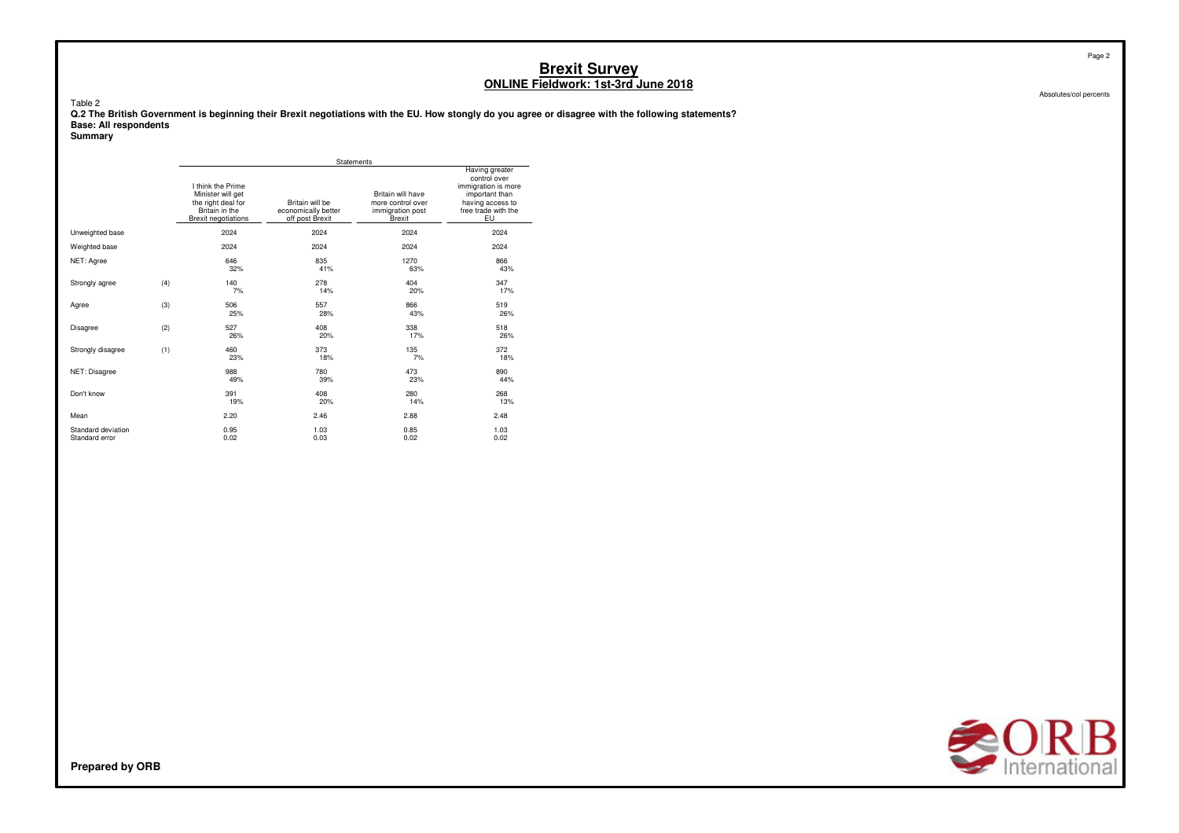# Brexit Survey

## ONLINE Fieldwork: 1st-3rd June 2018

Absolutes/col percents

Table 2

**Q.2 The British Government is beginning their Brexit negotiations with the EU. How stongly do you agree or disagree with the following statements?**

**Base: All respondents**

**Summary**

| | | Statements | | | |
|---|---|---|---|---|---|
| | | I think the Prime Minister will get the right deal for Britain in the Brexit negotiations | Britain will be economically better off post Brexit | Britain will have more control over immigration post Brexit | Having greater control over immigration is more important than having access to free trade with the EU |
| Unweighted base | | 2024 | 2024 | 2024 | 2024 |
| Weighted base | | 2024 | 2024 | 2024 | 2024 |
| NET: Agree | | 646 | 835 | 1270 | 866 |
| | | 32% | 41% | 63% | 43% |
| Strongly agree | (4) | 140 | 278 | 404 | 347 |
| | | 7% | 14% | 20% | 17% |
| Agree | (3) | 506 | 557 | 866 | 519 |
| | | 25% | 28% | 43% | 26% |
| Disagree | (2) | 527 | 408 | 338 | 518 |
| | | 26% | 20% | 17% | 26% |
| Strongly disagree | (1) | 460 | 373 | 135 | 372 |
| | | 23% | 18% | 7% | 18% |
| NET: Disagree | | 988 | 780 | 473 | 890 |
| | | 49% | 39% | 23% | 44% |
| Don't know | | 391 | 408 | 280 | 268 |
| | | 19% | 20% | 14% | 13% |
| Mean | | 2.20 | 2.46 | 2.88 | 2.48 |
| Standard deviation | | 0.95 | 1.03 | 0.85 | 1.03 |
| Standard error | | 0.02 | 0.03 | 0.02 | 0.02 |

**Prepared by ORB**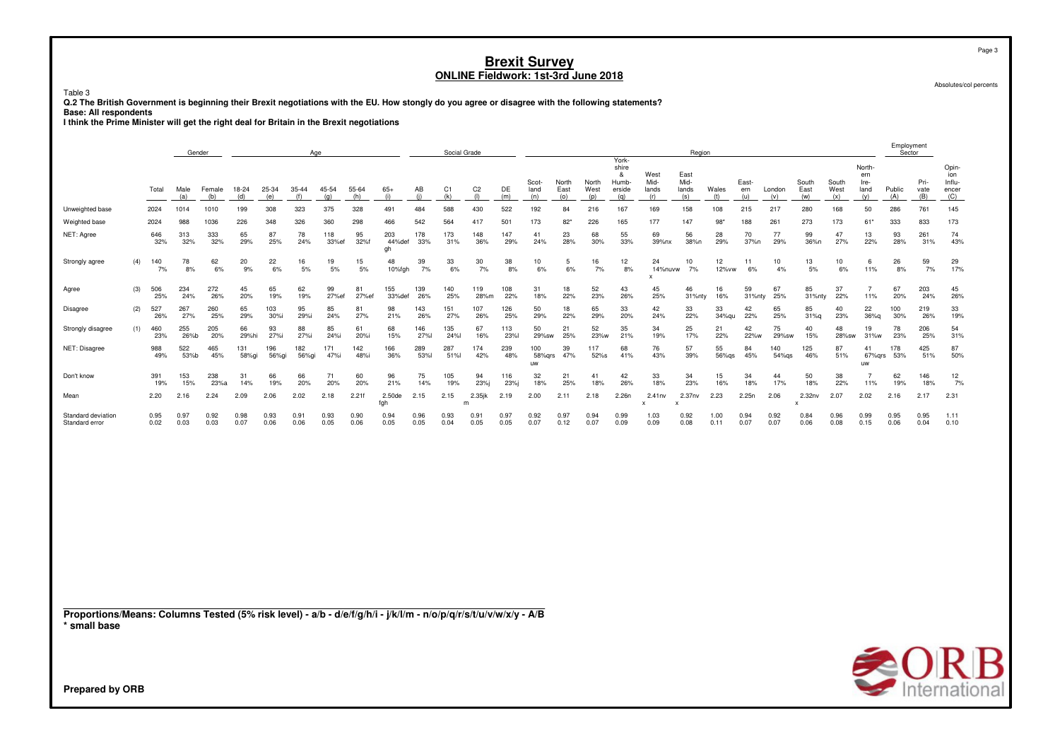# Brexit Survey
## ONLINE Fieldwork: 1st-3rd June 2018

Absolutes/col percents

Table 3

**Q.2 The British Government is beginning their Brexit negotiations with the EU. How stongly do you agree or disagree with the following statements?**
**Base: All respondents**
**I think the Prime Minister will get the right deal for Britain in the Brexit negotiations**

| | | Total | Gender | | Age | | | | | | Social Grade | | | | Region | | | | | | | | | | | | Employment Sector | | Opinion Influencer |
|---|---|---|---|---|---|---|---|---|---|---|---|---|---|---|---|---|---|---|---|---|---|---|---|---|---|---|---|---|---|
| | | | Male (a) | Female (b) | 18-24 (d) | 25-34 (e) | 35-44 (f) | 45-54 (g) | 55-64 (h) | 65+ (i) | AB (j) | C1 (k) | C2 (l) | DE (m) | Scotland (n) | North East (o) | North West (p) | Yorkshire & Humberside (q) | West Midlands (r) | East Midlands (s) | Wales (t) | Eastern (u) | London (v) | South East (w) | South West (x) | Northern Ireland (y) | Public (A) | Private (B) | (C) |
| Unweighted base | | 2024 | 1014 | 1010 | 199 | 308 | 323 | 375 | 328 | 491 | 484 | 588 | 430 | 522 | 192 | 84 | 216 | 167 | 169 | 158 | 108 | 215 | 217 | 280 | 168 | 50 | 286 | 761 | 145 |
| Weighted base | | 2024 | 988 | 1036 | 226 | 348 | 326 | 360 | 298 | 466 | 542 | 564 | 417 | 501 | 173 | 82* | 226 | 165 | 177 | 147 | 98* | 188 | 261 | 273 | 173 | 61* | 333 | 833 | 173 |
| NET: Agree | | 646 32% | 313 32% | 333 32% | 65 29% | 87 25% | 78 24% | 118 33%ef | 95 32%f | 203 44%def gh | 178 33% | 173 31% | 148 36% | 147 29% | 41 24% | 23 28% | 68 30% | 55 33% | 69 39%nx | 56 38%n | 28 29% | 70 37%n | 77 29% | 99 36%n | 47 27% | 13 22% | 93 28% | 261 31% | 74 43% |
| Strongly agree | (4) | 140 7% | 78 8% | 62 6% | 20 9% | 22 6% | 16 5% | 19 5% | 15 5% | 48 10%fgh | 39 7% | 33 6% | 30 7% | 38 8% | 10 6% | 5 6% | 16 7% | 12 8% | 24 14%nuvw x | 10 7% | 12 12%vw | 11 6% | 10 4% | 13 5% | 10 6% | 6 11% | 26 8% | 59 7% | 29 17% |
| Agree | (3) | 506 25% | 234 24% | 272 26% | 45 20% | 65 19% | 62 19% | 99 27%ef | 81 27%ef | 155 33%def | 139 26% | 140 25% | 119 28%m | 108 22% | 31 18% | 18 22% | 52 23% | 43 26% | 45 25% | 46 31%nty | 16 16% | 59 31%nty | 67 25% | 85 31%nty | 37 22% | 7 11% | 67 20% | 203 24% | 45 26% |
| Disagree | (2) | 527 26% | 267 27% | 260 25% | 65 29% | 103 30%i | 95 29%i | 85 24% | 81 27% | 98 21% | 143 26% | 151 27% | 107 26% | 126 25% | 50 29% | 18 22% | 65 29% | 33 20% | 42 24% | 33 22% | 33 34%qu | 42 22% | 65 25% | 85 31%q | 40 23% | 22 36%q | 100 30% | 219 26% | 33 19% |
| Strongly disagree | (1) | 460 23% | 255 26%b | 205 20% | 66 29%hi | 93 27%i | 88 27%i | 85 24%i | 61 20%i | 68 15% | 146 27%l | 135 24%l | 67 16% | 113 23%l | 50 29%sw | 21 25% | 52 23%w | 35 21% | 34 19% | 25 17% | 21 22% | 42 22%w | 75 29%sw | 40 15% | 48 28%sw | 19 31%w | 78 23% | 206 25% | 54 31% |
| NET: Disagree | | 988 49% | 522 53%b | 465 45% | 131 58%gi | 196 56%gi | 182 56%gi | 171 47%i | 142 48%i | 166 36% | 289 53%l | 287 51%l | 174 42% | 239 48% | 100 58%qrs uw | 39 47% | 117 52%s | 68 41% | 76 43% | 57 39% | 55 56%qs | 84 45% | 140 54%qs | 125 46% | 87 51% | 41 67%qrs uw | 178 53% | 425 51% | 87 50% |
| Don't know | | 391 19% | 153 15% | 238 23%a | 31 14% | 66 19% | 66 20% | 71 20% | 60 20% | 96 21% | 75 14% | 105 19% | 94 23%j | 116 23%j | 32 18% | 21 25% | 41 18% | 42 26% | 33 18% | 34 23% | 15 16% | 34 18% | 44 17% | 50 18% | 38 22% | 7 11% | 62 19% | 146 18% | 12 7% |
| Mean | | 2.20 | 2.16 | 2.24 | 2.09 | 2.06 | 2.02 | 2.18 | 2.21f | 2.50de fgh | 2.15 | 2.15 | 2.35jk m | 2.19 | 2.00 | 2.11 | 2.18 | 2.26n | 2.41nv x | 2.37nv x | 2.23 | 2.25n | 2.06 | 2.32nv x | 2.07 | 2.02 | 2.16 | 2.17 | 2.31 |
| Standard deviation | | 0.95 | 0.97 | 0.92 | 0.98 | 0.93 | 0.91 | 0.93 | 0.90 | 0.94 | 0.96 | 0.93 | 0.91 | 0.97 | 0.92 | 0.97 | 0.94 | 0.99 | 1.03 | 0.92 | 1.00 | 0.94 | 0.92 | 0.84 | 0.96 | 0.99 | 0.95 | 0.95 | 1.11 |
| Standard error | | 0.02 | 0.03 | 0.03 | 0.07 | 0.06 | 0.06 | 0.05 | 0.06 | 0.05 | 0.05 | 0.04 | 0.05 | 0.05 | 0.07 | 0.12 | 0.07 | 0.09 | 0.09 | 0.08 | 0.11 | 0.07 | 0.07 | 0.06 | 0.08 | 0.15 | 0.06 | 0.04 | 0.10 |

**Proportions/Means: Columns Tested (5% risk level) - a/b - d/e/f/g/h/i - j/k/l/m - n/o/p/q/r/s/t/u/v/w/x/y - A/B**
**\* small base**

**Prepared by ORB**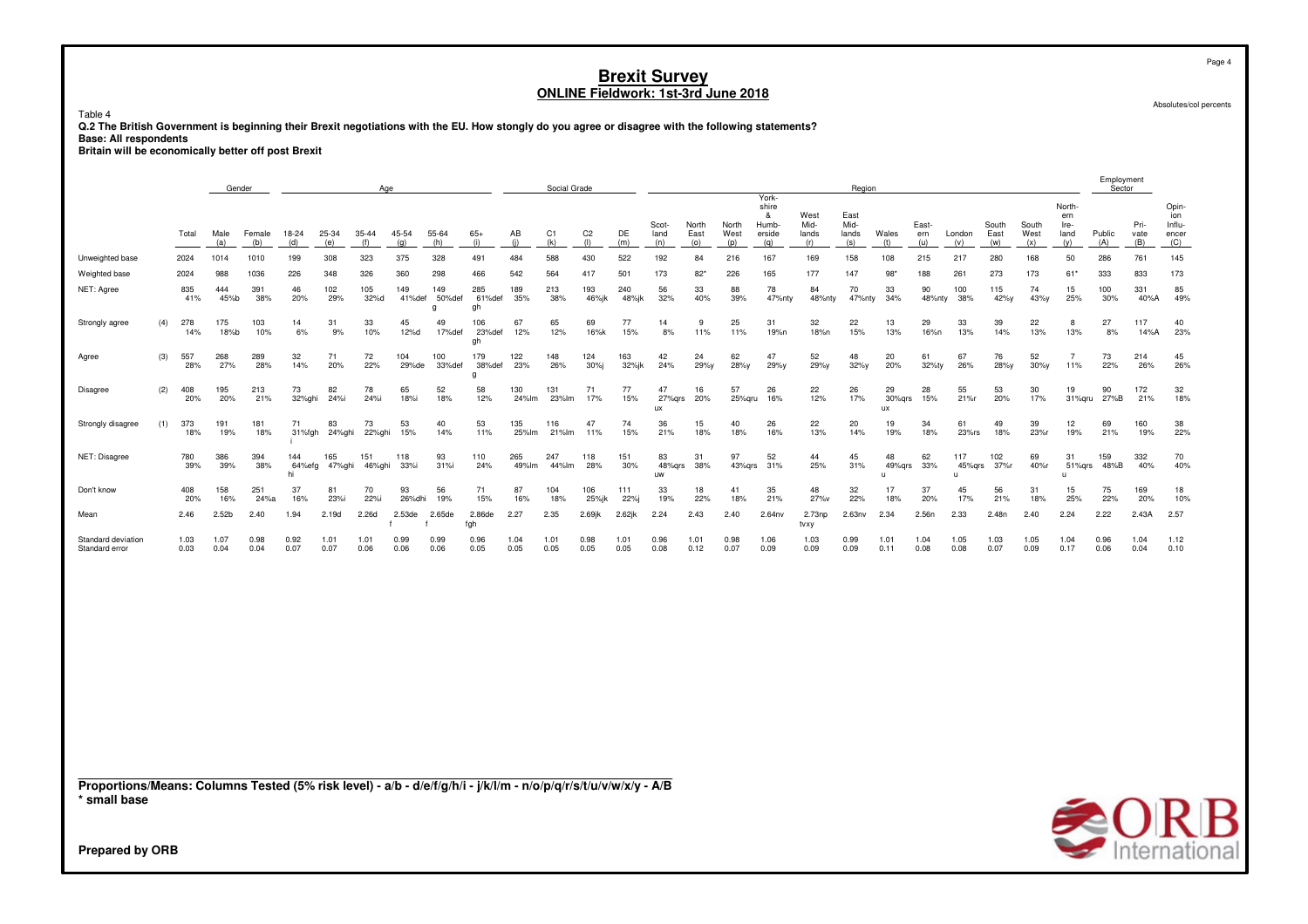# Brexit Survey
## ONLINE Fieldwork: 1st-3rd June 2018

Absolutes/col percents

Table 4

**Q.2 The British Government is beginning their Brexit negotiations with the EU. How stongly do you agree or disagree with the following statements?**

**Base: All respondents**

**Britain will be economically better off post Brexit**

| | | Total | Gender | | Age | | | | | | Social Grade | | | | Region | | | | | | | | | | | | Employment Sector | | |
|---|---|---|---|---|---|---|---|---|---|---|---|---|---|---|---|---|---|---|---|---|---|---|---|---|---|---|---|---|---|
| | | | Male (a) | Female (b) | 18-24 (d) | 25-34 (e) | 35-44 (f) | 45-54 (g) | 55-64 (h) | 65+ (i) | AB (j) | C1 (k) | C2 (l) | DE (m) | Scot-land (n) | North East (o) | North West (p) | York-shire & Humb-erside (q) | West Mid-lands (r) | East Mid-lands (s) | Wales (t) | East-ern (u) | London (v) | South East (w) | South West (x) | North-ern Ire-land (y) | Public (A) | Pri-vate (B) | Opin-ion Influ-encer (C) |
| Unweighted base | | 2024 | 1014 | 1010 | 199 | 308 | 323 | 375 | 328 | 491 | 484 | 588 | 430 | 522 | 192 | 84 | 216 | 167 | 169 | 158 | 108 | 215 | 217 | 280 | 168 | 50 | 286 | 761 | 145 |
| Weighted base | | 2024 | 988 | 1036 | 226 | 348 | 326 | 360 | 298 | 466 | 542 | 564 | 417 | 501 | 173 | 82* | 226 | 165 | 177 | 147 | 98* | 188 | 261 | 273 | 173 | 61* | 333 | 833 | 173 |
| NET: Agree | | 835 | 444 | 391 | 46 | 102 | 105 | 149 | 149 | 285 | 189 | 213 | 193 | 240 | 56 | 33 | 88 | 78 | 84 | 70 | 33 | 90 | 100 | 115 | 74 | 15 | 100 | 331 | 85 |
| | | 41% | 45%b | 38% | 20% | 29% | 32%d | 41%def | 50%def g | 61%def gh | 35% | 38% | 46%jk | 48%jk | 32% | 40% | 39% | 47%nty | 48%nty | 47%nty | 34% | 48%nty | 38% | 42%y | 43%y | 25% | 30% | 40%A | 49% |
| Strongly agree | (4) | 278 | 175 | 103 | 14 | 31 | 33 | 45 | 49 | 106 | 67 | 65 | 69 | 77 | 14 | 9 | 25 | 31 | 32 | 22 | 13 | 29 | 33 | 39 | 22 | 8 | 27 | 117 | 40 |
| | | 14% | 18%b | 10% | 6% | 9% | 10% | 12%d | 17%def | 23%def gh | 12% | 12% | 16%k | 15% | 8% | 11% | 11% | 19%n | 18%n | 15% | 13% | 16%n | 13% | 14% | 13% | 13% | 8% | 14%A | 23% |
| Agree | (3) | 557 | 268 | 289 | 32 | 71 | 72 | 104 | 100 | 179 | 122 | 148 | 124 | 163 | 42 | 24 | 62 | 47 | 52 | 48 | 20 | 61 | 67 | 76 | 52 | 7 | 73 | 214 | 45 |
| | | 28% | 27% | 28% | 14% | 20% | 22% | 29%de | 33%def | 38%def g | 23% | 26% | 30%j | 32%jk | 24% | 29%y | 28%y | 29%y | 29%y | 32%y | 20% | 32%ty | 26% | 28%y | 30%y | 11% | 22% | 26% | 26% |
| Disagree | (2) | 408 | 195 | 213 | 73 | 82 | 78 | 65 | 52 | 58 | 130 | 131 | 71 | 77 | 47 | 16 | 57 | 26 | 22 | 26 | 29 | 28 | 55 | 53 | 30 | 19 | 90 | 172 | 32 |
| | | 20% | 20% | 21% | 32%ghi | 24%i | 24%i | 18%i | 18% | 12% | 24%lm | 23%lm | 17% | 15% | 27%qrs ux | 20% | 25%qru | 16% | 12% | 17% | 30%qrs ux | 15% | 21%r | 20% | 17% | 31%qru | 27%B | 21% | 18% |
| Strongly disagree | (1) | 373 | 191 | 181 | 71 | 83 | 73 | 53 | 40 | 53 | 135 | 116 | 47 | 74 | 36 | 15 | 40 | 26 | 22 | 20 | 19 | 34 | 61 | 49 | 39 | 12 | 69 | 160 | 38 |
| | | 18% | 19% | 18% | 31%fgh i | 24%ghi | 22%ghi | 15% | 14% | 11% | 25%lm | 21%lm | 11% | 15% | 21% | 18% | 18% | 16% | 13% | 14% | 19% | 18% | 23%rs | 18% | 23%r | 19% | 21% | 19% | 22% |
| NET: Disagree | | 780 | 386 | 394 | 144 | 165 | 151 | 118 | 93 | 110 | 265 | 247 | 118 | 151 | 83 | 31 | 97 | 52 | 44 | 45 | 48 | 62 | 117 | 102 | 69 | 31 | 159 | 332 | 70 |
| | | 39% | 39% | 38% | 64%efg hi | 47%ghi | 46%ghi | 33%i | 31%i | 24% | 49%lm | 44%lm | 28% | 30% | 48%qrs uw | 38% | 43%qrs | 31% | 25% | 31% | 49%qrs u | 33% | 45%qrs u | 37%r | 40%r | 51%qrs u | 48%B | 40% | 40% |
| Don't know | | 408 | 158 | 251 | 37 | 81 | 70 | 93 | 56 | 71 | 87 | 104 | 106 | 111 | 33 | 18 | 41 | 35 | 48 | 32 | 17 | 37 | 45 | 56 | 31 | 15 | 75 | 169 | 18 |
| | | 20% | 16% | 24%a | 16% | 23%i | 22%i | 26%dhi | 19% | 15% | 16% | 18% | 25%jk | 22%j | 19% | 22% | 18% | 21% | 27%v | 22% | 18% | 20% | 17% | 21% | 18% | 25% | 22% | 20% | 10% |
| Mean | | 2.46 | 2.52b | 2.40 | 1.94 | 2.19d | 2.26d | 2.53de f | 2.65de f | 2.86de fgh | 2.27 | 2.35 | 2.69jk | 2.62jk | 2.24 | 2.43 | 2.40 | 2.64nv | 2.73np tvxy | 2.63nv | 2.34 | 2.56n | 2.33 | 2.48n | 2.40 | 2.24 | 2.22 | 2.43A | 2.57 |
| Standard deviation | | 1.03 | 1.07 | 0.98 | 0.92 | 1.01 | 1.01 | 0.99 | 0.99 | 0.96 | 1.04 | 1.01 | 0.98 | 1.01 | 0.96 | 1.01 | 0.98 | 1.06 | 1.03 | 0.99 | 1.01 | 1.04 | 1.05 | 1.03 | 1.05 | 1.04 | 0.96 | 1.04 | 1.12 |
| Standard error | | 0.03 | 0.04 | 0.04 | 0.07 | 0.07 | 0.06 | 0.06 | 0.06 | 0.05 | 0.05 | 0.05 | 0.05 | 0.05 | 0.08 | 0.12 | 0.07 | 0.09 | 0.09 | 0.09 | 0.11 | 0.08 | 0.08 | 0.07 | 0.09 | 0.17 | 0.06 | 0.04 | 0.10 |

**Proportions/Means: Columns Tested (5% risk level) - a/b - d/e/f/g/h/i - j/k/l/m - n/o/p/q/r/s/t/u/v/w/x/y - A/B**

**\* small base**

**Prepared by ORB**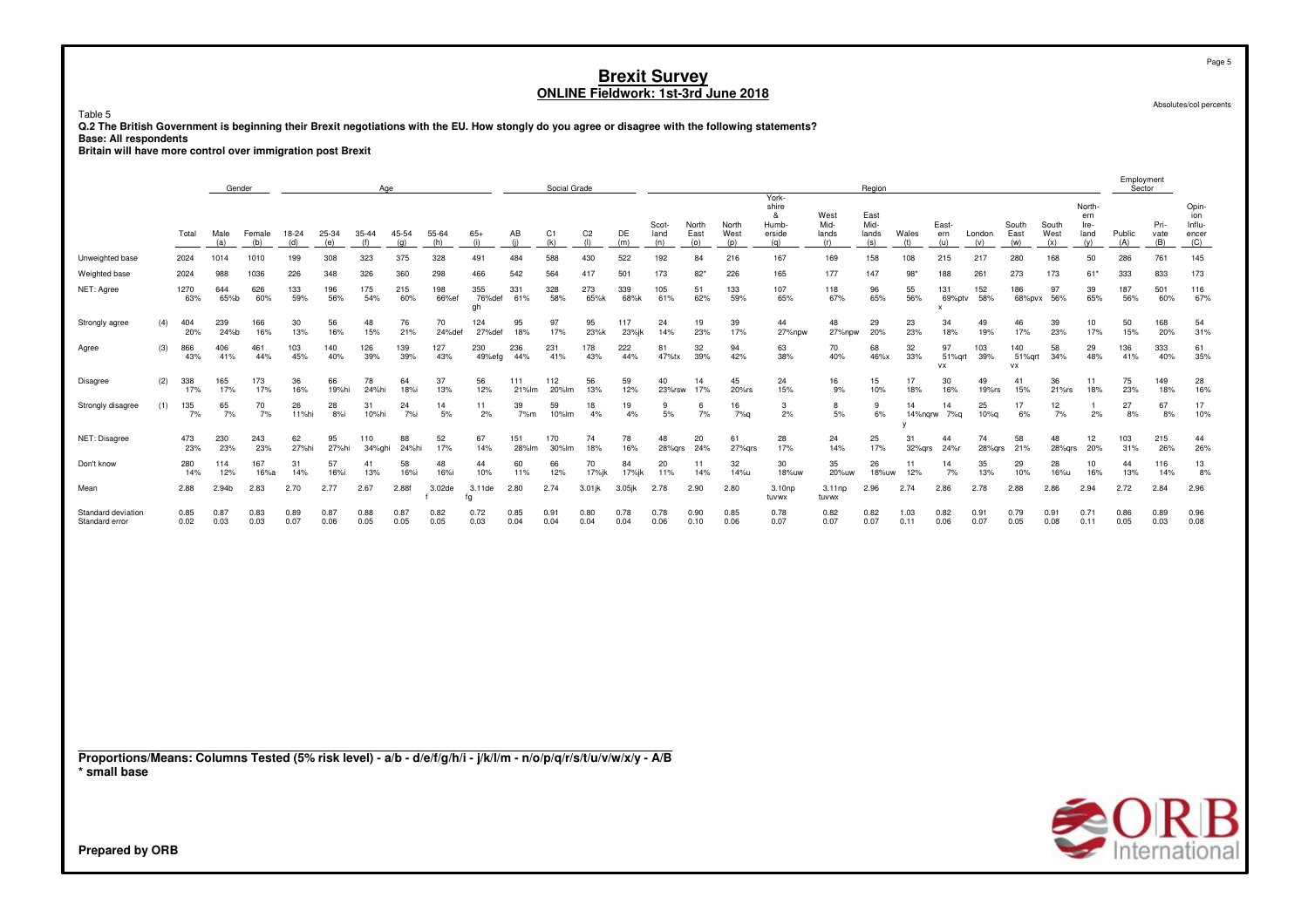# Brexit Survey
## ONLINE Fieldwork: 1st-3rd June 2018

Absolutes/col percents

Table 5
**Q.2 The British Government is beginning their Brexit negotiations with the EU. How stongly do you agree or disagree with the following statements?**
**Base: All respondents**
**Britain will have more control over immigration post Brexit**

| | | | Gender | | Age | | | | | | Social Grade | | | | Region | | | | | | | | | | | | | Employment Sector | | |
|---|---|---|---|---|---|---|---|---|---|---|---|---|---|---|---|---|---|---|---|---|---|---|---|---|---|---|---|---|---|---|
| | | Total | Male (a) | Female (b) | 18-24 (d) | 25-34 (e) | 35-44 (f) | 45-54 (g) | 55-64 (h) | 65+ (i) | AB (j) | C1 (k) | C2 (l) | DE (m) | Scot-land (n) | North East (o) | North West (p) | York-shire & Humb-erside (q) | West Mid-lands (r) | East Mid-lands (s) | Wales (t) | East-ern (u) | London (v) | South East (w) | South West (x) | North-ern Ire-land (y) | Public (A) | Pri-vate (B) | Opin-ion Influ-encer (C) |
| Unweighted base | | 2024 | 1014 | 1010 | 199 | 308 | 323 | 375 | 328 | 491 | 484 | 588 | 430 | 522 | 192 | 84 | 216 | 167 | 169 | 158 | 108 | 215 | 217 | 280 | 168 | 50 | 286 | 761 | 145 |
| Weighted base | | 2024 | 988 | 1036 | 226 | 348 | 326 | 360 | 298 | 466 | 542 | 564 | 417 | 501 | 173 | 82* | 226 | 165 | 177 | 147 | 98* | 188 | 261 | 273 | 173 | 61* | 333 | 833 | 173 |
| NET: Agree | | 1270 63% | 644 65%b | 626 60% | 133 59% | 196 56% | 175 54% | 215 60% | 198 66%ef | 355 76%def gh | 331 61% | 328 58% | 273 65%k | 339 68%k | 105 61% | 51 62% | 133 59% | 107 65% | 118 67% | 96 65% | 55 56% | 131 69%ptv x | 152 58% | 186 68%pvx | 97 56% | 39 65% | 187 56% | 501 60% | 116 67% |
| Strongly agree | (4) | 404 20% | 239 24%b | 166 16% | 30 13% | 56 16% | 48 15% | 76 21% | 70 24%def | 124 27%def | 95 18% | 97 17% | 95 23%k | 117 23%jk | 24 14% | 19 23% | 39 17% | 44 27%npw | 48 27%npw | 29 20% | 23 23% | 34 18% | 49 19% | 46 17% | 39 23% | 10 17% | 50 15% | 168 20% | 54 31% |
| Agree | (3) | 866 43% | 406 41% | 461 44% | 103 45% | 140 40% | 126 39% | 139 39% | 127 43% | 230 49%efg | 236 44% | 231 41% | 178 43% | 222 44% | 81 47%tx | 32 39% | 94 42% | 63 38% | 70 40% | 68 46%x | 32 33% | 97 51%qrt vx | 103 39% | 140 51%qrt vx | 58 34% | 29 48% | 136 41% | 333 40% | 61 35% |
| Disagree | (2) | 338 17% | 165 17% | 173 17% | 36 16% | 66 19%hi | 78 24%hi | 64 18%i | 37 13% | 56 12% | 111 21%lm | 112 20%lm | 56 13% | 59 12% | 40 23%rsw | 14 17% | 45 20%rs | 24 15% | 16 9% | 15 10% | 17 18% | 30 16% | 49 19%rs | 41 15% | 36 21%rs | 11 18% | 75 23% | 149 18% | 28 16% |
| Strongly disagree | (1) | 135 7% | 65 7% | 70 7% | 26 11%hi | 28 8%i | 31 10%hi | 24 7%i | 14 5% | 11 2% | 39 7%m | 59 10%lm | 18 4% | 19 4% | 9 5% | 6 7% | 16 7%q | 3 2% | 8 5% | 9 6% | 14 14%nqrw y | 14 7%q | 25 10%q | 17 6% | 12 7% | 1 2% | 27 8% | 67 8% | 17 10% |
| NET: Disagree | | 473 23% | 230 23% | 243 23% | 62 27%hi | 95 27%hi | 110 34%ghi | 88 24%hi | 52 17% | 67 14% | 151 28%lm | 170 30%lm | 74 18% | 78 16% | 48 28%qrs | 20 24% | 61 27%qrs | 28 17% | 24 14% | 25 17% | 31 32%qrs | 44 24%r | 74 28%qrs | 58 21% | 48 28%qrs | 12 20% | 103 31% | 215 26% | 44 26% |
| Don't know | | 280 14% | 114 12% | 167 16%a | 31 14% | 57 16%i | 41 13% | 58 16%i | 48 16%i | 44 10% | 60 11% | 66 12% | 70 17%jk | 84 17%jk | 20 11% | 11 14% | 32 14%u | 30 18%uw | 35 20%uw | 26 18%uw | 11 12% | 14 7% | 35 13% | 29 10% | 28 16%u | 10 16% | 44 13% | 116 14% | 13 8% |
| Mean | | 2.88 | 2.94b | 2.83 | 2.70 | 2.77 | 2.67 | 2.88f | 3.02de f | 3.11de fg | 2.80 | 2.74 | 3.01jk | 3.05jk | 2.78 | 2.90 | 2.80 | 3.10np tuvwx | 3.11np tuvwx | 2.96 | 2.74 | 2.86 | 2.78 | 2.88 | 2.86 | 2.94 | 2.72 | 2.84 | 2.96 |
| Standard deviation | | 0.85 | 0.87 | 0.83 | 0.89 | 0.87 | 0.88 | 0.87 | 0.82 | 0.72 | 0.85 | 0.91 | 0.80 | 0.78 | 0.78 | 0.90 | 0.85 | 0.78 | 0.82 | 0.82 | 1.03 | 0.82 | 0.91 | 0.79 | 0.91 | 0.71 | 0.86 | 0.89 | 0.96 |
| Standard error | | 0.02 | 0.03 | 0.03 | 0.07 | 0.06 | 0.05 | 0.05 | 0.05 | 0.03 | 0.04 | 0.04 | 0.04 | 0.04 | 0.06 | 0.10 | 0.06 | 0.07 | 0.07 | 0.07 | 0.11 | 0.06 | 0.07 | 0.05 | 0.08 | 0.11 | 0.05 | 0.03 | 0.08 |

**Proportions/Means: Columns Tested (5% risk level) - a/b - d/e/f/g/h/i - j/k/l/m - n/o/p/q/r/s/t/u/v/w/x/y - A/B**
**\* small base**

**Prepared by ORB**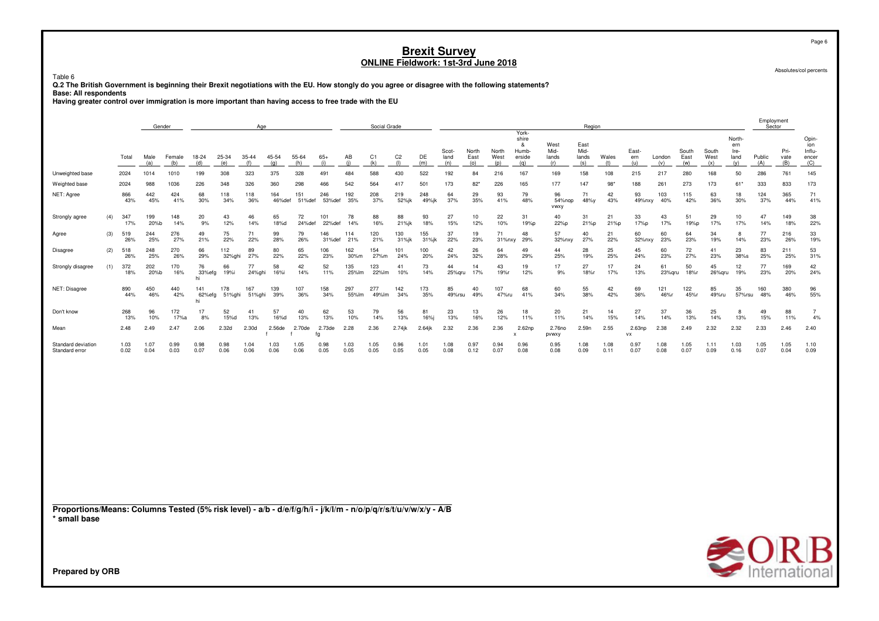# Brexit Survey
## ONLINE Fieldwork: 1st-3rd June 2018

Absolutes/col percents

Table 6

**Q.2 The British Government is beginning their Brexit negotiations with the EU. How stongly do you agree or disagree with the following statements?**

**Base: All respondents**

**Having greater control over immigration is more important than having access to free trade with the EU**

| | | | Gender | | Age | | | | | | Social Grade | | | | Region | | | | | | | | | | | | Employment Sector | | |
|---|---|---|---|---|---|---|---|---|---|---|---|---|---|---|---|---|---|---|---|---|---|---|---|---|---|---|---|---|---|
| | | Total | Male (a) | Female (b) | 18-24 (d) | 25-34 (e) | 35-44 (f) | 45-54 (g) | 55-64 (h) | 65+ (i) | AB (j) | C1 (k) | C2 (l) | DE (m) | Scot-land (n) | North East (o) | North West (p) | York-shire & Humb-erside (q) | West Mid-lands (r) | East Mid-lands (s) | Wales (t) | East-ern (u) | London (v) | South East (w) | South West (x) | North-ern Ire-land (y) | Public (A) | Pri-vate (B) | Opin-ion Influ-encer (C) |
| Unweighted base | | 2024 | 1014 | 1010 | 199 | 308 | 323 | 375 | 328 | 491 | 484 | 588 | 430 | 522 | 192 | 84 | 216 | 167 | 169 | 158 | 108 | 215 | 217 | 280 | 168 | 50 | 286 | 761 | 145 |
| Weighted base | | 2024 | 988 | 1036 | 226 | 348 | 326 | 360 | 298 | 466 | 542 | 564 | 417 | 501 | 173 | 82* | 226 | 165 | 177 | 147 | 98* | 188 | 261 | 273 | 173 | 61* | 333 | 833 | 173 |
| NET: Agree | | 866 43% | 442 45% | 424 41% | 68 30% | 118 34% | 118 36% | 164 46%def | 151 51%def | 246 53%def | 192 35% | 208 37% | 219 52%jk | 248 49%jk | 64 37% | 29 35% | 93 41% | 79 48% | 96 54%nop vwxy | 71 48%y | 42 43% | 93 49%nxy | 103 40% | 115 42% | 63 36% | 18 30% | 124 37% | 365 44% | 71 41% |
| Strongly agree | (4) | 347 17% | 199 20%b | 148 14% | 20 9% | 43 12% | 46 14% | 65 18%d | 72 24%def | 101 22%def | 78 14% | 88 16% | 88 21%jk | 93 18% | 27 15% | 10 12% | 22 10% | 31 19%p | 40 22%p | 31 21%p | 21 21%p | 33 17%p | 43 17% | 51 19%p | 29 17% | 10 17% | 47 14% | 149 18% | 38 22% |
| Agree | (3) | 519 26% | 244 25% | 276 27% | 49 21% | 75 22% | 71 22% | 99 28% | 79 26% | 146 31%def | 114 21% | 120 21% | 130 31%jk | 155 31%jk | 37 22% | 19 23% | 71 31%nxy | 48 29% | 57 32%nxy | 40 27% | 21 22% | 60 32%nxy | 60 23% | 64 23% | 34 19% | 8 14% | 77 23% | 216 26% | 33 19% |
| Disagree | (2) | 518 26% | 248 25% | 270 26% | 66 29% | 112 32%ghi | 89 27% | 80 22% | 65 22% | 106 23% | 162 30%m | 154 27%m | 101 24% | 100 20% | 42 24% | 26 32% | 64 28% | 49 29% | 44 25% | 28 19% | 25 25% | 45 24% | 60 23% | 72 27% | 41 23% | 23 38%s | 83 25% | 211 25% | 53 31% |
| Strongly disagree | (1) | 372 18% | 202 20%b | 170 16% | 76 33%efg hi | 66 19%i | 77 24%ghi | 58 16%i | 42 14% | 52 11% | 135 25%lm | 123 22%lm | 41 10% | 73 14% | 44 25%qru | 14 17% | 43 19%r | 19 12% | 17 9% | 27 18%r | 17 17% | 24 13% | 61 23%qru | 50 18%r | 45 26%qru | 12 19% | 77 23% | 169 20% | 42 24% |
| NET: Disagree | | 890 44% | 450 46% | 440 42% | 141 62%efg hi | 178 51%ghi | 167 51%ghi | 139 39% | 107 36% | 158 34% | 297 55%lm | 277 49%lm | 142 34% | 173 35% | 85 49%rsu | 40 49% | 107 47%ru | 68 41% | 60 34% | 55 38% | 42 42% | 69 36% | 121 46%r | 122 45%r | 85 49%ru | 35 57%rsu | 160 48% | 380 46% | 96 55% |
| Don't know | | 268 13% | 96 10% | 172 17%a | 17 8% | 52 15%d | 41 13% | 57 16%d | 40 13% | 62 13% | 53 10% | 79 14% | 56 13% | 81 16%j | 23 13% | 13 16% | 26 12% | 18 11% | 20 11% | 21 14% | 14 15% | 27 14% | 37 14% | 36 13% | 25 14% | 8 13% | 49 15% | 88 11% | 7 4% |
| Mean | | 2.48 | 2.49 | 2.47 | 2.06 | 2.32d | 2.30d | 2.56de f | 2.70de f | 2.73de fg | 2.28 | 2.36 | 2.74jk | 2.64jk | 2.32 | 2.36 | 2.36 | 2.62np x | 2.76no pvwxy | 2.59n | 2.55 | 2.63np vx | 2.38 | 2.49 | 2.32 | 2.32 | 2.33 | 2.46 | 2.40 |
| Standard deviation | | 1.03 | 1.07 | 0.99 | 0.98 | 0.98 | 1.04 | 1.03 | 1.05 | 0.98 | 1.03 | 1.05 | 0.96 | 1.01 | 1.08 | 0.97 | 0.94 | 0.96 | 0.95 | 1.08 | 1.08 | 0.97 | 1.08 | 1.05 | 1.11 | 1.03 | 1.05 | 1.05 | 1.10 |
| Standard error | | 0.02 | 0.04 | 0.03 | 0.07 | 0.06 | 0.06 | 0.06 | 0.06 | 0.05 | 0.05 | 0.05 | 0.05 | 0.05 | 0.08 | 0.12 | 0.07 | 0.08 | 0.08 | 0.09 | 0.11 | 0.07 | 0.08 | 0.07 | 0.09 | 0.16 | 0.07 | 0.04 | 0.09 |

**Proportions/Means: Columns Tested (5% risk level) - a/b - d/e/f/g/h/i - j/k/l/m - n/o/p/q/r/s/t/u/v/w/x/y - A/B**

*** small base**

**Prepared by ORB**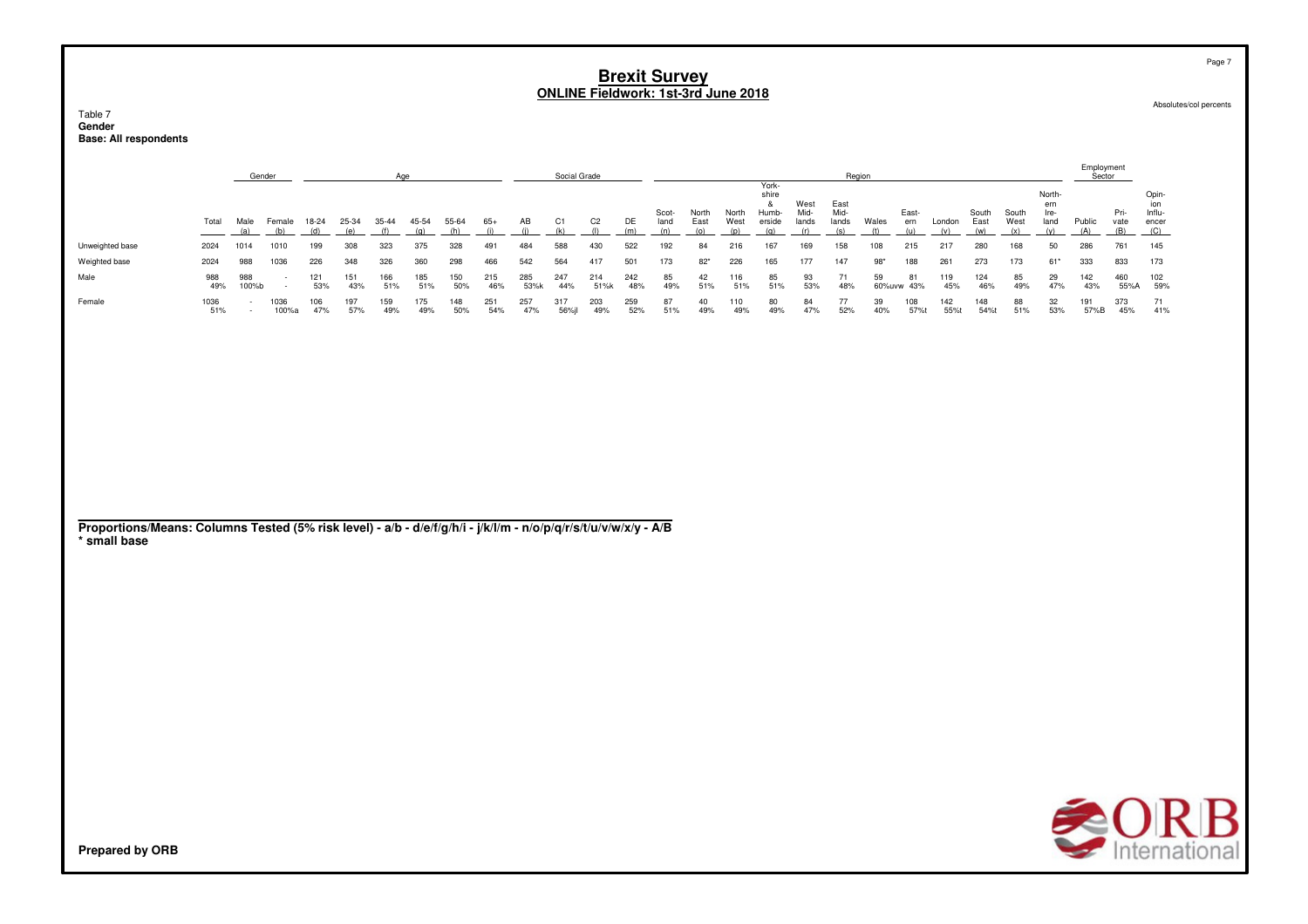# Brexit Survey

## ONLINE Fieldwork: 1st-3rd June 2018

Absolutes/col percents

Table 7
**Gender**
**Base: All respondents**

| | | Gender | | Age | | | | | | Social Grade | | | | Region | | | | | | | | | | | | Employment Sector | | |
|---|---|---|---|---|---|---|---|---|---|---|---|---|---|---|---|---|---|---|---|---|---|---|---|---|---|---|---|---|
| | Total | Male (a) | Female (b) | 18-24 (d) | 25-34 (e) | 35-44 (f) | 45-54 (g) | 55-64 (h) | 65+ (i) | AB (j) | C1 (k) | C2 (l) | DE (m) | Scotland (n) | North East (o) | North West (p) | Yorkshire & Humberside (q) | West Midlands (r) | East Midlands (s) | Wales (t) | Eastern (u) | London (v) | South East (w) | South West (x) | Northern Ireland (y) | Public (A) | Private (B) | Opinion Influencer (C) |
| Unweighted base | 2024 | 1014 | 1010 | 199 | 308 | 323 | 375 | 328 | 491 | 484 | 588 | 430 | 522 | 192 | 84 | 216 | 167 | 169 | 158 | 108 | 215 | 217 | 280 | 168 | 50 | 286 | 761 | 145 |
| Weighted base | 2024 | 988 | 1036 | 226 | 348 | 326 | 360 | 298 | 466 | 542 | 564 | 417 | 501 | 173 | 82* | 226 | 165 | 177 | 147 | 98* | 188 | 261 | 273 | 173 | 61* | 333 | 833 | 173 |
| Male | 988 | 988 | - | 121 | 151 | 166 | 185 | 150 | 215 | 285 | 247 | 214 | 242 | 85 | 42 | 116 | 85 | 93 | 71 | 59 | 81 | 119 | 124 | 85 | 29 | 142 | 460 | 102 |
| | 49% | 100%b | - | 53% | 43% | 51% | 51% | 50% | 46% | 53%k | 44% | 51%k | 48% | 49% | 51% | 51% | 51% | 53% | 48% | 60%uvw | 43% | 45% | 46% | 49% | 47% | 43% | 55%A | 59% |
| Female | 1036 | - | 1036 | 106 | 197 | 159 | 175 | 148 | 251 | 257 | 317 | 203 | 259 | 87 | 40 | 110 | 80 | 84 | 77 | 39 | 108 | 142 | 148 | 88 | 32 | 191 | 373 | 71 |
| | 51% | - | 100%a | 47% | 57% | 49% | 49% | 50% | 54% | 47% | 56%jl | 49% | 52% | 51% | 49% | 49% | 49% | 47% | 52% | 40% | 57%t | 55%t | 54%t | 51% | 53% | 57%B | 45% | 41% |

**Proportions/Means: Columns Tested (5% risk level) - a/b - d/e/f/g/h/i - j/k/l/m - n/o/p/q/r/s/t/u/v/w/x/y - A/B**
**\* small base**

**Prepared by ORB**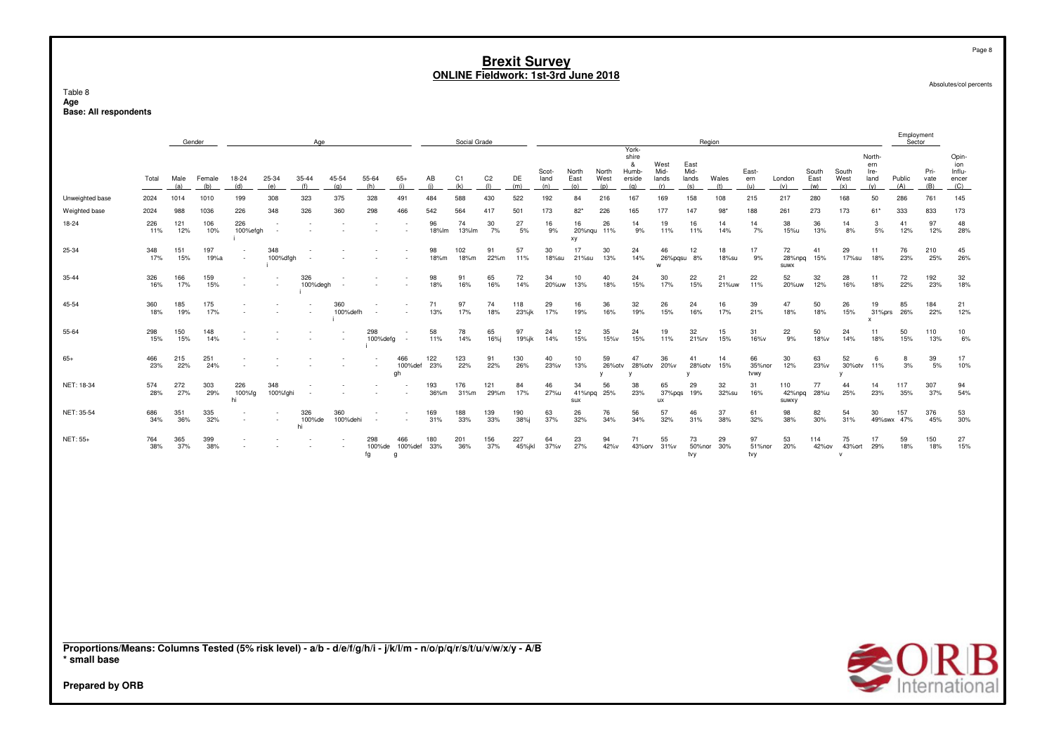# Brexit Survey
## ONLINE Fieldwork: 1st-3rd June 2018

Absolutes/col percents

Table 8
**Age**
**Base: All respondents**

| | | Gender | | Age | | | | | | Social Grade | | | | Region | | | | | | | | | | | | Employment Sector | | |
|---|---|---|---|---|---|---|---|---|---|---|---|---|---|---|---|---|---|---|---|---|---|---|---|---|---|---|---|---|
| | Total | Male (a) | Female (b) | 18-24 (d) | 25-34 (e) | 35-44 (f) | 45-54 (g) | 55-64 (h) | 65+ (i) | AB (j) | C1 (k) | C2 (l) | DE (m) | Scotland (n) | North East (o) | North West (p) | Yorkshire & Humberside (q) | West Midlands (r) | East Midlands (s) | Wales (t) | Eastern (u) | London (v) | South East (w) | South West (x) | Northern Ireland (y) | Public (A) | Private (B) | Opinion Influencer (C) |
| Unweighted base | 2024 | 1014 | 1010 | 199 | 308 | 323 | 375 | 328 | 491 | 484 | 588 | 430 | 522 | 192 | 84 | 216 | 167 | 169 | 158 | 108 | 215 | 217 | 280 | 168 | 50 | 286 | 761 | 145 |
| Weighted base | 2024 | 988 | 1036 | 226 | 348 | 326 | 360 | 298 | 466 | 542 | 564 | 417 | 501 | 173 | 82* | 226 | 165 | 177 | 147 | 98* | 188 | 261 | 273 | 173 | 61* | 333 | 833 | 173 |
| 18-24 | 226 11% | 121 12% | 106 10% | 226 100%efghi | - | - | - | - | - | 96 18%lm | 74 13%lm | 30 7% | 27 5% | 16 9% | 16 20%nquxy | 26 11% | 14 9% | 19 11% | 16 11% | 14 14% | 14 7% | 38 15%u | 36 13% | 14 8% | 3 5% | 41 12% | 97 12% | 48 28% |
| 25-34 | 348 17% | 151 15% | 197 19%a | - | 348 100%dfghi | - | - | - | - | 98 18%m | 102 18%m | 91 22%m | 57 11% | 30 18%su | 17 21%su | 30 13% | 24 14% | 46 26%pqsuw | 12 8% | 18 18%su | 17 9% | 72 28%npqsuwx | 41 15% | 29 17%su | 11 18% | 76 23% | 210 25% | 45 26% |
| 35-44 | 326 16% | 166 17% | 159 15% | - | - | 326 100%deghi | - | - | - | 98 18% | 91 16% | 65 16% | 72 14% | 34 20%uw | 10 13% | 40 18% | 24 15% | 30 17% | 22 15% | 21 21%uw | 22 11% | 52 20%uw | 32 12% | 28 16% | 11 18% | 72 22% | 192 23% | 32 18% |
| 45-54 | 360 18% | 185 19% | 175 17% | - | - | - | 360 100%defhi | - | - | 71 13% | 97 17% | 74 18% | 118 23%jk | 29 17% | 16 19% | 36 16% | 32 19% | 26 15% | 24 16% | 16 17% | 39 21% | 47 18% | 50 18% | 26 15% | 19 31%prsx | 85 26% | 184 22% | 21 12% |
| 55-64 | 298 15% | 150 15% | 148 14% | - | - | - | - | 298 100%defgi | - | 58 11% | 78 14% | 65 16%j | 97 19%jk | 24 14% | 12 15% | 35 15%v | 24 15% | 19 11% | 32 21%rv | 15 15% | 31 16%v | 22 9% | 50 18%v | 24 14% | 11 18% | 50 15% | 110 13% | 10 6% |
| 65+ | 466 23% | 215 22% | 251 24% | - | - | - | - | - | 466 100%defgh | 122 23% | 123 22% | 91 22% | 130 26% | 40 23%v | 10 13% | 59 26%otvy | 47 28%otvy | 36 20%v | 41 28%otvy | 14 15% | 66 35%nortvwy | 30 12% | 63 23%v | 52 30%otvy | 6 11% | 8 3% | 39 5% | 17 10% |
| NET: 18-34 | 574 28% | 272 27% | 303 29% | 226 100%fghi | 348 100%fghi | - | - | - | - | 193 36%m | 176 31%m | 121 29%m | 84 17% | 46 27%u | 34 41%npqsux | 56 25% | 38 23% | 65 37%pqsux | 29 19% | 32 32%su | 31 16% | 110 42%npqsuwxy | 77 28%u | 44 25% | 14 23% | 117 35% | 307 37% | 94 54% |
| NET: 35-54 | 686 34% | 351 36% | 335 32% | - | - | 326 100%dehi | 360 100%dehi | - | - | 169 31% | 188 33% | 139 33% | 190 38%j | 63 37% | 26 32% | 76 34% | 56 34% | 57 32% | 46 31% | 37 38% | 61 32% | 98 38% | 82 30% | 54 31% | 30 49%swx | 157 47% | 376 45% | 53 30% |
| NET: 55+ | 764 38% | 365 37% | 399 38% | - | - | - | - | 298 100%defg | 466 100%defg | 180 33% | 201 36% | 156 37% | 227 45%jkl | 64 37%v | 23 27% | 94 42%v | 71 43%orv | 55 31%v | 73 50%nortvy | 29 30% | 97 51%nortvy | 53 20% | 114 42%ov | 75 43%ortv | 17 29% | 59 18% | 150 18% | 27 15% |

**Proportions/Means: Columns Tested (5% risk level) - a/b - d/e/f/g/h/i - j/k/l/m - n/o/p/q/r/s/t/u/v/w/x/y - A/B**
**\* small base**

**Prepared by ORB**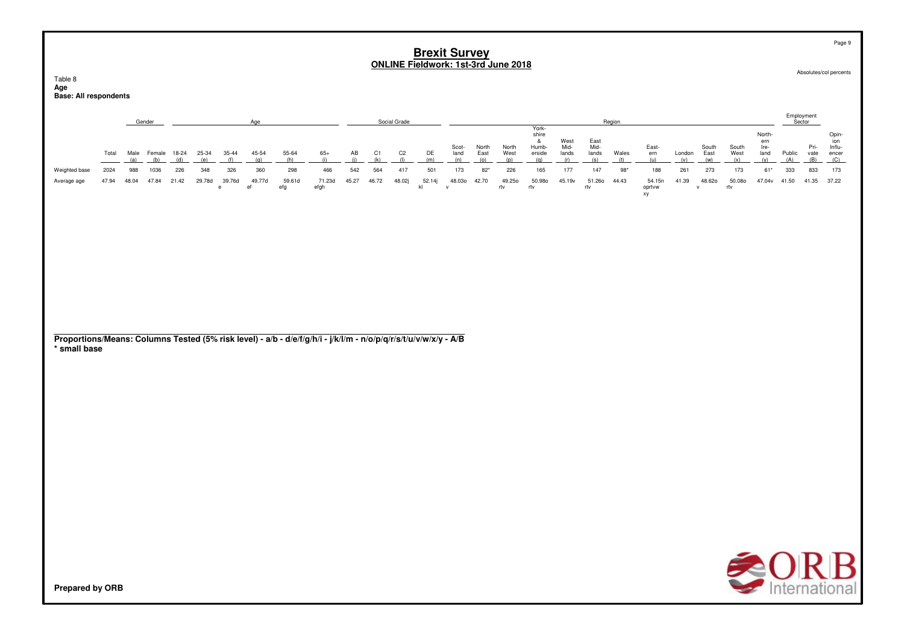# Brexit Survey
## ONLINE Fieldwork: 1st-3rd June 2018

Absolutes/col percents

Table 8
**Age**
**Base: All respondents**

| | | Gender | | Age | | | | | | Social Grade | | | | Region | | | | | | | | | | | | Employment Sector | | |
|---|---|---|---|---|---|---|---|---|---|---|---|---|---|---|---|---|---|---|---|---|---|---|---|---|---|---|---|---|
| | Total | Male (a) | Female (b) | 18-24 (d) | 25-34 (e) | 35-44 (f) | 45-54 (g) | 55-64 (h) | 65+ (i) | AB (j) | C1 (k) | C2 (l) | DE (m) | Scotland (n) | North East (o) | North West (p) | Yorkshire & Humberside (q) | West Midlands (r) | East Midlands (s) | Wales (t) | Eastern (u) | London (v) | South East (w) | South West (x) | Northern Ireland (y) | Public (A) | Private (B) | Opinion Influencer (C) |
| Weighted base | 2024 | 988 | 1036 | 226 | 348 | 326 | 360 | 298 | 466 | 542 | 564 | 417 | 501 | 173 | 82* | 226 | 165 | 177 | 147 | 98* | 188 | 261 | 273 | 173 | 61* | 333 | 833 | 173 |
| Average age | 47.94 | 48.04 | 47.84 | 21.42 | 29.78d | 39.76d e | 49.77d ef | 59.61d efg | 71.23d efgh | 45.27 | 46.72 | 48.02j | 52.14j kl | 48.03o v | 42.70 | 49.25o rtv | 50.98o rtv | 45.19v | 51.26o rtv | 44.43 | 54.15n oprtvw xy | 41.39 | 48.62o v | 50.08o rtv | 47.04v | 41.50 | 41.35 | 37.22 |

**Proportions/Means: Columns Tested (5% risk level) - a/b - d/e/f/g/h/i - j/k/l/m - n/o/p/q/r/s/t/u/v/w/x/y - A/B**
**\* small base**

**Prepared by ORB**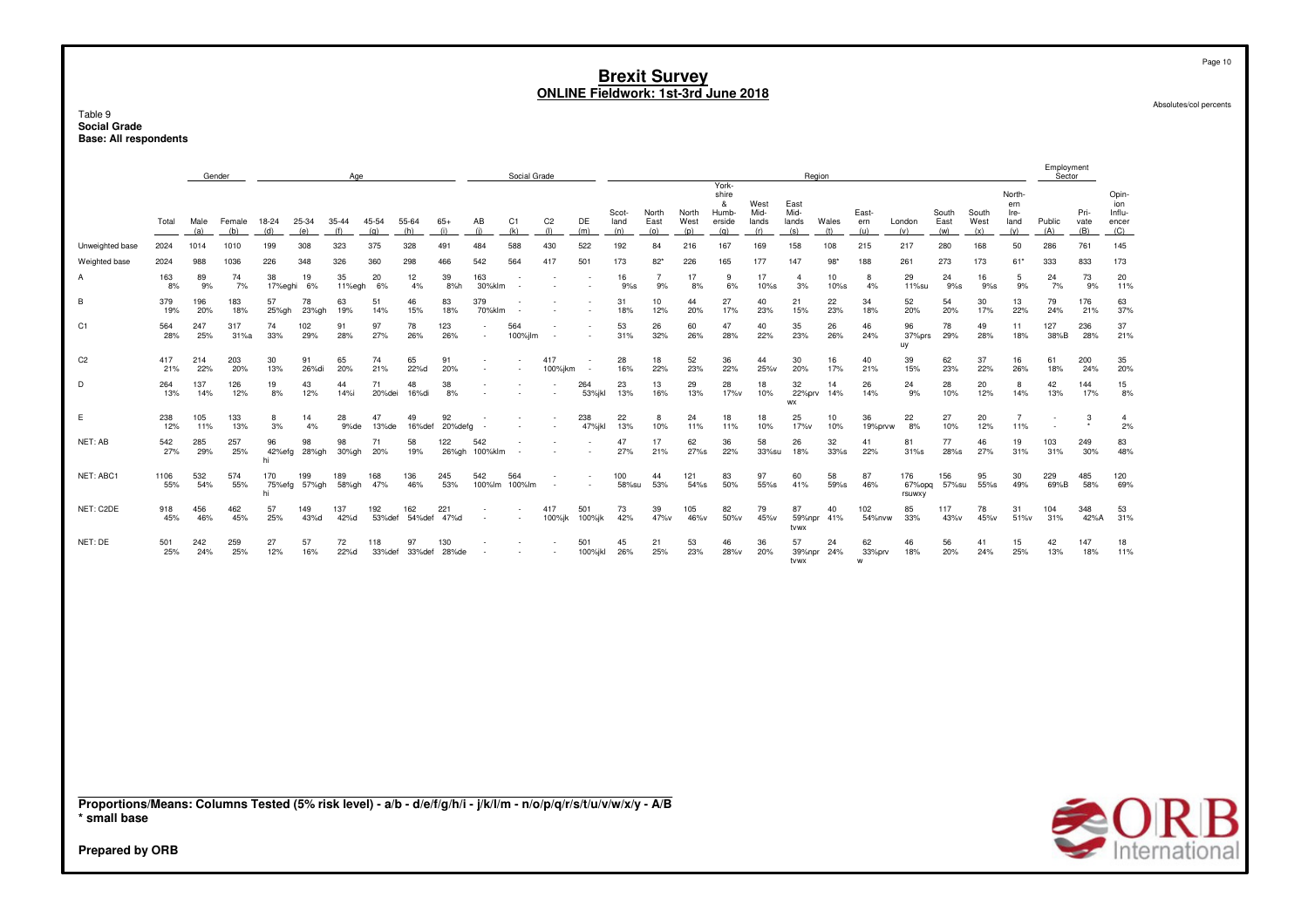# Brexit Survey
## ONLINE Fieldwork: 1st-3rd June 2018

Absolutes/col percents

Table 9
**Social Grade**
**Base: All respondents**

| | | Gender | | Age | | | | | | Social Grade | | | | Region | | | | | | | | | | | | Employment Sector | | |
|---|---|---|---|---|---|---|---|---|---|---|---|---|---|---|---|---|---|---|---|---|---|---|---|---|---|---|---|---|
| | Total | Male (a) | Female (b) | 18-24 (d) | 25-34 (e) | 35-44 (f) | 45-54 (g) | 55-64 (h) | 65+ (i) | AB (j) | C1 (k) | C2 (l) | DE (m) | Scot-land (n) | North East (o) | North West (p) | York-shire & Humb-erside (q) | West Mid-lands (r) | East Mid-lands (s) | Wales (t) | East-ern (u) | London (v) | South East (w) | South West (x) | North-ern Ire-land (y) | Public (A) | Pri-vate (B) | Opin-ion Influ-encer (C) |
| Unweighted base | 2024 | 1014 | 1010 | 199 | 308 | 323 | 375 | 328 | 491 | 484 | 588 | 430 | 522 | 192 | 84 | 216 | 167 | 169 | 158 | 108 | 215 | 217 | 280 | 168 | 50 | 286 | 761 | 145 |
| Weighted base | 2024 | 988 | 1036 | 226 | 348 | 326 | 360 | 298 | 466 | 542 | 564 | 417 | 501 | 173 | 82* | 226 | 165 | 177 | 147 | 98* | 188 | 261 | 273 | 173 | 61* | 333 | 833 | 173 |
| A | 163 8% | 89 9% | 74 7% | 38 17%eghi | 19 6% | 35 11%egh | 20 6% | 12 4% | 39 8%h | 163 30%klm | - | - | - | 16 9%s | 7 9% | 17 8% | 9 6% | 17 10%s | 4 3% | 10 10%s | 8 4% | 29 11%su | 24 9%s | 16 9%s | 5 9% | 24 7% | 73 9% | 20 11% |
| B | 379 19% | 196 20% | 183 18% | 57 25%gh | 78 23%gh | 63 19% | 51 14% | 46 15% | 83 18% | 379 70%klm | - | - | - | 31 18% | 10 12% | 44 20% | 27 17% | 40 23% | 21 15% | 22 23% | 34 18% | 52 20% | 54 20% | 30 17% | 13 22% | 79 24% | 176 21% | 63 37% |
| C1 | 564 28% | 247 25% | 317 31%a | 74 33% | 102 29% | 91 28% | 97 27% | 78 26% | 123 26% | - | 564 100%jlm | - | - | 53 31% | 26 32% | 60 26% | 47 28% | 40 22% | 35 23% | 26 26% | 46 24% | 96 37%prs uy | 78 29% | 49 28% | 11 18% | 127 38%B | 236 28% | 37 21% |
| C2 | 417 21% | 214 22% | 203 20% | 30 13% | 91 26%di | 65 20% | 74 21% | 65 22%d | 91 20% | - | - | 417 100%jkm | - | 28 16% | 18 22% | 52 23% | 36 22% | 44 25%v | 30 20% | 16 17% | 40 21% | 39 15% | 62 23% | 37 22% | 16 26% | 61 18% | 200 24% | 35 20% |
| D | 264 13% | 137 14% | 126 12% | 19 8% | 43 12% | 44 14%i | 71 20%dei | 48 16%di | 38 8% | - | - | - | 264 53%jkl | 23 13% | 13 16% | 29 13% | 28 17%v | 18 10% | 32 22%prv wx | 14 14% | 26 14% | 24 9% | 28 10% | 20 12% | 8 14% | 42 13% | 144 17% | 15 8% |
| E | 238 12% | 105 11% | 133 13% | 8 3% | 14 4% | 28 9%de | 47 13%de | 49 16%def | 92 20%defg | - | - | - | 238 47%jkl | 22 13% | 8 10% | 24 11% | 18 11% | 18 10% | 25 17%v | 10 10% | 36 19%prvw | 22 8% | 27 10% | 20 12% | 7 11% | - | 3 * | 4 2% |
| NET: AB | 542 27% | 285 29% | 257 25% | 96 42%efg hi | 98 28%gh | 98 30%gh | 71 20% | 58 19% | 122 26%gh | 542 100%klm | - | - | - | 47 27% | 17 21% | 62 27%s | 36 22% | 58 33%su | 26 18% | 32 33%s | 41 22% | 81 31%s | 77 28%s | 46 27% | 19 31% | 103 31% | 249 30% | 83 48% |
| NET: ABC1 | 1106 55% | 532 54% | 574 55% | 170 75%efg hi | 199 57%gh | 189 58%gh | 168 47% | 136 46% | 245 53% | 542 100%lm | 564 100%lm | - | - | 100 58%su | 44 53% | 121 54%s | 83 50% | 97 55%s | 60 41% | 58 59%s | 87 46% | 176 67%opq rsuwxy | 156 57%su | 95 55%s | 30 49% | 229 69%B | 485 58% | 120 69% |
| NET: C2DE | 918 45% | 456 46% | 462 45% | 57 25% | 149 43%d | 137 42%d | 192 53%def | 162 54%def | 221 47%d | - | - | 417 100%jk | 501 100%jk | 73 42% | 39 47%v | 105 46%v | 82 50%v | 79 45%v | 87 59%npr tvwx | 40 41% | 102 54%nvw | 85 33% | 117 43%v | 78 45%v | 31 51%v | 104 31% | 348 42%A | 53 31% |
| NET: DE | 501 25% | 242 24% | 259 25% | 27 12% | 57 16% | 72 22%d | 118 33%def | 97 33%def | 130 28%de | - | - | - | 501 100%jkl | 45 26% | 21 25% | 53 23% | 46 28%v | 36 20% | 57 39%npr tvwx | 24 24% | 62 33%prv w | 46 18% | 56 20% | 41 24% | 15 25% | 42 13% | 147 18% | 18 11% |

**Proportions/Means: Columns Tested (5% risk level) - a/b - d/e/f/g/h/i - j/k/l/m - n/o/p/q/r/s/t/u/v/w/x/y - A/B**
**\* small base**

**Prepared by ORB**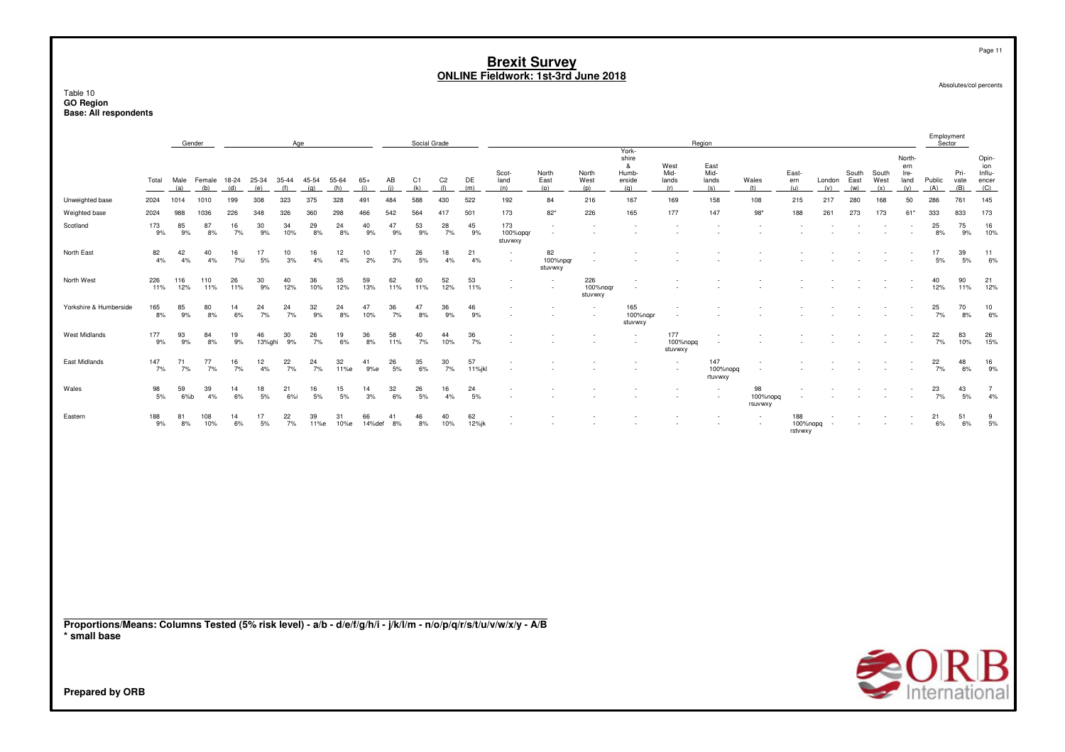# Brexit Survey
## ONLINE Fieldwork: 1st-3rd June 2018

Table 10
**GO Region**
**Base: All respondents**

Absolutes/col percents

| | Total | Gender | | Age | | | | | | Social Grade | | | | Region | | | | | | | | | | | | Employment Sector | | |
|---|---|---|---|---|---|---|---|---|---|---|---|---|---|---|---|---|---|---|---|---|---|---|---|---|---|---|---|---|
| | | Male (a) | Female (b) | 18-24 (d) | 25-34 (e) | 35-44 (f) | 45-54 (g) | 55-64 (h) | 65+ (i) | AB (j) | C1 (k) | C2 (l) | DE (m) | Scotland (n) | North East (o) | North West (p) | Yorkshire & Humberside (q) | West Midlands (r) | East Midlands (s) | Wales (t) | Eastern (u) | London (v) | South East (w) | South West (x) | Northern Ireland (y) | Public (A) | Private (B) | Opinion Influencer (C) |
| Unweighted base | 2024 | 1014 | 1010 | 199 | 308 | 323 | 375 | 328 | 491 | 484 | 588 | 430 | 522 | 192 | 84 | 216 | 167 | 169 | 158 | 108 | 215 | 217 | 280 | 168 | 50 | 286 | 761 | 145 |
| Weighted base | 2024 | 988 | 1036 | 226 | 348 | 326 | 360 | 298 | 466 | 542 | 564 | 417 | 501 | 173 | 82* | 226 | 165 | 177 | 147 | 98* | 188 | 261 | 273 | 173 | 61* | 333 | 833 | 173 |
| Scotland | 173 | 85 | 87 | 16 | 30 | 34 | 29 | 24 | 40 | 47 | 53 | 28 | 45 | 173 | - | - | - | - | - | - | - | - | - | - | - | 25 | 75 | 16 |
| | 9% | 9% | 8% | 7% | 9% | 10% | 8% | 8% | 9% | 9% | 9% | 7% | 9% | 100%opqr stuvwxy | - | - | - | - | - | - | - | - | - | - | - | 8% | 9% | 10% |
| North East | 82 | 42 | 40 | 16 | 17 | 10 | 16 | 12 | 10 | 17 | 26 | 18 | 21 | - | 82 | - | - | - | - | - | - | - | - | - | - | 17 | 39 | 11 |
| | 4% | 4% | 4% | 7%i | 5% | 3% | 4% | 4% | 2% | 3% | 5% | 4% | 4% | - | 100%npqr stuvwxy | - | - | - | - | - | - | - | - | - | - | 5% | 5% | 6% |
| North West | 226 | 116 | 110 | 26 | 30 | 40 | 36 | 35 | 59 | 62 | 60 | 52 | 53 | - | - | 226 | - | - | - | - | - | - | - | - | - | 40 | 90 | 21 |
| | 11% | 12% | 11% | 11% | 9% | 12% | 10% | 12% | 13% | 11% | 11% | 12% | 11% | - | - | 100%noqr stuvwxy | - | - | - | - | - | - | - | - | - | 12% | 11% | 12% |
| Yorkshire & Humberside | 165 | 85 | 80 | 14 | 24 | 24 | 32 | 24 | 47 | 36 | 47 | 36 | 46 | - | - | - | 165 | - | - | - | - | - | - | - | - | 25 | 70 | 10 |
| | 8% | 9% | 8% | 6% | 7% | 7% | 9% | 8% | 10% | 7% | 8% | 9% | 9% | - | - | - | 100%nopr stuvwxy | - | - | - | - | - | - | - | - | 7% | 8% | 6% |
| West Midlands | 177 | 93 | 84 | 19 | 46 | 30 | 26 | 19 | 36 | 58 | 40 | 44 | 36 | - | - | - | - | 177 | - | - | - | - | - | - | - | 22 | 83 | 26 |
| | 9% | 9% | 8% | 9% | 13%ghi | 9% | 7% | 6% | 8% | 11% | 7% | 10% | 7% | - | - | - | - | 100%nopq stuvwxy | - | - | - | - | - | - | - | 7% | 10% | 15% |
| East Midlands | 147 | 71 | 77 | 16 | 12 | 22 | 24 | 32 | 41 | 26 | 35 | 30 | 57 | - | - | - | - | - | 147 | - | - | - | - | - | - | 22 | 48 | 16 |
| | 7% | 7% | 7% | 7% | 4% | 7% | 7% | 11%e | 9%e | 5% | 6% | 7% | 11%jkl | - | - | - | - | - | 100%nopq rtuvwxy | - | - | - | - | - | - | 7% | 6% | 9% |
| Wales | 98 | 59 | 39 | 14 | 18 | 21 | 16 | 15 | 14 | 32 | 26 | 16 | 24 | - | - | - | - | - | - | 98 | - | - | - | - | - | 23 | 43 | 7 |
| | 5% | 6%b | 4% | 6% | 5% | 6%i | 5% | 5% | 3% | 6% | 5% | 4% | 5% | - | - | - | - | - | - | 100%nopq rsuvwxy | - | - | - | - | - | 7% | 5% | 4% |
| Eastern | 188 | 81 | 108 | 14 | 17 | 22 | 39 | 31 | 66 | 41 | 46 | 40 | 62 | - | - | - | - | - | - | - | 188 | - | - | - | - | 21 | 51 | 9 |
| | 9% | 8% | 10% | 6% | 5% | 7% | 11%e | 10%e | 14%def | 8% | 8% | 10% | 12%jk | - | - | - | - | - | - | - | 100%nopq rstvwxy | - | - | - | - | 6% | 6% | 5% |

**Proportions/Means: Columns Tested (5% risk level) - a/b - d/e/f/g/h/i - j/k/l/m - n/o/p/q/r/s/t/u/v/w/x/y - A/B**
**\* small base**

**Prepared by ORB**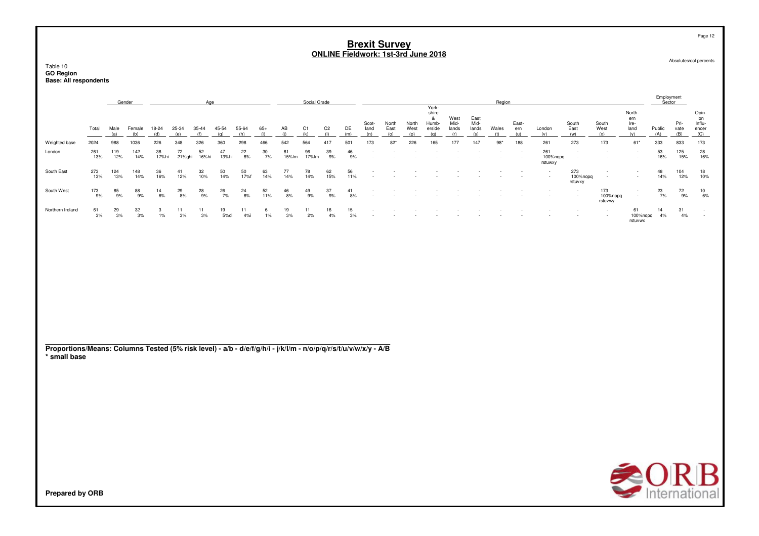# Brexit Survey
## ONLINE Fieldwork: 1st-3rd June 2018

Absolutes/col percents

Table 10
**GO Region**
**Base: All respondents**

| | Total | Gender | | Age | | | | | | Social Grade | | | | Region | | | | | | | | | | | | Employment Sector | | |
|---|---|---|---|---|---|---|---|---|---|---|---|---|---|---|---|---|---|---|---|---|---|---|---|---|---|---|---|---|
| | Total | Male (a) | Female (b) | 18-24 (d) | 25-34 (e) | 35-44 (f) | 45-54 (g) | 55-64 (h) | 65+ (i) | AB (j) | C1 (k) | C2 (l) | DE (m) | Scot-land (n) | North East (o) | North West (p) | York-shire & Humb-erside (q) | West Mid-lands (r) | East Mid-lands (s) | Wales (t) | East-ern (u) | London (v) | South East (w) | South West (x) | North-ern Ire-land (y) | Public (A) | Pri-vate (B) | Opin-ion Influ-encer (C) |
| Weighted base | 2024 | 988 | 1036 | 226 | 348 | 326 | 360 | 298 | 466 | 542 | 564 | 417 | 501 | 173 | 82* | 226 | 165 | 177 | 147 | 98* | 188 | 261 | 273 | 173 | 61* | 333 | 833 | 173 |
| London | 261 | 119 | 142 | 38 | 72 | 52 | 47 | 22 | 30 | 81 | 96 | 39 | 46 | - | - | - | - | - | - | - | - | 261 | - | - | - | 53 | 125 | 28 |
| | 13% | 12% | 14% | 17%hi | 21%ghi | 16%hi | 13%hi | 8% | 7% | 15%lm | 17%lm | 9% | 9% | - | - | - | - | - | - | - | - | 100%nopq rstuwxy | - | - | - | 16% | 15% | 16% |
| South East | 273 | 124 | 148 | 36 | 41 | 32 | 50 | 50 | 63 | 77 | 78 | 62 | 56 | - | - | - | - | - | - | - | - | - | 273 | - | - | 48 | 104 | 18 |
| | 13% | 13% | 14% | 16% | 12% | 10% | 14% | 17%f | 14% | 14% | 14% | 15% | 11% | - | - | - | - | - | - | - | - | - | 100%nopq rstuvxy | - | - | 14% | 12% | 10% |
| South West | 173 | 85 | 88 | 14 | 29 | 28 | 26 | 24 | 52 | 46 | 49 | 37 | 41 | - | - | - | - | - | - | - | - | - | - | 173 | - | 23 | 72 | 10 |
| | 9% | 9% | 9% | 6% | 8% | 9% | 7% | 8% | 11% | 8% | 9% | 9% | 8% | - | - | - | - | - | - | - | - | - | - | 100%nopq rstuvwy | - | 7% | 9% | 6% |
| Northern Ireland | 61 | 29 | 32 | 3 | 11 | 11 | 19 | 11 | 6 | 19 | 11 | 16 | 15 | - | - | - | - | - | - | - | - | - | - | - | 61 | 14 | 31 | - |
| | 3% | 3% | 3% | 1% | 3% | 3% | 5%di | 4%i | 1% | 3% | 2% | 4% | 3% | - | - | - | - | - | - | - | - | - | - | - | 100%nopq rstuvwx | 4% | 4% | - |

**Proportions/Means: Columns Tested (5% risk level) - a/b - d/e/f/g/h/i - j/k/l/m - n/o/p/q/r/s/t/u/v/w/x/y - A/B**
**\* small base**

**Prepared by ORB**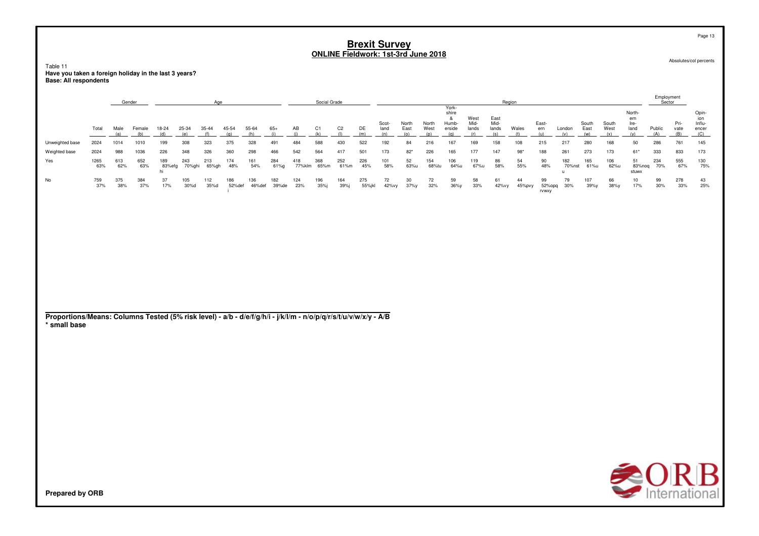# Brexit Survey
## ONLINE Fieldwork: 1st-3rd June 2018

Absolutes/col percents

Table 11
**Have you taken a foreign holiday in the last 3 years?**
**Base: All respondents**

| | Total | Gender | | Age | | | | | | Social Grade | | | | Region | | | | | | | | | | | | Employment Sector | | |
|---|---|---|---|---|---|---|---|---|---|---|---|---|---|---|---|---|---|---|---|---|---|---|---|---|---|---|---|---|
| | | Male (a) | Female (b) | 18-24 (d) | 25-34 (e) | 35-44 (f) | 45-54 (g) | 55-64 (h) | 65+ (i) | AB (j) | C1 (k) | C2 (l) | DE (m) | Scotland (n) | North East (o) | North West (p) | Yorkshire & Humberside (q) | West Midlands (r) | East Midlands (s) | Wales (t) | Eastern (u) | London (v) | South East (w) | South West (x) | Northern Ireland (y) | Public (A) | Private (B) | Opinion Influencer (C) |
| Unweighted base | 2024 | 1014 | 1010 | 199 | 308 | 323 | 375 | 328 | 491 | 484 | 588 | 430 | 522 | 192 | 84 | 216 | 167 | 169 | 158 | 108 | 215 | 217 | 280 | 168 | 50 | 286 | 761 | 145 |
| Weighted base | 2024 | 988 | 1036 | 226 | 348 | 326 | 360 | 298 | 466 | 542 | 564 | 417 | 501 | 173 | 82* | 226 | 165 | 177 | 147 | 98* | 188 | 261 | 273 | 173 | 61* | 333 | 833 | 173 |
| Yes | 1265 63% | 613 62% | 652 63% | 189 83%efghi | 243 70%ghi | 213 65%gh | 174 48% | 161 54% | 284 61%g | 418 77%klm | 368 65%m | 252 61%m | 226 45% | 101 58% | 52 63%u | 154 68%tu | 106 64%u | 119 67%u | 86 58% | 54 55% | 90 48% | 182 70%nstu | 165 61%u | 106 62%u | 51 83%noqstuwx | 234 70% | 555 67% | 130 75% |
| No | 759 37% | 375 38% | 384 37% | 37 17% | 105 30%d | 112 35%d | 186 52%defi | 136 46%def | 182 39%de | 124 23% | 196 35%j | 164 39%j | 275 55%jkl | 72 42%vy | 30 37%y | 72 32% | 59 36%y | 58 33% | 61 42%vy | 44 45%pvy | 99 52%opqrvwxy | 79 30% | 107 39%y | 66 38%y | 10 17% | 99 30% | 278 33% | 43 25% |

**Proportions/Means: Columns Tested (5% risk level) - a/b - d/e/f/g/h/i - j/k/l/m - n/o/p/q/r/s/t/u/v/w/x/y - A/B**
**\* small base**

**Prepared by ORB**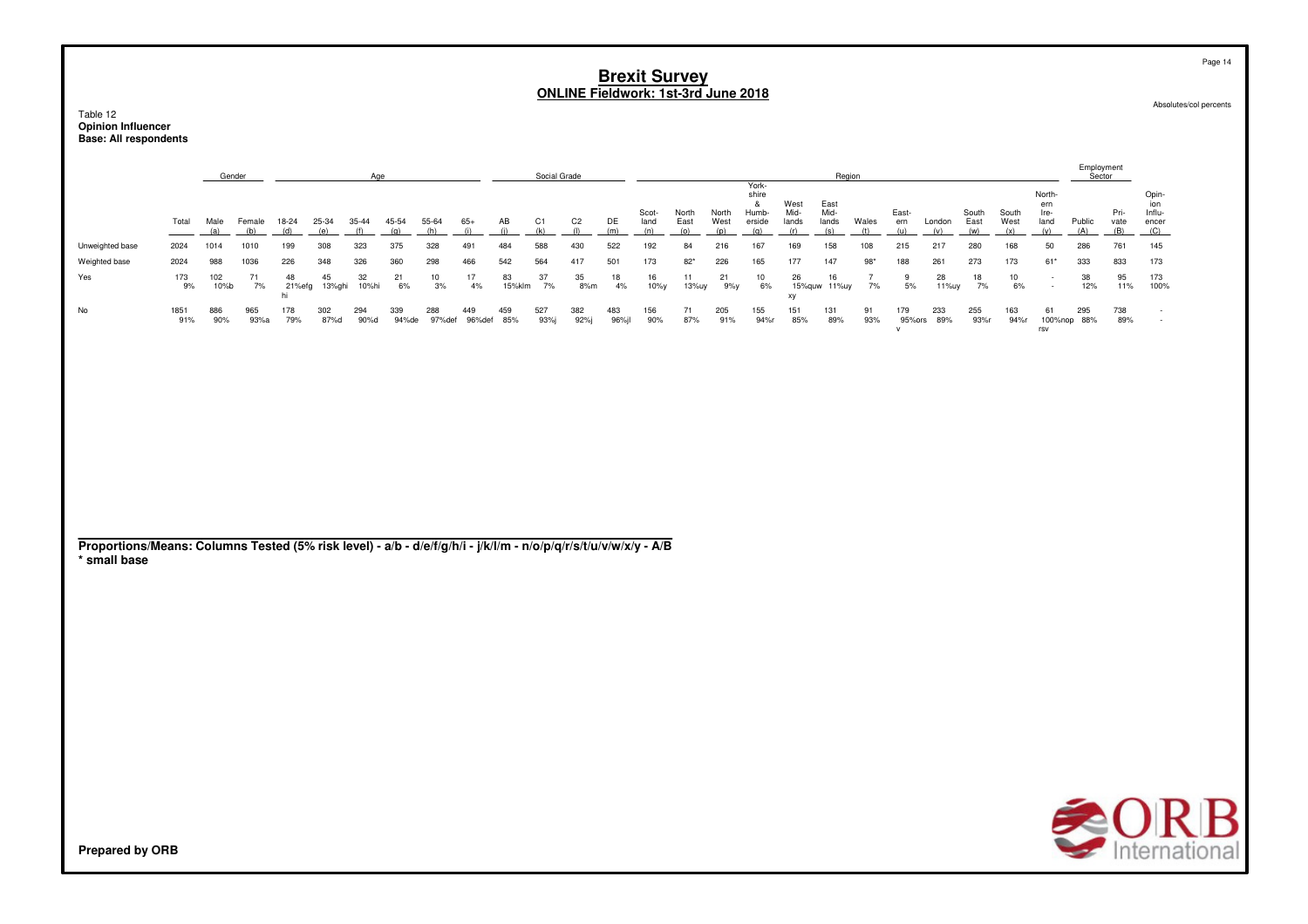# Brexit Survey
## ONLINE Fieldwork: 1st-3rd June 2018

Absolutes/col percents

Table 12
**Opinion Influencer**
**Base: All respondents**

| | Total | Gender | | Age | | | | | | Social Grade | | | | Region | | | | | | | | | | | | Employment Sector | | |
|---|---|---|---|---|---|---|---|---|---|---|---|---|---|---|---|---|---|---|---|---|---|---|---|---|---|---|---|---|
| | | Male (a) | Female (b) | 18-24 (d) | 25-34 (e) | 35-44 (f) | 45-54 (g) | 55-64 (h) | 65+ (i) | AB (j) | C1 (k) | C2 (l) | DE (m) | Scot-land (n) | North East (o) | North West (p) | York-shire & Humb-erside (q) | West Mid-lands (r) | East Mid-lands (s) | Wales (t) | East-ern (u) | London (v) | South East (w) | South West (x) | North-ern Ire-land (y) | Public (A) | Pri-vate (B) | Opin-ion Influ-encer (C) |
| Unweighted base | 2024 | 1014 | 1010 | 199 | 308 | 323 | 375 | 328 | 491 | 484 | 588 | 430 | 522 | 192 | 84 | 216 | 167 | 169 | 158 | 108 | 215 | 217 | 280 | 168 | 50 | 286 | 761 | 145 |
| Weighted base | 2024 | 988 | 1036 | 226 | 348 | 326 | 360 | 298 | 466 | 542 | 564 | 417 | 501 | 173 | 82* | 226 | 165 | 177 | 147 | 98* | 188 | 261 | 273 | 173 | 61* | 333 | 833 | 173 |
| Yes | 173 9% | 102 10%b | 71 7% | 48 21%efghi | 45 13%ghi | 32 10%hi | 21 6% | 10 3% | 17 4% | 83 15%klm | 37 7% | 35 8%m | 18 4% | 16 10%y | 11 13%uy | 21 9%y | 10 6% | 26 15%quwxy | 16 11%uy | 7 7% | 9 5% | 28 11%uy | 18 7% | 10 6% | - - | 38 12% | 95 11% | 173 100% |
| No | 1851 91% | 886 90% | 965 93%a | 178 79% | 302 87%d | 294 90%d | 339 94%de | 288 97%def | 449 96%def | 459 85% | 527 93%j | 382 92%j | 483 96%jl | 156 90% | 71 87% | 205 91% | 155 94%r | 151 85% | 131 89% | 91 93% | 179 95%orsv | 233 89% | 255 93%r | 163 94%r | 61 100%noprsv | 295 88% | 738 89% | - - |

**Proportions/Means: Columns Tested (5% risk level) - a/b - d/e/f/g/h/i - j/k/l/m - n/o/p/q/r/s/t/u/v/w/x/y - A/B**
**\* small base**

**Prepared by ORB**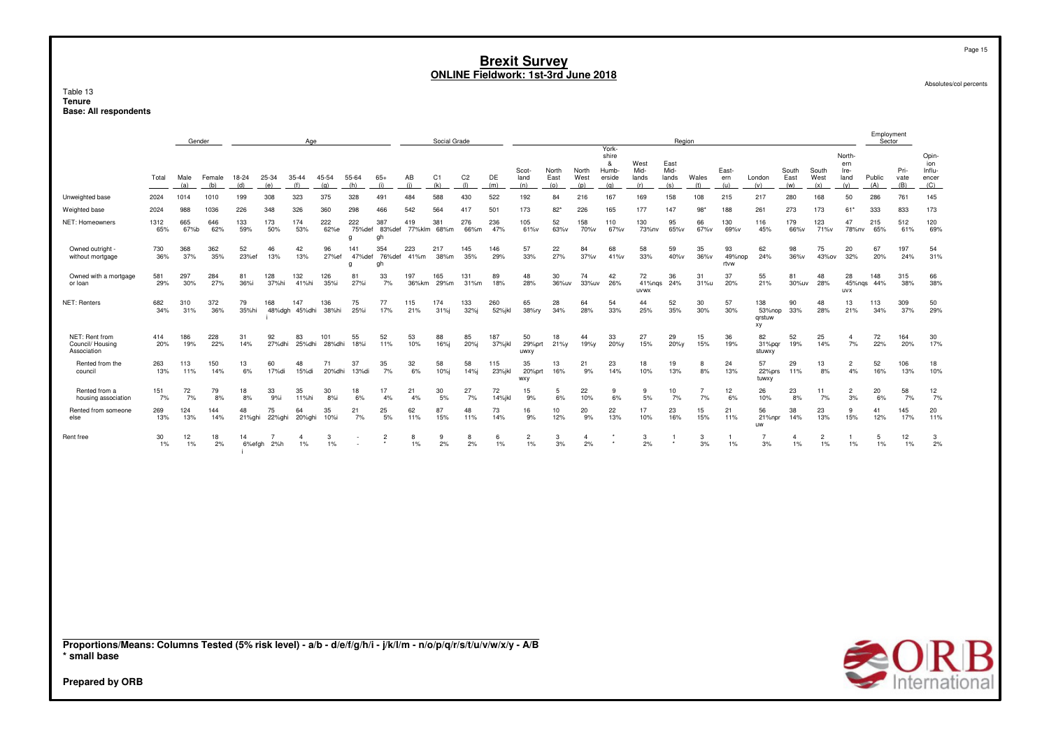# Brexit Survey
## ONLINE Fieldwork: 1st-3rd June 2018

Absolutes/col percents

**Table 13**
**Tenure**
**Base: All respondents**

| | | Gender | | Age | | | | | | Social Grade | | | | Region | | | | | | | | | | | | Employment Sector | | |
|---|---|---|---|---|---|---|---|---|---|---|---|---|---|---|---|---|---|---|---|---|---|---|---|---|---|---|---|---|
| | Total | Male (a) | Female (b) | 18-24 (d) | 25-34 (e) | 35-44 (f) | 45-54 (g) | 55-64 (h) | 65+ (i) | AB (j) | C1 (k) | C2 (l) | DE (m) | Scot-land (n) | North East (o) | North West (p) | York-shire & Humb-erside (q) | West Mid-lands (r) | East Mid-lands (s) | Wales (t) | East-ern (u) | London (v) | South East (w) | South West (x) | North-ern Ire-land (y) | Public (A) | Pri-vate (B) | Opin-ion Influ-encer (C) |
| Unweighted base | 2024 | 1014 | 1010 | 199 | 308 | 323 | 375 | 328 | 491 | 484 | 588 | 430 | 522 | 192 | 84 | 216 | 167 | 169 | 158 | 108 | 215 | 217 | 280 | 168 | 50 | 286 | 761 | 145 |
| Weighted base | 2024 | 988 | 1036 | 226 | 348 | 326 | 360 | 298 | 466 | 542 | 564 | 417 | 501 | 173 | 82* | 226 | 165 | 177 | 147 | 98* | 188 | 261 | 273 | 173 | 61* | 333 | 833 | 173 |
| NET: Homeowners | 1312 65% | 665 67%b | 646 62% | 133 59% | 173 50% | 174 53% | 222 62%e | 222 75%def g | 387 83%def gh | 419 77%klm | 381 68%m | 276 66%m | 236 47% | 105 61%v | 52 63%v | 158 70%v | 110 67%v | 130 73%nv | 95 65%v | 66 67%v | 130 69%v | 116 45% | 179 66%v | 123 71%v | 47 78%nv | 215 65% | 512 61% | 120 69% |
| Owned outright - without mortgage | 730 36% | 368 37% | 362 35% | 52 23%ef | 46 13% | 42 13% | 96 27%ef | 141 47%def g | 354 76%def gh | 223 41%m | 217 38%m | 145 35% | 146 29% | 57 33% | 22 27% | 84 37%v | 68 41%v | 58 33% | 59 40%v | 35 36%v | 93 49%nop rtvw | 62 24% | 98 36%v | 75 43%ov | 20 32% | 67 20% | 197 24% | 54 31% |
| Owned with a mortgage or loan | 581 29% | 297 30% | 284 27% | 81 36%i | 128 37%hi | 132 41%hi | 126 35%i | 81 27%i | 33 7% | 197 36%km | 165 29%m | 131 31%m | 89 18% | 48 28% | 30 36%uv | 74 33%uv | 42 26% | 72 41%nqs uvwx | 36 24% | 31 31%u | 37 20% | 55 21% | 81 30%uv | 48 28% | 28 45%nqs uvx | 148 44% | 315 38% | 66 38% |
| NET: Renters | 682 34% | 310 31% | 372 36% | 79 35%hi | 168 48%dgh i | 147 45%dhi | 136 38%hi | 75 25%i | 77 17% | 115 21% | 174 31%j | 133 32%j | 260 52%jkl | 65 38%ry | 28 34% | 64 28% | 54 33% | 44 25% | 52 35% | 30 30% | 57 30% | 138 53%nop qrstuw xy | 90 33% | 48 28% | 13 21% | 113 34% | 309 37% | 50 29% |
| NET: Rent from Council/ Housing Association | 414 20% | 186 19% | 228 22% | 31 14% | 92 27%dhi | 83 25%dhi | 101 28%dhi | 55 18%i | 52 11% | 53 10% | 88 16%j | 85 20%j | 187 37%jkl | 50 29%prt uwxy | 18 21%y | 44 19%y | 33 20%y | 27 15% | 29 20%y | 15 15% | 36 19% | 82 31%pqr stuwxy | 52 19% | 25 14% | 4 7% | 72 22% | 164 20% | 30 17% |
| Rented from the council | 263 13% | 113 11% | 150 14% | 13 6% | 60 17%di | 48 15%di | 71 20%dhi | 37 13%di | 35 7% | 32 6% | 58 10%j | 58 14%j | 115 23%jkl | 35 20%prt wxy | 13 16% | 21 9% | 23 14% | 18 10% | 19 13% | 8 8% | 24 13% | 57 22%prs tuwxy | 29 11% | 13 8% | 2 4% | 52 16% | 106 13% | 18 10% |
| Rented from a housing association | 151 7% | 72 7% | 79 8% | 18 8% | 33 9%i | 35 11%hi | 30 8%i | 18 6% | 17 4% | 21 4% | 30 5% | 27 7% | 72 14%jkl | 15 9% | 5 6% | 22 10% | 9 6% | 9 5% | 10 7% | 7 7% | 12 6% | 26 10% | 23 8% | 11 7% | 2 3% | 20 6% | 58 7% | 12 7% |
| Rented from someone else | 269 13% | 124 13% | 144 14% | 48 21%ghi | 75 22%ghi | 64 20%ghi | 35 10%i | 21 7% | 25 5% | 62 11% | 87 15% | 48 11% | 73 14% | 16 9% | 10 12% | 20 9% | 22 13% | 17 10% | 23 16% | 15 15% | 21 11% | 56 21%npr uw | 38 14% | 23 13% | 9 15% | 41 12% | 145 17% | 20 11% |
| Rent free | 30 1% | 12 1% | 18 2% | 14 6%efgh i | 7 2%h | 4 1% | 3 1% | - - | 2 * | 8 1% | 9 2% | 8 2% | 6 1% | 2 1% | 3 3% | 4 2% | * * | 3 2% | 1 * | 3 3% | 1 1% | 7 3% | 4 1% | 2 1% | 1 1% | 5 1% | 12 1% | 3 2% |

**Proportions/Means: Columns Tested (5% risk level) - a/b - d/e/f/g/h/i - j/k/l/m - n/o/p/q/r/s/t/u/v/w/x/y - A/B**
**\* small base**

**Prepared by ORB**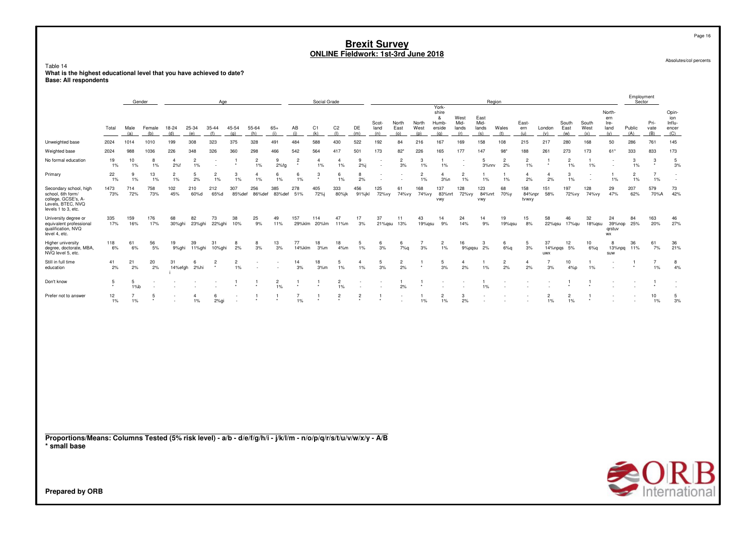# Brexit Survey
## ONLINE Fieldwork: 1st-3rd June 2018

Absolutes/col percents

Table 14
**What is the highest educational level that you have achieved to date?**
**Base: All respondents**

| | | Gender | | Age | | | | | | Social Grade | | | | Region | | | | | | | | | | | | Employment Sector | | |
|---|---|---|---|---|---|---|---|---|---|---|---|---|---|---|---|---|---|---|---|---|---|---|---|---|---|---|---|---|
| | Total | Male (a) | Female (b) | 18-24 (d) | 25-34 (e) | 35-44 (f) | 45-54 (g) | 55-64 (h) | 65+ (i) | AB (j) | C1 (k) | C2 (l) | DE (m) | Scot-land (n) | North East (o) | North West (p) | York-shire & Humb-erside (q) | West Mid-lands (r) | East Mid-lands (s) | Wales (t) | East-ern (u) | London (v) | South East (w) | South West (x) | North-ern Ire-land (y) | Public (A) | Pri-vate (B) | Opin-ion Influ-encer (C) |
| Unweighted base | 2024 | 1014 | 1010 | 199 | 308 | 323 | 375 | 328 | 491 | 484 | 588 | 430 | 522 | 192 | 84 | 216 | 167 | 169 | 158 | 108 | 215 | 217 | 280 | 168 | 50 | 286 | 761 | 145 |
| Weighted base | 2024 | 988 | 1036 | 226 | 348 | 326 | 360 | 298 | 466 | 542 | 564 | 417 | 501 | 173 | 82* | 226 | 165 | 177 | 147 | 98* | 188 | 261 | 273 | 173 | 61* | 333 | 833 | 173 |
| No formal education | 19<br>1% | 10<br>1% | 8<br>1% | 4<br>2%f | 2<br>1% | -<br>- | 1<br>* | 2<br>1% | 9<br>2%fg | 2<br>* | 4<br>1% | 4<br>1% | 9<br>2%j | -<br>- | 2<br>3% | 3<br>1% | 1<br>1% | -<br>- | 5<br>3%nrv | 2<br>2% | 2<br>1% | 1<br>* | 2<br>1% | 1<br>1% | -<br>- | 3<br>1% | 3<br>* | 5<br>3% |
| Primary | 22<br>1% | 9<br>1% | 13<br>1% | 2<br>1% | 5<br>2% | 2<br>1% | 3<br>1% | 4<br>1% | 6<br>1% | 6<br>1% | 3<br>* | 6<br>1% | 8<br>2% | -<br>- | -<br>- | 2<br>1% | 4<br>3%n | 2<br>1% | 1<br>1% | 1<br>1% | 4<br>2% | 4<br>2% | 3<br>1% | -<br>- | 1<br>1% | 2<br>1% | 7<br>1% | -<br>- |
| Secondary school, high school, 6th form/ college, GCSE's, A-Levels, BTEC, NVQ Levels 1 to 3, etc. | 1473<br>73% | 714<br>72% | 758<br>73% | 102<br>45% | 210<br>60%d | 212<br>65%d | 307<br>85%def | 256<br>86%def | 385<br>83%def | 278<br>51% | 405<br>72%j | 333<br>80%jk | 456<br>91%jkl | 125<br>72%vy | 61<br>74%vy | 168<br>74%vy | 137<br>83%nrt vwy | 128<br>72%vy | 123<br>84%nrt vwy | 68<br>70%y | 158<br>84%npr tvwxy | 151<br>58% | 197<br>72%vy | 128<br>74%vy | 29<br>47% | 207<br>62% | 579<br>70%A | 73<br>42% |
| University degree or equivalent professional qualification, NVQ level 4, etc. | 335<br>17% | 159<br>16% | 176<br>17% | 68<br>30%ghi | 82<br>23%ghi | 73<br>22%ghi | 38<br>10% | 25<br>9% | 49<br>11% | 157<br>29%klm | 114<br>20%lm | 47<br>11%m | 17<br>3% | 37<br>21%qsu | 11<br>13% | 43<br>19%qsu | 14<br>9% | 24<br>14% | 14<br>9% | 19<br>19%qsu | 15<br>8% | 58<br>22%qsu | 46<br>17%qu | 32<br>18%qsu | 24<br>39%nop qrstuv wx | 84<br>25% | 163<br>20% | 46<br>27% |
| Higher university degree, doctorate, MBA, NVQ level 5, etc. | 118<br>6% | 61<br>6% | 56<br>5% | 19<br>9%ghi | 39<br>11%ghi | 31<br>10%ghi | 8<br>2% | 8<br>3% | 13<br>3% | 77<br>14%klm | 18<br>3%m | 18<br>4%m | 5<br>1% | 6<br>3% | 6<br>7%q | 7<br>3% | 2<br>1% | 16<br>9%pqsu | 3<br>2% | 6<br>6%q | 5<br>3% | 37<br>14%npqs uwx | 12<br>5% | 10<br>6%q | 8<br>13%npq suw | 36<br>11% | 61<br>7% | 36<br>21% |
| Still in full time education | 41<br>2% | 21<br>2% | 20<br>2% | 31<br>14%efgh i | 6<br>2%hi | 2<br>* | 2<br>1% | -<br>- | -<br>- | 14<br>3% | 18<br>3%m | 5<br>1% | 4<br>1% | 5<br>3% | 2<br>2% | 1<br>* | 5<br>3% | 4<br>2% | 1<br>1% | 2<br>2% | 4<br>2% | 7<br>3% | 10<br>4%p | 1<br>1% | -<br>- | 1<br>* | 7<br>1% | 8<br>4% |
| Don't know | 5<br>* | 5<br>1%b | -<br>- | -<br>- | -<br>- | -<br>- | 1<br>* | 1<br>* | 2<br>1% | 1<br>* | 1<br>* | 2<br>1% | -<br>- | -<br>- | 1<br>2% | 1<br>* | -<br>- | -<br>- | 1<br>1% | -<br>- | -<br>- | -<br>- | 1<br>* | 1<br>* | -<br>- | -<br>- | 1<br>* | -<br>- |
| Prefer not to answer | 12<br>1% | 7<br>1% | 5<br>* | -<br>- | 4<br>1% | 6<br>2%gi | -<br>- | 1<br>* | 1<br>* | 7<br>1% | 1<br>* | 2<br>* | 2<br>* | 1<br>* | -<br>- | 1<br>1% | 2<br>1% | 3<br>2% | -<br>- | -<br>- | -<br>- | 2<br>1% | 2<br>1% | 1<br>* | -<br>- | -<br>- | 10<br>1% | 5<br>3% |

**Proportions/Means: Columns Tested (5% risk level) - a/b - d/e/f/g/h/i - j/k/l/m - n/o/p/q/r/s/t/u/v/w/x/y - A/B**
*** small base**

**Prepared by ORB**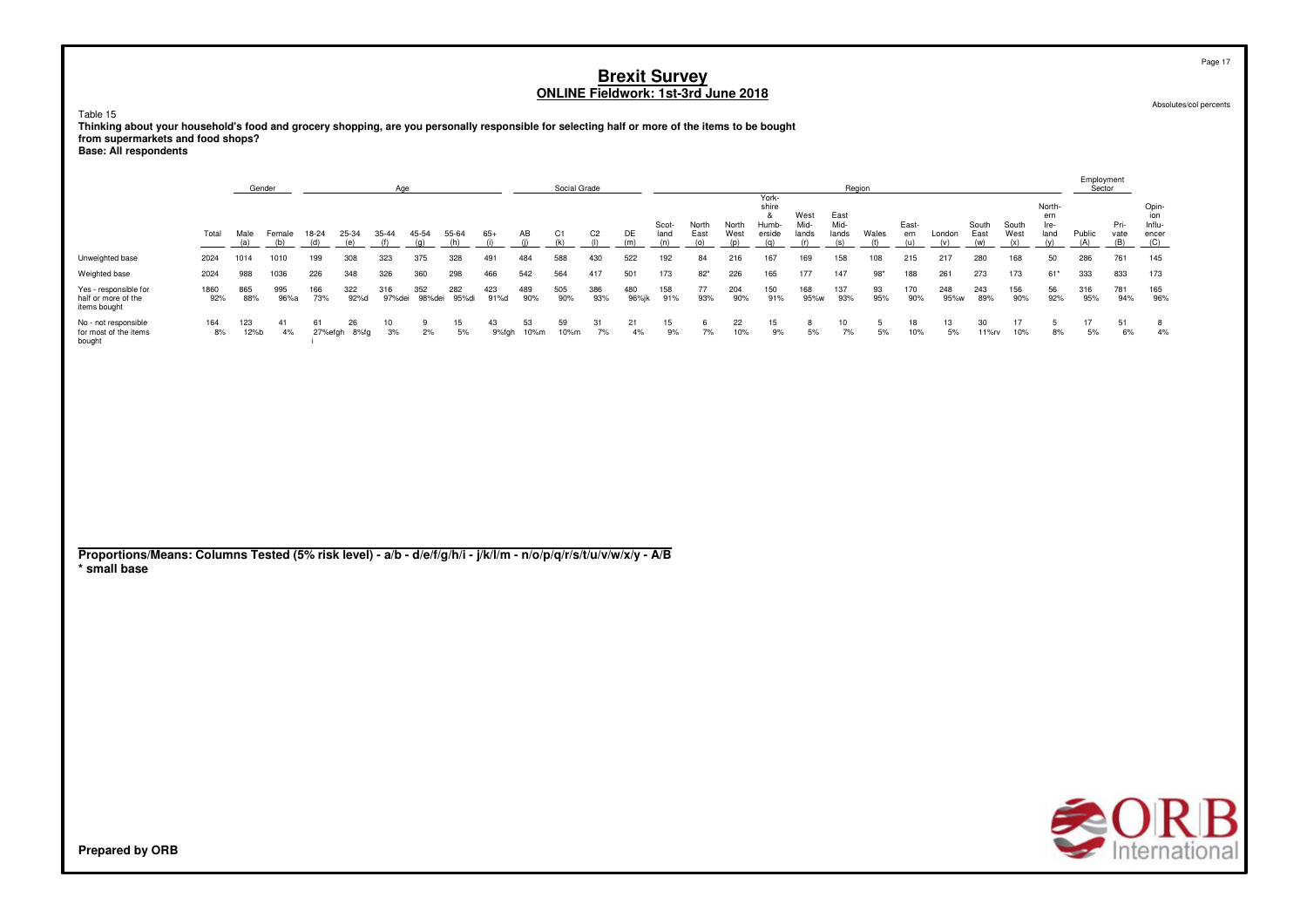# Brexit Survey
## ONLINE Fieldwork: 1st-3rd June 2018

Absolutes/col percents

Table 15
**Thinking about your household's food and grocery shopping, are you personally responsible for selecting half or more of the items to be bought from supermarkets and food shops?**
**Base: All respondents**

| | | Gender | | Age | | | | | | Social Grade | | | | Region | | | | | | | | | | | | Employment Sector | | |
|---|---|---|---|---|---|---|---|---|---|---|---|---|---|---|---|---|---|---|---|---|---|---|---|---|---|---|---|---|
| | Total | Male (a) | Female (b) | 18-24 (d) | 25-34 (e) | 35-44 (f) | 45-54 (g) | 55-64 (h) | 65+ (i) | AB (j) | C1 (k) | C2 (l) | DE (m) | Scot-land (n) | North East (o) | North West (p) | York-shire & Humb-erside (q) | West Mid-lands (r) | East Mid-lands (s) | Wales (t) | East-ern (u) | London (v) | South East (w) | South West (x) | North-ern Ire-land (y) | Public (A) | Pri-vate (B) | Opin-ion Influ-encer (C) |
| Unweighted base | 2024 | 1014 | 1010 | 199 | 308 | 323 | 375 | 328 | 491 | 484 | 588 | 430 | 522 | 192 | 84 | 216 | 167 | 169 | 158 | 108 | 215 | 217 | 280 | 168 | 50 | 286 | 761 | 145 |
| Weighted base | 2024 | 988 | 1036 | 226 | 348 | 326 | 360 | 298 | 466 | 542 | 564 | 417 | 501 | 173 | 82* | 226 | 165 | 177 | 147 | 98* | 188 | 261 | 273 | 173 | 61* | 333 | 833 | 173 |
| Yes - responsible for half or more of the items bought | 1860<br>92% | 865<br>88% | 995<br>96%a | 166<br>73% | 322<br>92%d | 316<br>97%dei | 352<br>98%dei | 282<br>95%di | 423<br>91%d | 489<br>90% | 505<br>90% | 386<br>93% | 480<br>96%jk | 158<br>91% | 77<br>93% | 204<br>90% | 150<br>91% | 168<br>95%w | 137<br>93% | 93<br>95% | 170<br>90% | 248<br>95%w | 243<br>89% | 156<br>90% | 56<br>92% | 316<br>95% | 781<br>94% | 165<br>96% |
| No - not responsible for most of the items bought | 164<br>8% | 123<br>12%b | 41<br>4% | 61<br>27%efgh i | 26<br>8%fg | 10<br>3% | 9<br>2% | 15<br>5% | 43<br>9%fgh | 53<br>10%m | 59<br>10%m | 31<br>7% | 21<br>4% | 15<br>9% | 6<br>7% | 22<br>10% | 15<br>9% | 8<br>5% | 10<br>7% | 5<br>5% | 18<br>10% | 13<br>5% | 30<br>11%rv | 17<br>10% | 5<br>8% | 17<br>5% | 51<br>6% | 8<br>4% |

**Proportions/Means: Columns Tested (5% risk level) - a/b - d/e/f/g/h/i - j/k/l/m - n/o/p/q/r/s/t/u/v/w/x/y - A/B**
**\* small base**

**Prepared by ORB**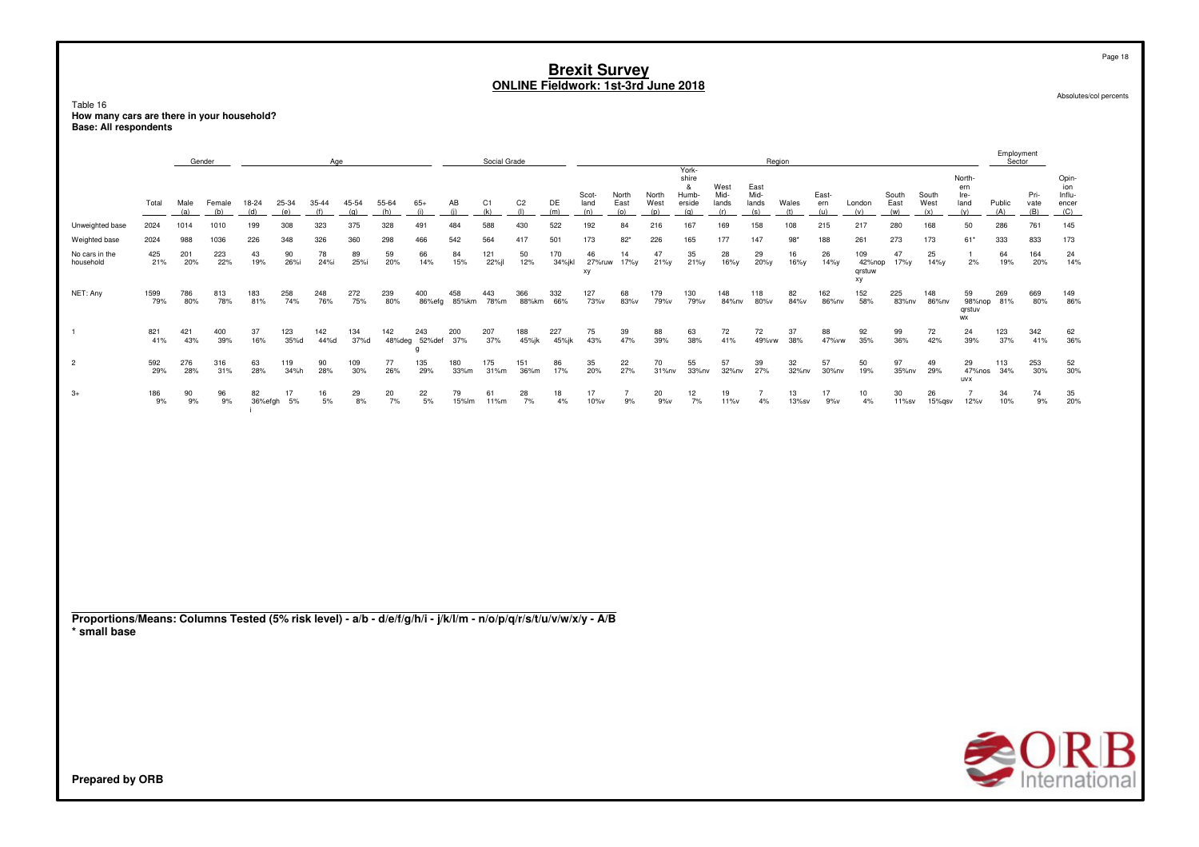# Brexit Survey

## ONLINE Fieldwork: 1st-3rd June 2018

Absolutes/col percents

Table 16
**How many cars are there in your household?**
**Base: All respondents**

| | Total | Gender | | Age | | | | | | Social Grade | | | | Region | | | | | | | | | | | | Employment Sector | | |
|---|---|---|---|---|---|---|---|---|---|---|---|---|---|---|---|---|---|---|---|---|---|---|---|---|---|---|---|---|
| | | Male (a) | Female (b) | 18-24 (d) | 25-34 (e) | 35-44 (f) | 45-54 (g) | 55-64 (h) | 65+ (i) | AB (j) | C1 (k) | C2 (l) | DE (m) | Scot-land (n) | North East (o) | North West (p) | York-shire & Humb-erside (q) | West Mid-lands (r) | East Mid-lands (s) | Wales (t) | East-ern (u) | London (v) | South East (w) | South West (x) | North-ern Ire-land (y) | Public (A) | Pri-vate (B) | Opin-ion Influ-encer (C) |
| Unweighted base | 2024 | 1014 | 1010 | 199 | 308 | 323 | 375 | 328 | 491 | 484 | 588 | 430 | 522 | 192 | 84 | 216 | 167 | 169 | 158 | 108 | 215 | 217 | 280 | 168 | 50 | 286 | 761 | 145 |
| Weighted base | 2024 | 988 | 1036 | 226 | 348 | 326 | 360 | 298 | 466 | 542 | 564 | 417 | 501 | 173 | 82* | 226 | 165 | 177 | 147 | 98* | 188 | 261 | 273 | 173 | 61* | 333 | 833 | 173 |
| No cars in the household | 425 21% | 201 20% | 223 22% | 43 19% | 90 26%i | 78 24%i | 89 25%i | 59 20% | 66 14% | 84 15% | 121 22%jl | 50 12% | 170 34%jkl | 46 27%ruw xy | 14 17%y | 47 21%y | 35 21%y | 28 16%y | 29 20%y | 16 16%y | 26 14%y | 109 42%nop qrstuw xy | 47 17%y | 25 14%y | 1 2% | 64 19% | 164 20% | 24 14% |
| NET: Any | 1599 79% | 786 80% | 813 78% | 183 81% | 258 74% | 248 76% | 272 75% | 239 80% | 400 86%efg | 458 85%km | 443 78%m | 366 88%km | 332 66% | 127 73%v | 68 83%v | 179 79%v | 130 79%v | 148 84%nv | 118 80%v | 82 84%v | 162 86%nv | 152 58% | 225 83%nv | 148 86%nv | 59 98%nop qrstuv wx | 269 81% | 669 80% | 149 86% |
| 1 | 821 41% | 421 43% | 400 39% | 37 16% | 123 35%d | 142 44%d | 134 37%d | 142 48%deg | 243 52%def g | 200 37% | 207 37% | 188 45%jk | 227 45%jk | 75 43% | 39 47% | 88 39% | 63 38% | 72 41% | 72 49%vw | 37 38% | 88 47%vw | 92 35% | 99 36% | 72 42% | 24 39% | 123 37% | 342 41% | 62 36% |
| 2 | 592 29% | 276 28% | 316 31% | 63 28% | 119 34%h | 90 28% | 109 30% | 77 26% | 135 29% | 180 33%m | 175 31%m | 151 36%m | 86 17% | 35 20% | 22 27% | 70 31%nv | 55 33%nv | 57 32%nv | 39 27% | 32 32%nv | 57 30%nv | 50 19% | 97 35%nv | 49 29% | 29 47%nos uvx | 113 34% | 253 30% | 52 30% |
| 3+ | 186 9% | 90 9% | 96 9% | 82 36%efgh i | 17 5% | 16 5% | 29 8% | 20 7% | 22 5% | 79 15%lm | 61 11%m | 28 7% | 18 4% | 17 10%v | 7 9% | 20 9%v | 12 7% | 19 11%v | 7 4% | 13 13%sv | 17 9%v | 10 4% | 30 11%sv | 26 15%qsv | 7 12%v | 34 10% | 74 9% | 35 20% |

**Proportions/Means: Columns Tested (5% risk level) - a/b - d/e/f/g/h/i - j/k/l/m - n/o/p/q/r/s/t/u/v/w/x/y - A/B**
**\* small base**

**Prepared by ORB**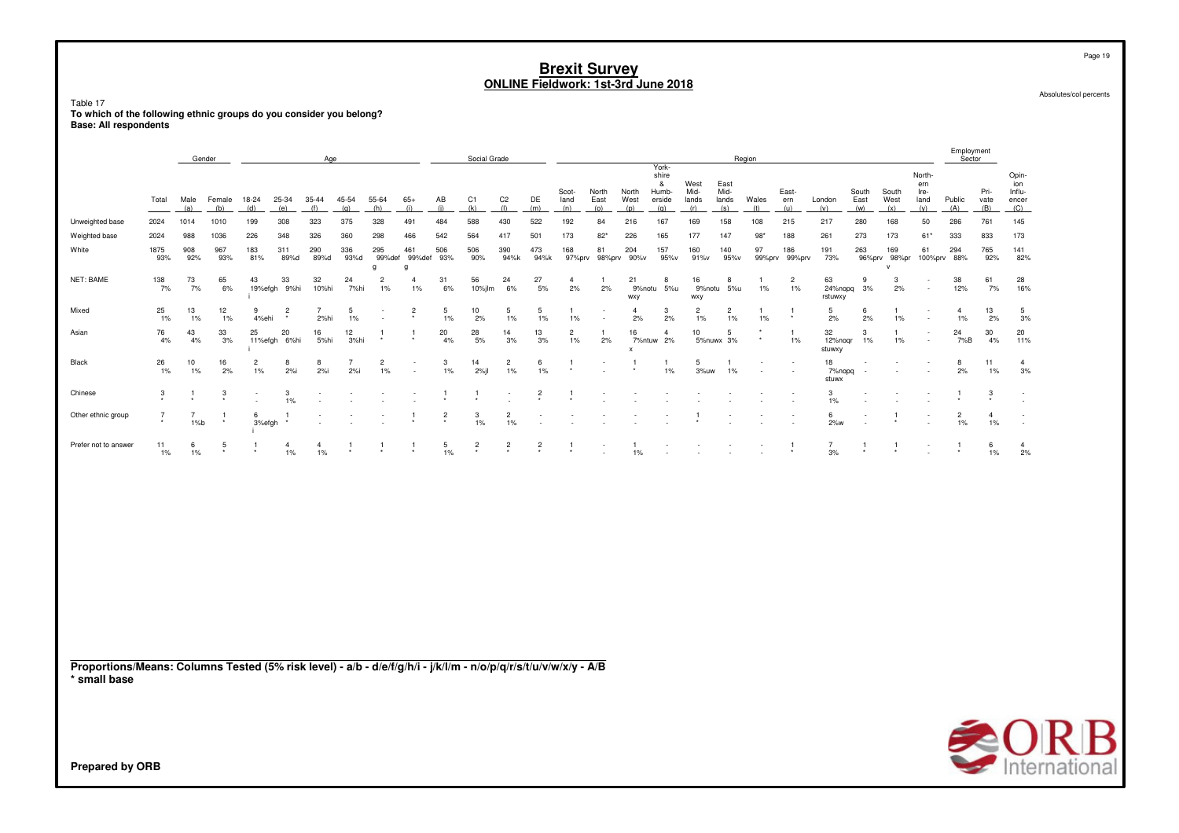# Brexit Survey

## ONLINE Fieldwork: 1st-3rd June 2018

Absolutes/col percents

Table 17
**To which of the following ethnic groups do you consider you belong?**
**Base: All respondents**

| | | Gender | | Age | | | | | | Social Grade | | | | Region | | | | | | | | | | | | Employment Sector | | |
|---|---|---|---|---|---|---|---|---|---|---|---|---|---|---|---|---|---|---|---|---|---|---|---|---|---|---|---|---|
| | Total | Male (a) | Female (b) | 18-24 (d) | 25-34 (e) | 35-44 (f) | 45-54 (g) | 55-64 (h) | 65+ (i) | AB (j) | C1 (k) | C2 (l) | DE (m) | Scot-land (n) | North East (o) | North West (p) | York-shire & Humb-erside (q) | West Mid-lands (r) | East Mid-lands (s) | Wales (t) | East-ern (u) | London (v) | South East (w) | South West (x) | North-ern Ire-land (y) | Public (A) | Pri-vate (B) | Opin-ion Influ-encer (C) |
| Unweighted base | 2024 | 1014 | 1010 | 199 | 308 | 323 | 375 | 328 | 491 | 484 | 588 | 430 | 522 | 192 | 84 | 216 | 167 | 169 | 158 | 108 | 215 | 217 | 280 | 168 | 50 | 286 | 761 | 145 |
| Weighted base | 2024 | 988 | 1036 | 226 | 348 | 326 | 360 | 298 | 466 | 542 | 564 | 417 | 501 | 173 | 82* | 226 | 165 | 177 | 147 | 98* | 188 | 261 | 273 | 173 | 61* | 333 | 833 | 173 |
| White | 1875<br>93% | 908<br>92% | 967<br>93% | 183<br>81% | 311<br>89%d | 290<br>89%d | 336<br>93%d | 295<br>99%def<br>g | 461<br>99%def<br>g | 506<br>93% | 506<br>90% | 390<br>94%k | 473<br>94%k | 168<br>97%prv | 81<br>98%prv | 204<br>90%v | 157<br>95%v | 160<br>91%v | 140<br>95%v | 97<br>99%prv | 186<br>99%prv | 191<br>73% | 263<br>96%prv | 169<br>98%pr<br>v | 61<br>100%prv | 294<br>88% | 765<br>92% | 141<br>82% |
| NET: BAME | 138<br>7% | 73<br>7% | 65<br>6% | 43<br>19%efgh<br>i | 33<br>9%hi | 32<br>10%hi | 24<br>7%hi | 2<br>1% | 4<br>1% | 31<br>6% | 56<br>10%jlm | 24<br>6% | 27<br>5% | 4<br>2% | 1<br>2% | 21<br>9%notu<br>wxy | 8<br>5%u | 16<br>9%notu<br>wxy | 8<br>5%u | 1<br>1% | 2<br>1% | 63<br>24%nopq<br>rstuwxy | 9<br>3% | 3<br>2% | - | 38<br>12% | 61<br>7% | 28<br>16% |
| Mixed | 25<br>1% | 13<br>1% | 12<br>1% | 9<br>4%ehi | 2<br>* | 7<br>2%hi | 5<br>1% | -<br>- | 2<br>* | 5<br>1% | 10<br>2% | 5<br>1% | 5<br>1% | 1<br>1% | -<br>- | 4<br>2% | 3<br>2% | 2<br>1% | 2<br>1% | 1<br>1% | 1<br>* | 5<br>2% | 6<br>2% | 1<br>1% | - | 4<br>1% | 13<br>2% | 5<br>3% |
| Asian | 76<br>4% | 43<br>4% | 33<br>3% | 25<br>11%efgh<br>i | 20<br>6%hi | 16<br>5%hi | 12<br>3%hi | 1<br>* | 1<br>* | 20<br>4% | 28<br>5% | 14<br>3% | 13<br>3% | 2<br>1% | 1<br>2% | 16<br>7%ntuw<br>x | 4<br>2% | 10<br>5%nuwx | 5<br>3% | *<br>* | 1<br>1% | 32<br>12%noqr<br>stuwxy | 3<br>1% | 1<br>1% | - | 24<br>7%B | 30<br>4% | 20<br>11% |
| Black | 26<br>1% | 10<br>1% | 16<br>2% | 2<br>1% | 8<br>2%i | 8<br>2%i | 7<br>2%i | 2<br>1% | -<br>- | 3<br>1% | 14<br>2%jl | 2<br>1% | 6<br>1% | 1<br>* | -<br>- | 1<br>* | 1<br>1% | 5<br>3%uw | 1<br>1% | -<br>- | -<br>- | 18<br>7%nopq<br>stuwx | - | - | - | 8<br>2% | 11<br>1% | 4<br>3% |
| Chinese | 3<br>* | 1<br>* | 3<br>* | -<br>- | 3<br>1% | - | - | - | - | 1<br>* | 1<br>* | -<br>- | 2<br>* | 1<br>* | - | - | - | - | - | - | - | 3<br>1% | - | - | - | 1<br>* | 3<br>* | - |
| Other ethnic group | 7<br>* | 7<br>1%b | 1<br>* | 6<br>3%efgh<br>i | 1<br>* | - | - | - | 1<br>* | 2<br>* | 3<br>1% | 2<br>1% | - | - | - | - | - | 1<br>* | - | - | - | 6<br>2%w | - | 1<br>* | - | 2<br>1% | 4<br>1% | - |
| Prefer not to answer | 11<br>1% | 6<br>1% | 5<br>* | 1<br>* | 4<br>1% | 4<br>1% | 1<br>* | 1<br>* | 1<br>* | 5<br>1% | 2<br>* | 2<br>* | 2<br>* | 1<br>* | -<br>- | 1<br>1% | - | - | - | - | 1<br>* | 7<br>3% | 1<br>* | 1<br>* | - | 1<br>* | 6<br>1% | 4<br>2% |

**Proportions/Means: Columns Tested (5% risk level) - a/b - d/e/f/g/h/i - j/k/l/m - n/o/p/q/r/s/t/u/v/w/x/y - A/B**
*** small base**

**Prepared by ORB**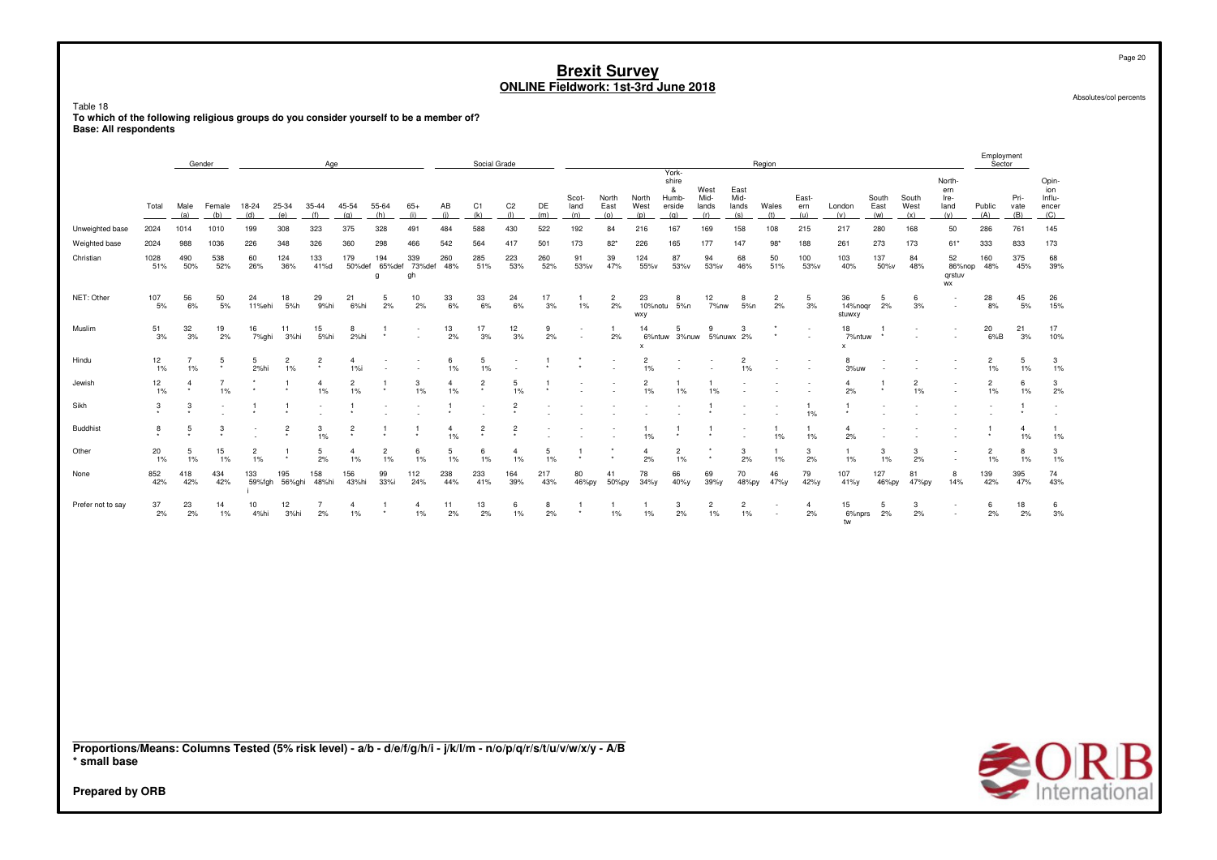# Brexit Survey
## ONLINE Fieldwork: 1st-3rd June 2018

Absolutes/col percents

Table 18
**To which of the following religious groups do you consider yourself to be a member of?**
**Base: All respondents**

| | Total | Gender | | Age | | | | | | Social Grade | | | | Region | | | | | | | | | | | | Employment Sector | | |
|---|---|---|---|---|---|---|---|---|---|---|---|---|---|---|---|---|---|---|---|---|---|---|---|---|---|---|---|---|
| | Total | Male (a) | Female (b) | 18-24 (d) | 25-34 (e) | 35-44 (f) | 45-54 (g) | 55-64 (h) | 65+ (i) | AB (j) | C1 (k) | C2 (l) | DE (m) | Scot-land (n) | North East (o) | North West (p) | York-shire & Humb-erside (q) | West Mid-lands (r) | East Mid-lands (s) | Wales (t) | East-ern (u) | London (v) | South East (w) | South West (x) | North-ern Ire-land (y) | Public (A) | Pri-vate (B) | Opin-ion Influ-encer (C) |
| Unweighted base | 2024 | 1014 | 1010 | 199 | 308 | 323 | 375 | 328 | 491 | 484 | 588 | 430 | 522 | 192 | 84 | 216 | 167 | 169 | 158 | 108 | 215 | 217 | 280 | 168 | 50 | 286 | 761 | 145 |
| Weighted base | 2024 | 988 | 1036 | 226 | 348 | 326 | 360 | 298 | 466 | 542 | 564 | 417 | 501 | 173 | 82* | 226 | 165 | 177 | 147 | 98* | 188 | 261 | 273 | 173 | 61* | 333 | 833 | 173 |
| Christian | 1028 51% | 490 50% | 538 52% | 60 26% | 124 36% | 133 41%d | 179 50%def | 194 65%def g | 339 73%def gh | 260 48% | 285 51% | 223 53% | 260 52% | 91 53%v | 39 47% | 124 55%v | 87 53%v | 94 53%v | 68 46% | 50 51% | 100 53%v | 103 40% | 137 50%v | 84 48% | 52 86%nop qrstuv wx | 160 48% | 375 45% | 68 39% |
| NET: Other | 107 5% | 56 6% | 50 5% | 24 11%ehi | 18 5%h | 29 9%hi | 21 6%hi | 5 2% | 10 2% | 33 6% | 33 6% | 24 6% | 17 3% | 1 1% | 2 2% | 23 10%notu wxy | 8 5%n | 12 7%nw | 8 5%n | 2 2% | 5 3% | 36 14%noqr stuwxy | 5 2% | 6 3% | - - | 28 8% | 45 5% | 26 15% |
| Muslim | 51 3% | 32 3% | 19 2% | 16 7%ghi | 11 3%hi | 15 5%hi | 8 2%hi | 1 * | - - | 13 2% | 17 3% | 12 3% | 9 2% | - - | 1 2% | 14 6%ntuw x | 5 3%nuw | 9 5%nuwx | 3 2% | * * | - - | 18 7%ntuw x | 1 * | - - | - - | 20 6%B | 21 3% | 17 10% |
| Hindu | 12 1% | 7 1% | 5 * | 5 2%hi | 2 1% | 2 * | 4 1%i | - - | - - | 6 1% | 5 1% | - - | 1 * | * * | - - | 2 1% | - - | - - | 2 1% | - - | - - | 8 3%uw | - - | - - | - - | 2 1% | 5 1% | 3 1% |
| Jewish | 12 1% | 4 * | 7 1% | * * | 1 * | 4 1% | 2 1% | 1 * | 3 1% | 4 1% | 2 * | 5 1% | 1 * | - - | - - | 2 1% | 1 1% | 1 1% | - - | - - | - - | 4 2% | 1 * | 2 1% | - - | 2 1% | 6 1% | 3 2% |
| Sikh | 3 * | 3 * | - - | 1 * | 1 * | - - | 1 * | - - | - - | 1 * | - - | 2 * | - - | - - | - - | - - | - - | 1 * | - - | - - | 1 1% | 1 * | - - | - - | - - | - - | 1 * | - - |
| Buddhist | 8 * | 5 * | 3 * | - - | 2 * | 3 1% | 2 * | 1 * | 1 * | 4 1% | 2 * | 2 * | - - | - - | - - | 1 1% | 1 * | 1 * | - - | 1 1% | 1 1% | 4 2% | - - | - - | - - | 1 * | 4 1% | 1 1% |
| Other | 20 1% | 5 1% | 15 1% | 2 1% | 1 * | 5 2% | 4 1% | 2 1% | 6 1% | 5 1% | 6 1% | 4 1% | 5 1% | 1 * | * * | 4 2% | 2 1% | * * | 3 2% | 1 1% | 3 2% | 1 1% | 3 1% | 3 2% | - - | 2 1% | 8 1% | 3 1% |
| None | 852 42% | 418 42% | 434 42% | 133 59%fgh i | 195 56%ghi | 158 48%hi | 156 43%hi | 99 33%i | 112 24% | 238 44% | 233 41% | 164 39% | 217 43% | 80 46%py | 41 50%py | 78 34%y | 66 40%y | 69 39%y | 70 48%py | 46 47%y | 79 42%y | 107 41%y | 127 46%py | 81 47%py | 8 14% | 139 42% | 395 47% | 74 43% |
| Prefer not to say | 37 2% | 23 2% | 14 1% | 10 4%hi | 12 3%hi | 7 2% | 4 1% | 1 * | 4 1% | 11 2% | 13 2% | 6 1% | 8 2% | 1 * | 1 1% | 1 1% | 3 2% | 2 1% | 2 1% | - - | 4 2% | 15 6%nprs tw | 5 2% | 3 2% | - - | 6 2% | 18 2% | 6 3% |

**Proportions/Means: Columns Tested (5% risk level) - a/b - d/e/f/g/h/i - j/k/l/m - n/o/p/q/r/s/t/u/v/w/x/y - A/B**
*** small base**

**Prepared by ORB**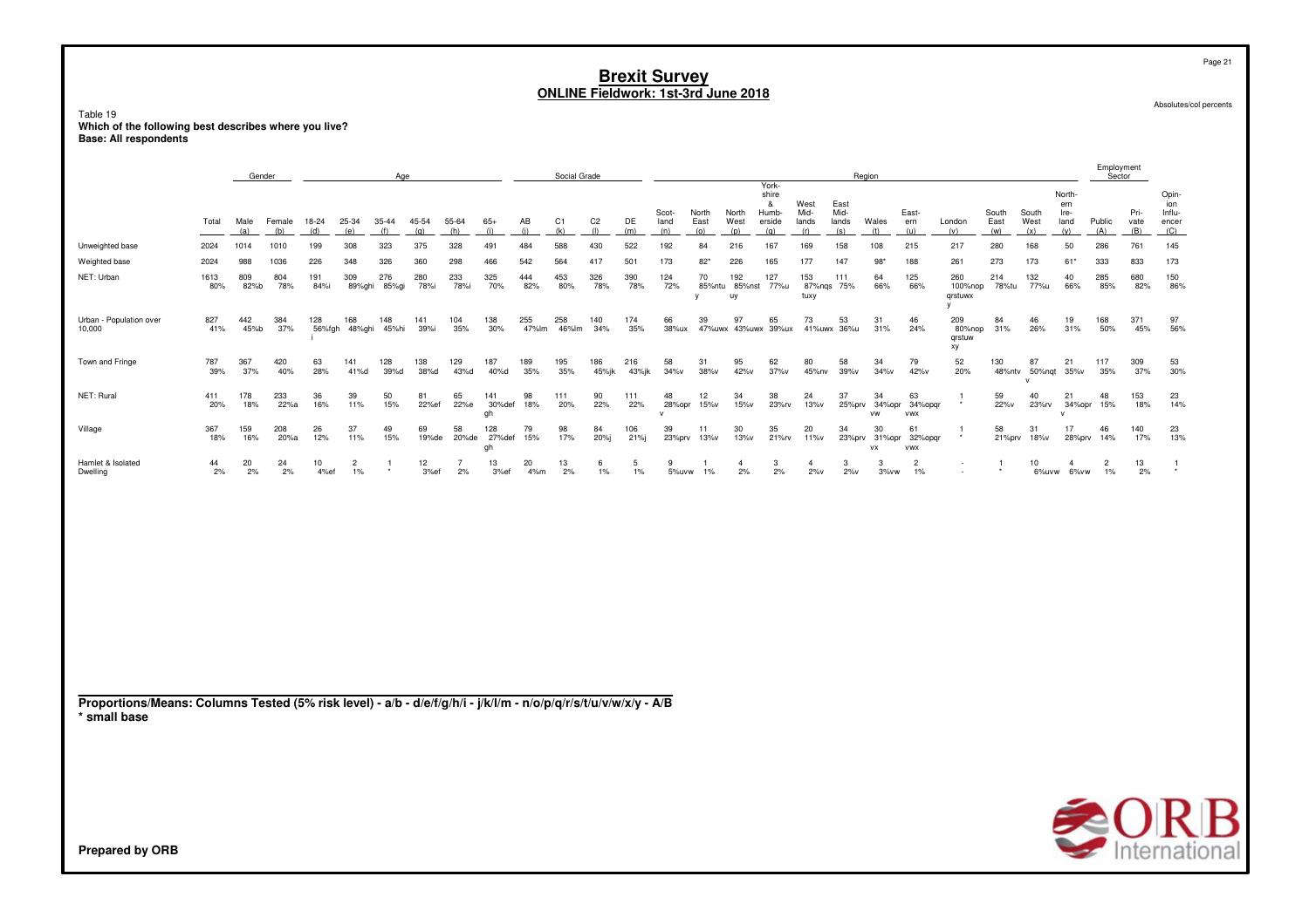# Brexit Survey
## ONLINE Fieldwork: 1st-3rd June 2018

Absolutes/col percents

Table 19
**Which of the following best describes where you live?**
**Base: All respondents**

| | Total | Gender: Male (a) | Gender: Female (b) | Age: 18-24 (d) | Age: 25-34 (e) | Age: 35-44 (f) | Age: 45-54 (g) | Age: 55-64 (h) | Age: 65+ (i) | Social Grade: AB (j) | Social Grade: C1 (k) | Social Grade: C2 (l) | Social Grade: DE (m) | Region: Scotland (n) | Region: North East (o) | Region: North West (p) | Region: Yorkshire & Humberside (q) | Region: West Midlands (r) | Region: East Midlands (s) | Region: Wales (t) | Region: Eastern (u) | Region: London (v) | Region: South East (w) | Region: South West (x) | Region: Northern Ireland (y) | Employment Sector: Public (A) | Employment Sector: Private (B) | Opinion Influencer (C) |
|---|---|---|---|---|---|---|---|---|---|---|---|---|---|---|---|---|---|---|---|---|---|---|---|---|---|---|---|---|
| Unweighted base | 2024 | 1014 | 1010 | 199 | 308 | 323 | 375 | 328 | 491 | 484 | 588 | 430 | 522 | 192 | 84 | 216 | 167 | 169 | 158 | 108 | 215 | 217 | 280 | 168 | 50 | 286 | 761 | 145 |
| Weighted base | 2024 | 988 | 1036 | 226 | 348 | 326 | 360 | 298 | 466 | 542 | 564 | 417 | 501 | 173 | 82* | 226 | 165 | 177 | 147 | 98* | 188 | 261 | 273 | 173 | 61* | 333 | 833 | 173 |
| NET: Urban | 1613<br>80% | 809<br>82%b | 804<br>78% | 191<br>84%i | 309<br>89%ghi | 276<br>85%gi | 280<br>78%i | 233<br>78%i | 325<br>70% | 444<br>82% | 453<br>80% | 326<br>78% | 390<br>78% | 124<br>72% | 70<br>85%ntu<br>y | 192<br>85%nst<br>uy | 127<br>77%u | 153<br>87%nqs<br>tuxy | 111<br>75% | 64<br>66% | 125<br>66% | 260<br>100%nop<br>qrstuwx<br>y | 214<br>78%tu | 132<br>77%u | 40<br>66% | 285<br>85% | 680<br>82% | 150<br>86% |
| Urban - Population over 10,000 | 827<br>41% | 442<br>45%b | 384<br>37% | 128<br>56%fgh<br>i | 168<br>48%ghi | 148<br>45%hi | 141<br>39%i | 104<br>35% | 138<br>30% | 255<br>47%lm | 258<br>46%lm | 140<br>34% | 174<br>35% | 66<br>38%ux | 39<br>47%uwx | 97<br>43%uwx | 65<br>39%ux | 73<br>41%uwx | 53<br>36%u | 31<br>31% | 46<br>24% | 209<br>80%nop<br>qrstuw<br>xy | 84<br>31% | 46<br>26% | 19<br>31% | 168<br>50% | 371<br>45% | 97<br>56% |
| Town and Fringe | 787<br>39% | 367<br>37% | 420<br>40% | 63<br>28% | 141<br>41%d | 128<br>39%d | 138<br>38%d | 129<br>43%d | 187<br>40%d | 189<br>35% | 195<br>35% | 186<br>45%jk | 216<br>43%jk | 58<br>34%v | 31<br>38%v | 95<br>42%v | 62<br>37%v | 80<br>45%nv | 58<br>39%v | 34<br>34%v | 79<br>42%v | 52<br>20% | 130<br>48%ntv | 87<br>50%nqt<br>v | 21<br>35%v | 117<br>35% | 309<br>37% | 53<br>30% |
| NET: Rural | 411<br>20% | 178<br>18% | 233<br>22%a | 36<br>16% | 39<br>11% | 50<br>15% | 81<br>22%ef | 65<br>22%e | 141<br>30%def<br>gh | 98<br>18% | 111<br>20% | 90<br>22% | 111<br>22% | 48<br>28%opr<br>v | 12<br>15%v | 34<br>15%v | 38<br>23%rv | 24<br>13%v | 37<br>25%prv | 34<br>34%opr<br>vw | 63<br>34%opqr<br>vwx | 1<br>* | 59<br>22%v | 40<br>23%rv | 21<br>34%opr<br>v | 48<br>15% | 153<br>18% | 23<br>14% |
| Village | 367<br>18% | 159<br>16% | 208<br>20%a | 26<br>12% | 37<br>11% | 49<br>15% | 69<br>19%de | 58<br>20%de | 128<br>27%def<br>gh | 79<br>15% | 98<br>17% | 84<br>20%j | 106<br>21%j | 39<br>23%prv | 11<br>13%v | 30<br>13%v | 35<br>21%rv | 20<br>11%v | 34<br>23%prv | 30<br>31%opr<br>vx | 61<br>32%opqr<br>vwx | 1<br>* | 58<br>21%prv | 31<br>18%v | 17<br>28%prv | 46<br>14% | 140<br>17% | 23<br>13% |
| Hamlet & Isolated Dwelling | 44<br>2% | 20<br>2% | 24<br>2% | 10<br>4%ef | 2<br>1% | 1<br>* | 12<br>3%ef | 7<br>2% | 13<br>3%ef | 20<br>4%m | 13<br>2% | 6<br>1% | 5<br>1% | 9<br>5%uvw | 1<br>1% | 4<br>2% | 3<br>2% | 4<br>2%v | 3<br>2%v | 3<br>3%vw | 2<br>1% | -<br>- | 1<br>* | 10<br>6%uvw | 4<br>6%vw | 2<br>1% | 13<br>2% | 1<br>* |

**Proportions/Means: Columns Tested (5% risk level) - a/b - d/e/f/g/h/i - j/k/l/m - n/o/p/q/r/s/t/u/v/w/x/y - A/B**
**\* small base**

**Prepared by ORB**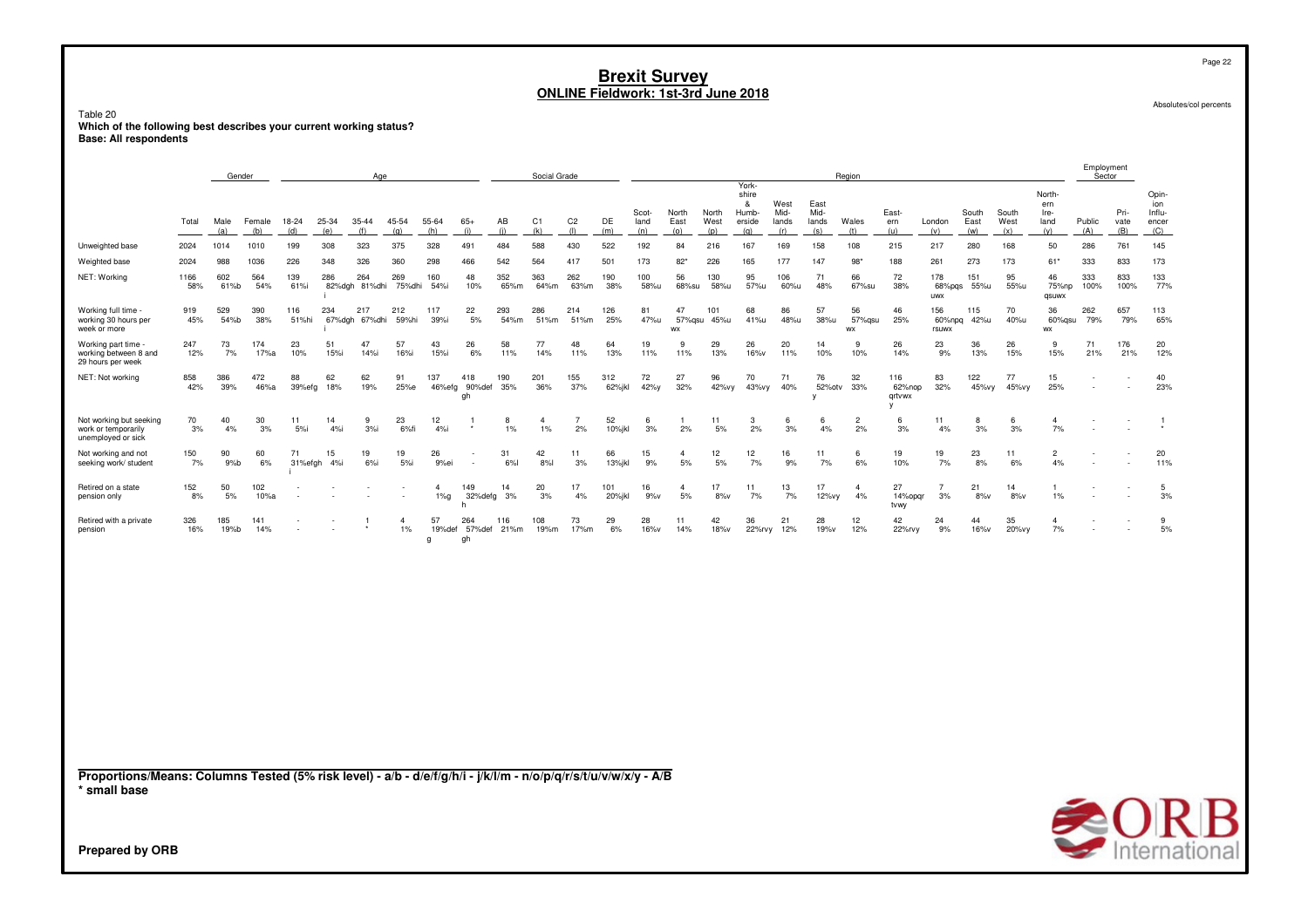# Brexit Survey
## ONLINE Fieldwork: 1st-3rd June 2018

Absolutes/col percents

Table 20
**Which of the following best describes your current working status?**
**Base: All respondents**

| | Total | Gender | | Age | | | | | | Social Grade | | | | Region | | | | | | | | | | | | Employment Sector | | |
|---|---|---|---|---|---|---|---|---|---|---|---|---|---|---|---|---|---|---|---|---|---|---|---|---|---|---|---|---|
| | Total | Male (a) | Female (b) | 18-24 (d) | 25-34 (e) | 35-44 (f) | 45-54 (g) | 55-64 (h) | 65+ (i) | AB (j) | C1 (k) | C2 (l) | DE (m) | Scotland (n) | North East (o) | North West (p) | Yorkshire & Humberside (q) | West Midlands (r) | East Midlands (s) | Wales (t) | Eastern (u) | London (v) | South East (w) | South West (x) | Northern Ireland (y) | Public (A) | Private (B) | Opinion Influencer (C) |
| Unweighted base | 2024 | 1014 | 1010 | 199 | 308 | 323 | 375 | 328 | 491 | 484 | 588 | 430 | 522 | 192 | 84 | 216 | 167 | 169 | 158 | 108 | 215 | 217 | 280 | 168 | 50 | 286 | 761 | 145 |
| Weighted base | 2024 | 988 | 1036 | 226 | 348 | 326 | 360 | 298 | 466 | 542 | 564 | 417 | 501 | 173 | 82* | 226 | 165 | 177 | 147 | 98* | 188 | 261 | 273 | 173 | 61* | 333 | 833 | 173 |
| NET: Working | 1166 58% | 602 61%b | 564 54% | 139 61%i | 286 82%dgh i | 264 81%dhi | 269 75%dhi | 160 54%i | 48 10% | 352 65%m | 363 64%m | 262 63%m | 190 38% | 100 58%u | 56 68%su | 130 58%u | 95 57%u | 106 60%u | 71 48% | 66 67%su | 72 38% | 178 68%pqs uwx | 151 55%u | 95 55%u | 46 75%np qsuwx | 333 100% | 833 100% | 133 77% |
| Working full time - working 30 hours per week or more | 919 45% | 529 54%b | 390 38% | 116 51%hi | 234 67%dgh i | 217 67%dhi | 212 59%hi | 117 39%i | 22 5% | 293 54%m | 286 51%m | 214 51%m | 126 25% | 81 47%u | 47 57%qsu wx | 101 45%u | 68 41%u | 86 48%u | 57 38%u | 56 57%qsu wx | 46 25% | 156 60%npq rsuwx | 115 42%u | 70 40%u | 36 60%qsu wx | 262 79% | 657 79% | 113 65% |
| Working part time - working between 8 and 29 hours per week | 247 12% | 73 7% | 174 17%a | 23 10% | 51 15%i | 47 14%i | 57 16%i | 43 15%i | 26 6% | 58 11% | 77 14% | 48 11% | 64 13% | 19 11% | 9 11% | 29 13% | 26 16%v | 20 11% | 14 10% | 9 10% | 26 14% | 23 9% | 36 13% | 26 15% | 9 15% | 71 21% | 176 21% | 20 12% |
| NET: Not working | 858 42% | 386 39% | 472 46%a | 88 39%efg | 62 18% | 62 19% | 91 25%e | 137 46%efg | 418 90%def gh | 190 35% | 201 36% | 155 37% | 312 62%jkl | 72 42%y | 27 32% | 96 42%vy | 70 43%vy | 71 40% | 76 52%otv y | 32 33% | 116 62%nop qrtvwx y | 83 32% | 122 45%vy | 77 45%vy | 15 25% | - | - | 40 23% |
| Not working but seeking work or temporarily unemployed or sick | 70 3% | 40 4% | 30 3% | 11 5%i | 14 4%i | 9 3%i | 23 6%i | 12 4%i | 1 * | 8 1% | 4 1% | 7 2% | 52 10%jkl | 6 3% | 1 2% | 11 5% | 3 2% | 6 3% | 6 4% | 2 2% | 6 3% | 11 4% | 8 3% | 6 3% | 4 7% | - | - | 1 * |
| Not working and not seeking work/ student | 150 7% | 90 9%b | 60 6% | 71 31%efgh i | 15 4%i | 19 6%i | 19 5%i | 26 9%ei | - - | 31 6%l | 42 8%l | 11 3% | 66 13%jkl | 15 9% | 4 5% | 12 5% | 12 7% | 16 9% | 11 7% | 6 6% | 19 10% | 19 7% | 23 8% | 11 6% | 2 4% | - | - | 20 11% |
| Retired on a state pension only | 152 8% | 50 5% | 102 10%a | - | - | - | - | 4 1%g | 149 32%defg h | 14 3% | 20 3% | 17 4% | 101 20%jkl | 16 9%v | 4 5% | 17 8%v | 11 7% | 13 7% | 17 12%vy | 4 4% | 27 14%opqr tvwy | 7 3% | 21 8%v | 14 8%v | 1 1% | - | - | 5 3% |
| Retired with a private pension | 326 16% | 185 19%b | 141 14% | - | - | 1 * | 4 1% | 57 19%def g | 264 57%def gh | 116 21%m | 108 19%m | 73 17%m | 29 6% | 28 16%v | 11 14% | 42 18%v | 36 22%rvy | 21 12% | 28 19%v | 12 12% | 42 22%rvy | 24 9% | 44 16%v | 35 20%vy | 4 7% | - | - | 9 5% |

**Proportions/Means: Columns Tested (5% risk level) - a/b - d/e/f/g/h/i - j/k/l/m - n/o/p/q/r/s/t/u/v/w/x/y - A/B**
**\* small base**

**Prepared by ORB**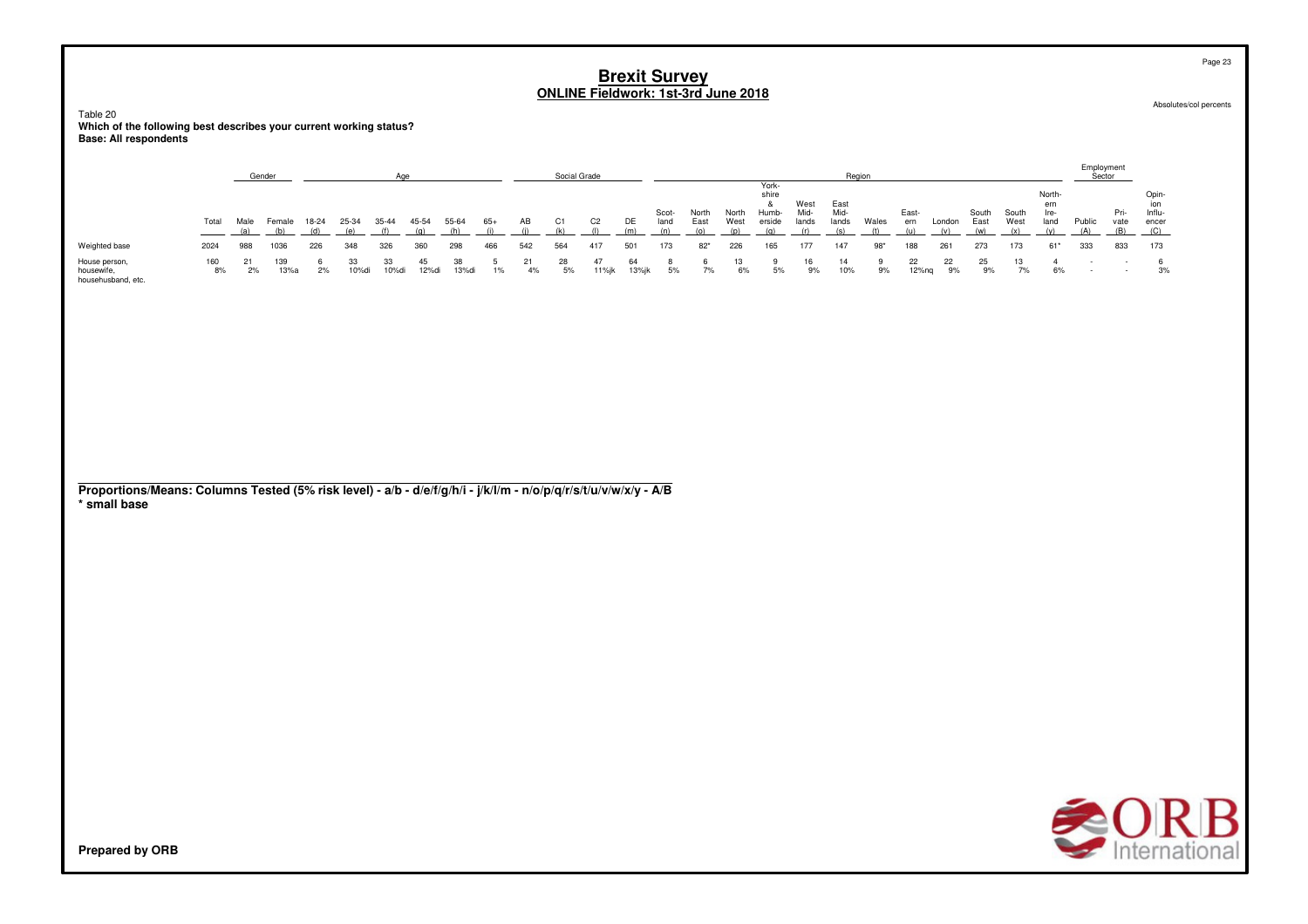# Brexit Survey
## ONLINE Fieldwork: 1st-3rd June 2018

Absolutes/col percents

Table 20
**Which of the following best describes your current working status?**
**Base: All respondents**

| | Total | Gender | | Age | | | | | | Social Grade | | | | Region | | | | | | | | | | | | Employment Sector | | |
|---|---|---|---|---|---|---|---|---|---|---|---|---|---|---|---|---|---|---|---|---|---|---|---|---|---|---|---|---|
| | Total | Male (a) | Female (b) | 18-24 (d) | 25-34 (e) | 35-44 (f) | 45-54 (g) | 55-64 (h) | 65+ (i) | AB (j) | C1 (k) | C2 (l) | DE (m) | Scot-land (n) | North East (o) | North West (p) | York-shire & Humb-erside (q) | West Mid-lands (r) | East Mid-lands (s) | Wales (t) | East-ern (u) | London (v) | South East (w) | South West (x) | North-ern Ire-land (y) | Public (A) | Pri-vate (B) | Opin-ion Influ-encer (C) |
| Weighted base | 2024 | 988 | 1036 | 226 | 348 | 326 | 360 | 298 | 466 | 542 | 564 | 417 | 501 | 173 | 82* | 226 | 165 | 177 | 147 | 98* | 188 | 261 | 273 | 173 | 61* | 333 | 833 | 173 |
| House person, housewife, househusband, etc. | 160<br>8% | 21<br>2% | 139<br>13%a | 6<br>2% | 33<br>10%di | 33<br>10%di | 45<br>12%di | 38<br>13%di | 5<br>1% | 21<br>4% | 28<br>5% | 47<br>11%jk | 64<br>13%jk | 8<br>5% | 6<br>7% | 13<br>6% | 9<br>5% | 16<br>9% | 14<br>10% | 9<br>9% | 22<br>12%nq | 22<br>9% | 25<br>9% | 13<br>7% | 4<br>6% | -<br>- | -<br>- | 6<br>3% |

**Proportions/Means: Columns Tested (5% risk level) - a/b - d/e/f/g/h/i - j/k/l/m - n/o/p/q/r/s/t/u/v/w/x/y - A/B**
**\* small base**

**Prepared by ORB**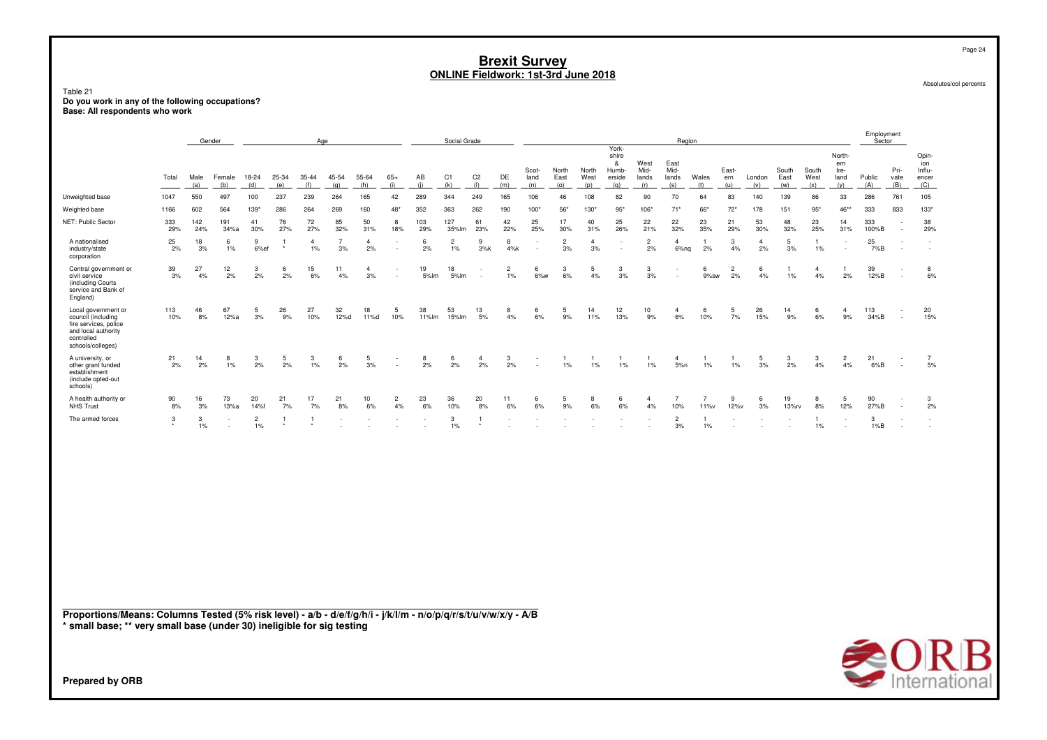# Brexit Survey
## ONLINE Fieldwork: 1st-3rd June 2018

Absolutes/col percents

Table 21
**Do you work in any of the following occupations?**
**Base: All respondents who work**

| | Total | Gender | | Age | | | | | | Social Grade | | | | Region | | | | | | | | | | | | Employment Sector | | Opinion Influencer |
|---|---|---|---|---|---|---|---|---|---|---|---|---|---|---|---|---|---|---|---|---|---|---|---|---|---|---|---|---|
| | | Male (a) | Female (b) | 18-24 (d) | 25-34 (e) | 35-44 (f) | 45-54 (g) | 55-64 (h) | 65+ (i) | AB (j) | C1 (k) | C2 (l) | DE (m) | Scotland (n) | North East (o) | North West (p) | York-shire & Humberside (q) | West Midlands (r) | East Midlands (s) | Wales (t) | Eastern (u) | London (v) | South East (w) | South West (x) | Northern Ireland (y) | Public (A) | Private (B) | (C) |
| Unweighted base | 1047 | 550 | 497 | 100 | 237 | 239 | 264 | 165 | 42 | 289 | 344 | 249 | 165 | 106 | 46 | 108 | 82 | 90 | 70 | 64 | 83 | 140 | 139 | 86 | 33 | 286 | 761 | 105 |
| Weighted base | 1166 | 602 | 564 | 139* | 286 | 264 | 269 | 160 | 48* | 352 | 363 | 262 | 190 | 100* | 56* | 130* | 95* | 106* | 71* | 66* | 72* | 178 | 151 | 95* | 46** | 333 | 833 | 133* |
| NET: Public Sector | 333 | 142 | 191 | 41 | 76 | 72 | 85 | 50 | 8 | 103 | 127 | 61 | 42 | 25 | 17 | 40 | 25 | 22 | 22 | 23 | 21 | 53 | 48 | 23 | 14 | 333 | - | 38 |
| | 29% | 24% | 34%a | 30% | 27% | 27% | 32% | 31% | 18% | 29% | 35%lm | 23% | 22% | 25% | 30% | 31% | 26% | 21% | 32% | 35% | 29% | 30% | 32% | 25% | 31% | 100%B | - | 29% |
| A nationalised industry/state corporation | 25 | 18 | 6 | 9 | 1 | 4 | 7 | 4 | - | 6 | 2 | 9 | 8 | - | 2 | 4 | - | 2 | 4 | 1 | 3 | 4 | 5 | 1 | - | 25 | - | - |
| | 2% | 3% | 1% | 6%ef | * | 1% | 3% | 2% | - | 2% | 1% | 3%k | 4%k | - | 3% | 3% | - | 2% | 6%nq | 2% | 4% | 2% | 3% | 1% | - | 7%B | - | - |
| Central government or civil service (including Courts service and Bank of England) | 39 | 27 | 12 | 3 | 6 | 15 | 11 | 4 | - | 19 | 18 | - | 2 | 6 | 3 | 5 | 3 | 3 | - | 6 | 2 | 6 | 1 | 4 | 1 | 39 | - | 8 |
| | 3% | 4% | 2% | 2% | 2% | 6% | 4% | 3% | - | 5%lm | 5%lm | - | 1% | 6%w | 6% | 4% | 3% | 3% | - | 9%sw | 2% | 4% | 1% | 4% | 2% | 12%B | - | 6% |
| Local government or council (including fire services, police and local authority controlled schools/colleges) | 113 | 46 | 67 | 5 | 26 | 27 | 32 | 18 | 5 | 38 | 53 | 13 | 8 | 6 | 5 | 14 | 12 | 10 | 4 | 6 | 5 | 26 | 14 | 6 | 4 | 113 | - | 20 |
| | 10% | 8% | 12%a | 3% | 9% | 10% | 12%d | 11%d | 10% | 11%lm | 15%lm | 5% | 4% | 6% | 9% | 11% | 13% | 9% | 6% | 10% | 7% | 15% | 9% | 6% | 9% | 34%B | - | 15% |
| A university, or other grant funded establishment (include opted-out schools) | 21 | 14 | 8 | 3 | 5 | 3 | 6 | 5 | - | 8 | 6 | 4 | 3 | - | 1 | 1 | 1 | 1 | 4 | 1 | 1 | 5 | 3 | 3 | 2 | 21 | - | 7 |
| | 2% | 2% | 1% | 2% | 2% | 1% | 2% | 3% | - | 2% | 2% | 2% | 2% | - | 1% | 1% | 1% | 1% | 5%n | 1% | 1% | 3% | 2% | 4% | 4% | 6%B | - | 5% |
| A health authority or NHS Trust | 90 | 16 | 73 | 20 | 21 | 17 | 21 | 10 | 2 | 23 | 36 | 20 | 11 | 6 | 5 | 8 | 6 | 4 | 7 | 7 | 9 | 6 | 19 | 8 | 5 | 90 | - | 3 |
| | 8% | 3% | 13%a | 14%f | 7% | 7% | 8% | 6% | 4% | 6% | 10% | 8% | 6% | 6% | 9% | 6% | 6% | 4% | 10% | 11%v | 12%v | 3% | 13%rv | 8% | 12% | 27%B | - | 2% |
| The armed forces | 3 | 3 | - | 2 | 1 | 1 | - | - | - | - | 3 | 1 | - | - | - | - | - | - | 2 | 1 | - | - | - | 1 | - | 3 | - | - |
| | * | 1% | - | 1% | * | * | - | - | - | - | 1% | * | - | - | - | - | - | - | 3% | 1% | - | - | - | 1% | - | 1%B | - | - |

**Proportions/Means: Columns Tested (5% risk level) - a/b - d/e/f/g/h/i - j/k/l/m - n/o/p/q/r/s/t/u/v/w/x/y - A/B**
**\* small base; \*\* very small base (under 30) ineligible for sig testing**

**Prepared by ORB**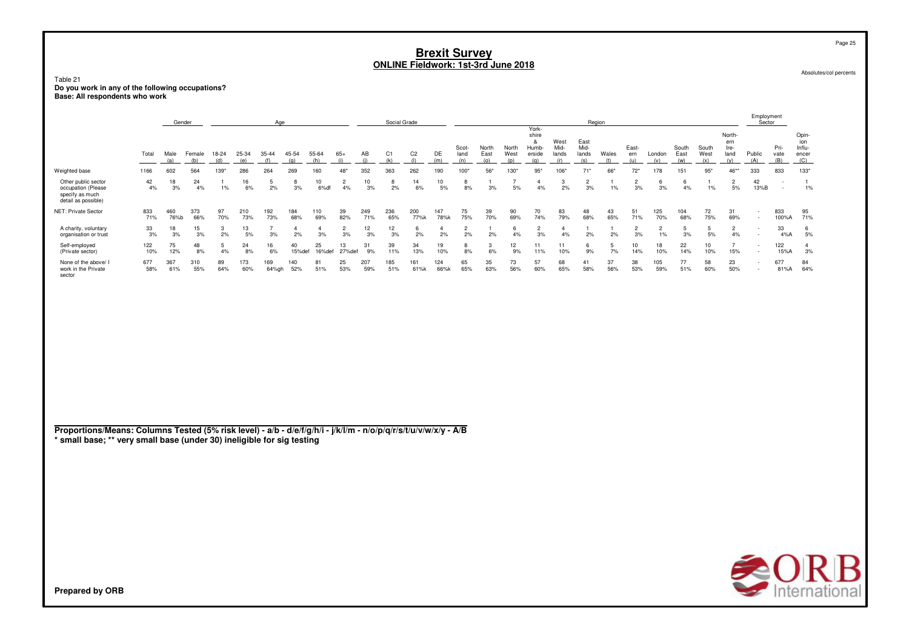# Brexit Survey
## ONLINE Fieldwork: 1st-3rd June 2018

Absolutes/col percents

Table 21
**Do you work in any of the following occupations?**
**Base: All respondents who work**

| | Total | Gender | | Age | | | | | | Social Grade | | | | Region | | | | | | | | | | | | Employment Sector | | |
|---|---|---|---|---|---|---|---|---|---|---|---|---|---|---|---|---|---|---|---|---|---|---|---|---|---|---|---|---|
| | Total | Male (a) | Female (b) | 18-24 (d) | 25-34 (e) | 35-44 (f) | 45-54 (g) | 55-64 (h) | 65+ (i) | AB (j) | C1 (k) | C2 (l) | DE (m) | Scot-land (n) | North East (o) | North West (p) | York-shire & Humb-erside (q) | West Mid-lands (r) | East Mid-lands (s) | Wales (t) | East-ern (u) | London (v) | South East (w) | South West (x) | North-ern Ire-land (y) | Public (A) | Pri-vate (B) | Opin-ion Influ-encer (C) |
| Weighted base | 1166 | 602 | 564 | 139* | 286 | 264 | 269 | 160 | 48* | 352 | 363 | 262 | 190 | 100* | 56* | 130* | 95* | 106* | 71* | 66* | 72* | 178 | 151 | 95* | 46** | 333 | 833 | 133* |
| Other public sector occupation (Please specify as much detail as possible) | 42<br>4% | 18<br>3% | 24<br>4% | 1<br>1% | 16<br>6% | 5<br>2% | 8<br>3% | 10<br>6%df | 2<br>4% | 10<br>3% | 8<br>2% | 14<br>6% | 10<br>5% | 8<br>8% | 1<br>3% | 7<br>5% | 4<br>4% | 3<br>2% | 2<br>3% | 1<br>1% | 2<br>3% | 6<br>3% | 6<br>4% | 1<br>1% | 2<br>5% | 42<br>13%B | -<br>- | 1<br>1% |
| NET: Private Sector | 833<br>71% | 460<br>76%b | 373<br>66% | 97<br>70% | 210<br>73% | 192<br>73% | 184<br>68% | 110<br>69% | 39<br>82% | 249<br>71% | 236<br>65% | 200<br>77%k | 147<br>78%k | 75<br>75% | 39<br>70% | 90<br>69% | 70<br>74% | 83<br>79% | 48<br>68% | 43<br>65% | 51<br>71% | 125<br>70% | 104<br>68% | 72<br>75% | 31<br>69% | -<br>- | 833<br>100%A | 95<br>71% |
| A charity, voluntary organisation or trust | 33<br>3% | 18<br>3% | 15<br>3% | 3<br>2% | 13<br>5% | 7<br>3% | 4<br>2% | 4<br>3% | 2<br>3% | 12<br>3% | 12<br>3% | 6<br>2% | 4<br>2% | 2<br>2% | 1<br>2% | 6<br>4% | 2<br>3% | 4<br>4% | 1<br>2% | 1<br>2% | 2<br>3% | 2<br>1% | 5<br>3% | 5<br>5% | 2<br>4% | -<br>- | 33<br>4%A | 6<br>5% |
| Self-employed (Private sector) | 122<br>10% | 75<br>12% | 48<br>8% | 5<br>4% | 24<br>8% | 16<br>6% | 40<br>15%def | 25<br>16%def | 13<br>27%def | 31<br>9% | 39<br>11% | 34<br>13% | 19<br>10% | 8<br>8% | 3<br>6% | 12<br>9% | 11<br>11% | 11<br>10% | 6<br>9% | 5<br>7% | 10<br>14% | 18<br>10% | 22<br>14% | 10<br>10% | 7<br>15% | -<br>- | 122<br>15%A | 4<br>3% |
| None of the above/ I work in the Private sector | 677<br>58% | 367<br>61% | 310<br>55% | 89<br>64% | 173<br>60% | 169<br>64%gh | 140<br>52% | 81<br>51% | 25<br>53% | 207<br>59% | 185<br>51% | 161<br>61%k | 124<br>66%k | 65<br>65% | 35<br>63% | 73<br>56% | 57<br>60% | 68<br>65% | 41<br>58% | 37<br>56% | 38<br>53% | 105<br>59% | 77<br>51% | 58<br>60% | 23<br>50% | -<br>- | 677<br>81%A | 84<br>64% |

**Proportions/Means: Columns Tested (5% risk level) - a/b - d/e/f/g/h/i - j/k/l/m - n/o/p/q/r/s/t/u/v/w/x/y - A/B**
**\* small base; \*\* very small base (under 30) ineligible for sig testing**

**Prepared by ORB**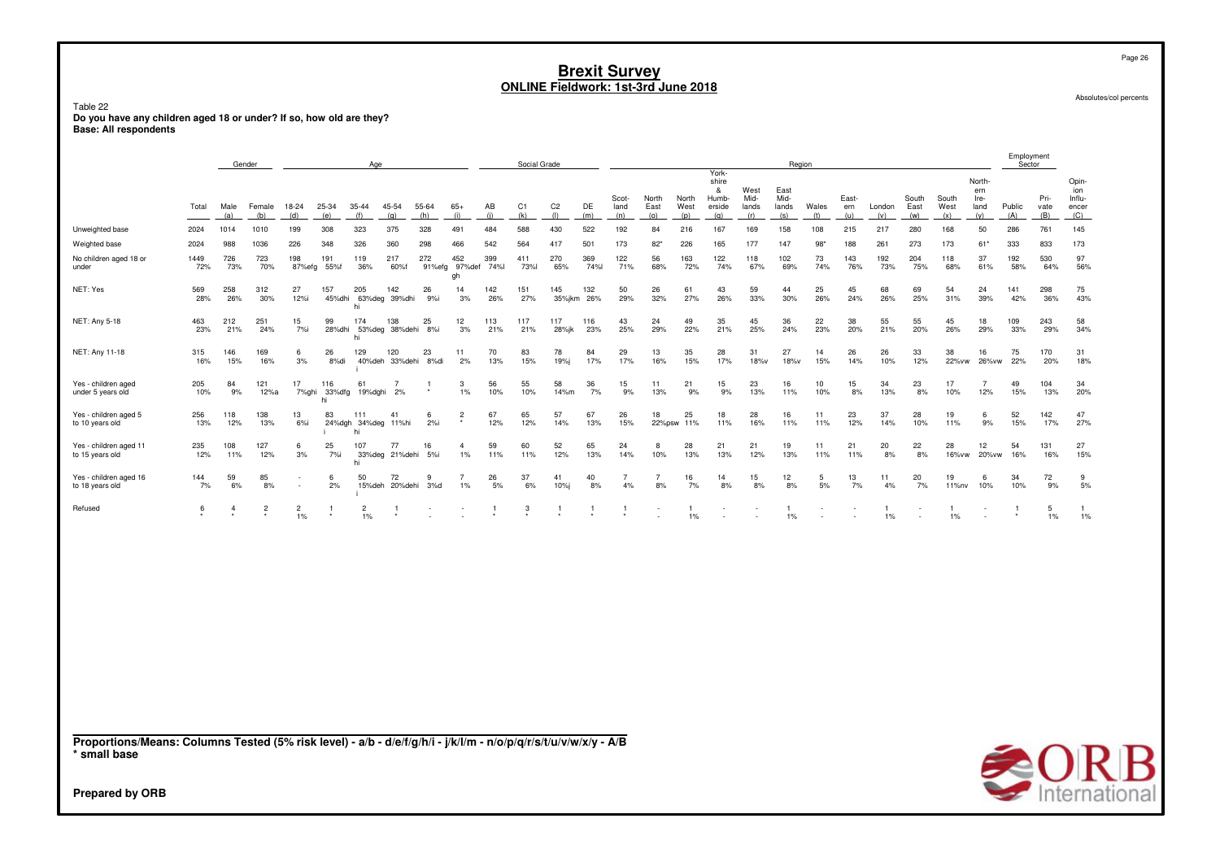# Brexit Survey
## ONLINE Fieldwork: 1st-3rd June 2018

Absolutes/col percents

Table 22
**Do you have any children aged 18 or under? If so, how old are they?**
**Base: All respondents**

| | Total | Gender | | Age | | | | | | Social Grade | | | | Region | | | | | | | | | | | | | Employment Sector | | |
|---|---|---|---|---|---|---|---|---|---|---|---|---|---|---|---|---|---|---|---|---|---|---|---|---|---|---|---|---|---|
| | Total | Male (a) | Female (b) | 18-24 (d) | 25-34 (e) | 35-44 (f) | 45-54 (g) | 55-64 (h) | 65+ (i) | AB (j) | C1 (k) | C2 (l) | DE (m) | Scotland (n) | North East (o) | North West (p) | Yorkshire & Humberside (q) | West Midlands (r) | East Midlands (s) | Wales (t) | Eastern (u) | London (v) | South East (w) | South West (x) | Northern Ireland (y) | Public (A) | Private (B) | Opinion Influencer (C) |
| Unweighted base | 2024 | 1014 | 1010 | 199 | 308 | 323 | 375 | 328 | 491 | 484 | 588 | 430 | 522 | 192 | 84 | 216 | 167 | 169 | 158 | 108 | 215 | 217 | 280 | 168 | 50 | 286 | 761 | 145 |
| Weighted base | 2024 | 988 | 1036 | 226 | 348 | 326 | 360 | 298 | 466 | 542 | 564 | 417 | 501 | 173 | 82* | 226 | 165 | 177 | 147 | 98* | 188 | 261 | 273 | 173 | 61* | 333 | 833 | 173 |
| No children aged 18 or under | 1449 72% | 726 73% | 723 70% | 198 87%efg | 191 55%f | 119 36% | 217 60%f | 272 91%efg | 452 97%defgh | 399 74%l | 411 73%l | 270 65% | 369 74%l | 122 71% | 56 68% | 163 72% | 122 74% | 118 67% | 102 69% | 73 74% | 143 76% | 192 73% | 204 75% | 118 68% | 37 61% | 192 58% | 530 64% | 97 56% |
| NET: Yes | 569 28% | 258 26% | 312 30% | 27 12%i | 157 45%dhi | 205 63%deghi | 142 39%dhi | 26 9%i | 14 3% | 142 26% | 151 27% | 145 35%jkm | 132 26% | 50 29% | 26 32% | 61 27% | 43 26% | 59 33% | 44 30% | 25 26% | 45 24% | 68 26% | 69 25% | 54 31% | 24 39% | 141 42% | 298 36% | 75 43% |
| NET: Any 5-18 | 463 23% | 212 21% | 251 24% | 15 7%i | 99 28%dhi | 174 53%deghi | 138 38%dehi | 25 8%i | 12 3% | 113 21% | 117 21% | 117 28%jk | 116 23% | 43 25% | 24 29% | 49 22% | 35 21% | 45 25% | 36 24% | 22 23% | 38 20% | 55 21% | 55 20% | 45 26% | 18 29% | 109 33% | 243 29% | 58 34% |
| NET: Any 11-18 | 315 16% | 146 15% | 169 16% | 6 3% | 26 8%di | 129 40%dehi | 120 33%dehi | 23 8%di | 11 2% | 70 13% | 83 15% | 78 19%j | 84 17% | 29 17% | 13 16% | 35 15% | 28 17% | 31 18%v | 27 18%v | 14 15% | 26 14% | 26 10% | 33 12% | 38 22%vw | 16 26%vw | 75 22% | 170 20% | 31 18% |
| Yes - children aged under 5 years old | 205 10% | 84 9% | 121 12%a | 17 7%ghi | 116 33%dfghi | 61 19%dghi | 7 2% | 1 * | 3 1% | 56 10% | 55 10% | 58 14%m | 36 7% | 15 9% | 11 13% | 21 9% | 15 9% | 23 13% | 16 11% | 10 10% | 15 8% | 34 13% | 23 8% | 17 10% | 7 12% | 49 15% | 104 13% | 34 20% |
| Yes - children aged 5 to 10 years old | 256 13% | 118 12% | 138 13% | 13 6%i | 83 24%dghi | 111 34%deghi | 41 11%hi | 6 2%i | 2 * | 67 12% | 65 12% | 57 14% | 67 13% | 26 15% | 18 22%psw | 25 11% | 18 11% | 28 16% | 16 11% | 11 11% | 23 12% | 37 14% | 28 10% | 19 11% | 6 9% | 52 15% | 142 17% | 47 27% |
| Yes - children aged 11 to 15 years old | 235 12% | 108 11% | 127 12% | 6 3% | 25 7%i | 107 33%deghi | 77 21%dehi | 16 5%i | 4 1% | 59 11% | 60 11% | 52 12% | 65 13% | 24 14% | 8 10% | 28 13% | 21 13% | 21 12% | 19 13% | 11 11% | 21 11% | 20 8% | 22 8% | 28 16%vw | 12 20%vw | 54 16% | 131 16% | 27 15% |
| Yes - children aged 16 to 18 years old | 144 7% | 59 6% | 85 8% | - - | 6 2% | 50 15%dehi | 72 20%dehi | 9 3%d | 7 1% | 26 5% | 37 6% | 41 10%j | 40 8% | 7 4% | 7 8% | 16 7% | 14 8% | 15 8% | 12 8% | 5 5% | 13 7% | 11 4% | 20 7% | 19 11%nv | 6 10% | 34 10% | 72 9% | 9 5% |
| Refused | 6 * | 4 * | 2 * | 2 1% | 1 * | 2 1% | 1 * | - - | - - | 1 * | 3 * | 1 * | 1 * | 1 * | - - | 1 1% | - - | - - | 1 1% | - - | - - | 1 1% | - - | 1 1% | - - | 1 * | 5 1% | 1 1% |

**Proportions/Means: Columns Tested (5% risk level) - a/b - d/e/f/g/h/i - j/k/l/m - n/o/p/q/r/s/t/u/v/w/x/y - A/B**
**\* small base**

**Prepared by ORB**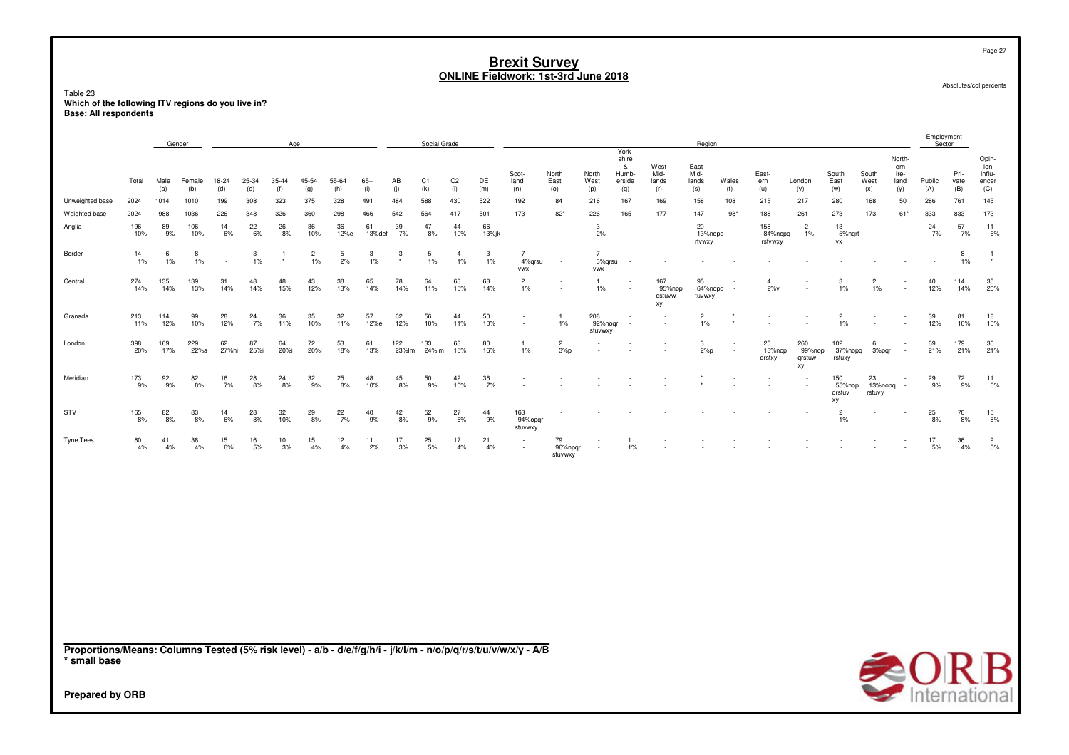# Brexit Survey
## ONLINE Fieldwork: 1st-3rd June 2018

Absolutes/col percents

Table 23
**Which of the following ITV regions do you live in?**
**Base: All respondents**

| | Total | Gender | | Age | | | | | | Social Grade | | | | Region | | | | | | | | | | | | | Employment Sector | | |
|---|---|---|---|---|---|---|---|---|---|---|---|---|---|---|---|---|---|---|---|---|---|---|---|---|---|---|---|---|---|
| | Total | Male (a) | Female (b) | 18-24 (d) | 25-34 (e) | 35-44 (f) | 45-54 (g) | 55-64 (h) | 65+ (i) | AB (j) | C1 (k) | C2 (l) | DE (m) | Scot-land (n) | North East (o) | North West (p) | York-shire & Humb-erside (q) | West Mid-lands (r) | East Mid-lands (s) | Wales (t) | East-ern (u) | London (v) | South East (w) | South West (x) | North-ern Ire-land (y) | Public (A) | Pri-vate (B) | Opin-ion Influ-encer (C) |
| Unweighted base | 2024 | 1014 | 1010 | 199 | 308 | 323 | 375 | 328 | 491 | 484 | 588 | 430 | 522 | 192 | 84 | 216 | 167 | 169 | 158 | 108 | 215 | 217 | 280 | 168 | 50 | 286 | 761 | 145 |
| Weighted base | 2024 | 988 | 1036 | 226 | 348 | 326 | 360 | 298 | 466 | 542 | 564 | 417 | 501 | 173 | 82* | 226 | 165 | 177 | 147 | 98* | 188 | 261 | 273 | 173 | 61* | 333 | 833 | 173 |
| Anglia | 196<br>10% | 89<br>9% | 106<br>10% | 14<br>6% | 22<br>6% | 26<br>8% | 36<br>10% | 36<br>12%e | 61<br>13%def | 39<br>7% | 47<br>8% | 44<br>10% | 66<br>13%jk | -<br>- | -<br>- | 3<br>2% | -<br>- | -<br>- | 20<br>13%nopq rtvwxy | -<br>- | 158<br>84%nopq rstvwxy | 2<br>1% | 13<br>5%nqrt vx | -<br>- | -<br>- | 24<br>7% | 57<br>7% | 11<br>6% |
| Border | 14<br>1% | 6<br>1% | 8<br>1% | -<br>- | 3<br>1% | 1<br>* | 2<br>1% | 5<br>2% | 3<br>1% | 3<br>* | 5<br>1% | 4<br>1% | 3<br>1% | 7<br>4%qrsu vwx | -<br>- | 7<br>3%qrsu vwx | -<br>- | -<br>- | -<br>- | -<br>- | -<br>- | -<br>- | -<br>- | -<br>- | -<br>- | -<br>- | 8<br>1% | 1<br>* |
| Central | 274<br>14% | 135<br>14% | 139<br>13% | 31<br>14% | 48<br>14% | 48<br>15% | 43<br>12% | 38<br>13% | 65<br>14% | 78<br>14% | 64<br>11% | 63<br>15% | 68<br>14% | 2<br>1% | -<br>- | 1<br>1% | -<br>- | 167<br>95%nop qstuvw xy | 95<br>64%nopq tuvwxy | -<br>- | 4<br>2%v | -<br>- | 3<br>1% | 2<br>1% | -<br>- | 40<br>12% | 114<br>14% | 35<br>20% |
| Granada | 213<br>11% | 114<br>12% | 99<br>10% | 28<br>12% | 24<br>7% | 36<br>11% | 35<br>10% | 32<br>11% | 57<br>12%e | 62<br>12% | 56<br>10% | 44<br>11% | 50<br>10% | -<br>- | 1<br>1% | 208<br>92%noqr stuvwxy | -<br>- | -<br>- | 2<br>1% | *<br>* | -<br>- | -<br>- | 2<br>1% | -<br>- | -<br>- | 39<br>12% | 81<br>10% | 18<br>10% |
| London | 398<br>20% | 169<br>17% | 229<br>22%a | 62<br>27%hi | 87<br>25%i | 64<br>20%i | 72<br>20%i | 53<br>18% | 61<br>13% | 122<br>23%lm | 133<br>24%lm | 63<br>15% | 80<br>16% | 1<br>1% | 2<br>3%p | -<br>- | -<br>- | -<br>- | 3<br>2%p | -<br>- | 25<br>13%nop qrstxy | 260<br>99%nop qrstuw xy | 102<br>37%nopq rstuxy | 6<br>3%pqr | -<br>- | 69<br>21% | 179<br>21% | 36<br>21% |
| Meridian | 173<br>9% | 92<br>9% | 82<br>8% | 16<br>7% | 28<br>8% | 24<br>8% | 32<br>9% | 25<br>8% | 48<br>10% | 45<br>8% | 50<br>9% | 42<br>10% | 36<br>7% | -<br>- | -<br>- | -<br>- | -<br>- | -<br>- | *<br>* | -<br>- | -<br>- | -<br>- | 150<br>55%nop qrstuv xy | 23<br>13%nopq rstuvy | -<br>- | 29<br>9% | 72<br>9% | 11<br>6% |
| STV | 165<br>8% | 82<br>8% | 83<br>8% | 14<br>6% | 28<br>8% | 32<br>10% | 29<br>8% | 22<br>7% | 40<br>9% | 42<br>8% | 52<br>9% | 27<br>6% | 44<br>9% | 163<br>94%opqr stuvwxy | -<br>- | -<br>- | -<br>- | -<br>- | -<br>- | -<br>- | -<br>- | -<br>- | 2<br>1% | -<br>- | -<br>- | 25<br>8% | 70<br>8% | 15<br>8% |
| Tyne Tees | 80<br>4% | 41<br>4% | 38<br>4% | 15<br>6%i | 16<br>5% | 10<br>3% | 15<br>4% | 12<br>4% | 11<br>2% | 17<br>3% | 25<br>5% | 17<br>4% | 21<br>4% | -<br>- | 79<br>96%npqr stuvwxy | -<br>- | 1<br>1% | -<br>- | -<br>- | -<br>- | -<br>- | -<br>- | -<br>- | -<br>- | -<br>- | 17<br>5% | 36<br>4% | 9<br>5% |

**Proportions/Means: Columns Tested (5% risk level) - a/b - d/e/f/g/h/i - j/k/l/m - n/o/p/q/r/s/t/u/v/w/x/y - A/B**
**\* small base**

**Prepared by ORB**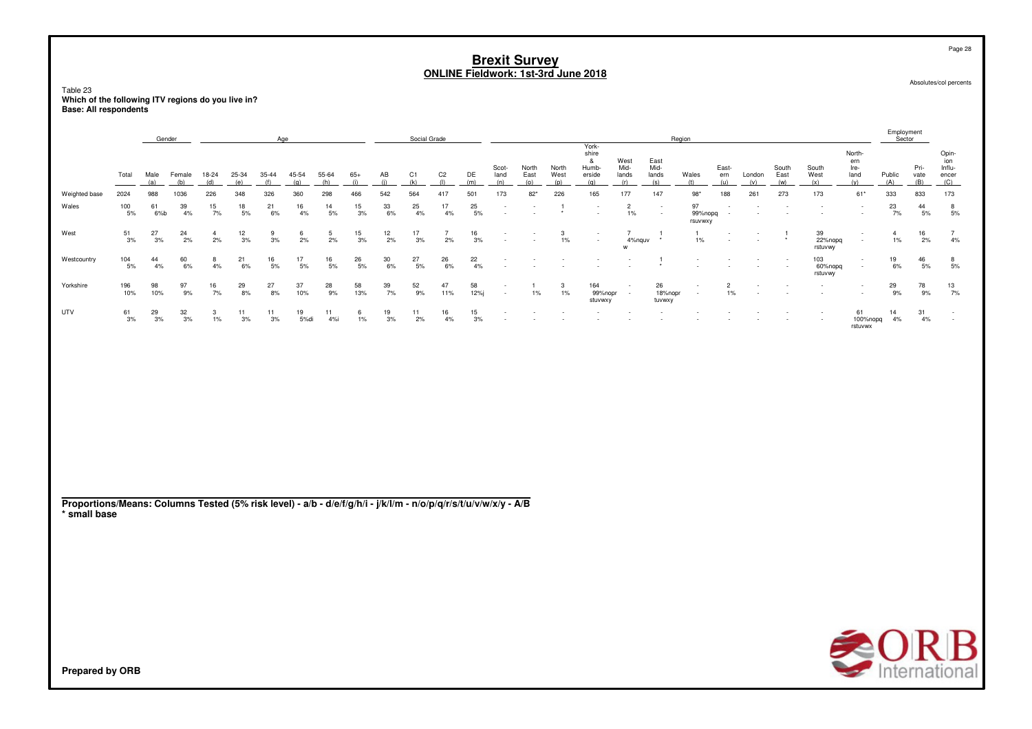# Brexit Survey
## ONLINE Fieldwork: 1st-3rd June 2018

Absolutes/col percents

Table 23
**Which of the following ITV regions do you live in?**
**Base: All respondents**

| | Total | Gender | | Age | | | | | | Social Grade | | | | Region | | | | | | | | | | | | Employment Sector | | |
|---|---|---|---|---|---|---|---|---|---|---|---|---|---|---|---|---|---|---|---|---|---|---|---|---|---|---|---|---|
| | Total | Male (a) | Female (b) | 18-24 (d) | 25-34 (e) | 35-44 (f) | 45-54 (g) | 55-64 (h) | 65+ (i) | AB (j) | C1 (k) | C2 (l) | DE (m) | Scotland (n) | North East (o) | North West (p) | Yorkshire & Humberside (q) | West Midlands (r) | East Midlands (s) | Wales (t) | Eastern (u) | London (v) | South East (w) | South West (x) | Northern Ireland (y) | Public (A) | Private (B) | Opinion Influencer (C) |
| Weighted base | 2024 | 988 | 1036 | 226 | 348 | 326 | 360 | 298 | 466 | 542 | 564 | 417 | 501 | 173 | 82* | 226 | 165 | 177 | 147 | 98* | 188 | 261 | 273 | 173 | 61* | 333 | 833 | 173 |
| Wales | 100<br>5% | 61<br>6%b | 39<br>4% | 15<br>7% | 18<br>5% | 21<br>6% | 16<br>4% | 14<br>5% | 15<br>3% | 33<br>6% | 25<br>4% | 17<br>4% | 25<br>5% | -<br>- | -<br>- | 1<br>* | -<br>- | 2<br>1% | -<br>- | 97<br>99%nopq rsuvwxy | -<br>- | - | - | -<br>- | -<br>- | 23<br>7% | 44<br>5% | 8<br>5% |
| West | 51<br>3% | 27<br>3% | 24<br>2% | 4<br>2% | 12<br>3% | 9<br>3% | 6<br>2% | 5<br>2% | 15<br>3% | 12<br>2% | 17<br>3% | 7<br>2% | 16<br>3% | -<br>- | -<br>- | 3<br>1% | -<br>- | 7<br>4%nquv w | 1<br>* | 1<br>1% | -<br>- | -<br>- | 1<br>* | 39<br>22%nopq rstuvwy | -<br>- | 4<br>1% | 16<br>2% | 7<br>4% |
| Westcountry | 104<br>5% | 44<br>4% | 60<br>6% | 8<br>4% | 21<br>6% | 16<br>5% | 17<br>5% | 16<br>5% | 26<br>5% | 30<br>6% | 27<br>5% | 26<br>6% | 22<br>4% | -<br>- | -<br>- | -<br>- | -<br>- | -<br>- | 1<br>* | -<br>- | -<br>- | -<br>- | -<br>- | 103<br>60%nopq rstuvwy | -<br>- | 19<br>6% | 46<br>5% | 8<br>5% |
| Yorkshire | 196<br>10% | 98<br>10% | 97<br>9% | 16<br>7% | 29<br>8% | 27<br>8% | 37<br>10% | 28<br>9% | 58<br>13% | 39<br>7% | 52<br>9% | 47<br>11% | 58<br>12%j | -<br>- | 1<br>1% | 3<br>1% | 164<br>99%nopr stuvwxy | -<br>- | 26<br>18%nopr tuvwxy | -<br>- | 2<br>1% | -<br>- | -<br>- | -<br>- | -<br>- | 29<br>9% | 78<br>9% | 13<br>7% |
| UTV | 61<br>3% | 29<br>3% | 32<br>3% | 3<br>1% | 11<br>3% | 11<br>3% | 19<br>5%di | 11<br>4%i | 6<br>1% | 19<br>3% | 11<br>2% | 16<br>4% | 15<br>3% | -<br>- | -<br>- | -<br>- | -<br>- | -<br>- | -<br>- | -<br>- | -<br>- | -<br>- | -<br>- | -<br>- | 61<br>100%nopq rstuvwx | 14<br>4% | 31<br>4% | -<br>- |

**Proportions/Means: Columns Tested (5% risk level) - a/b - d/e/f/g/h/i - j/k/l/m - n/o/p/q/r/s/t/u/v/w/x/y - A/B**
**\* small base**

**Prepared by ORB**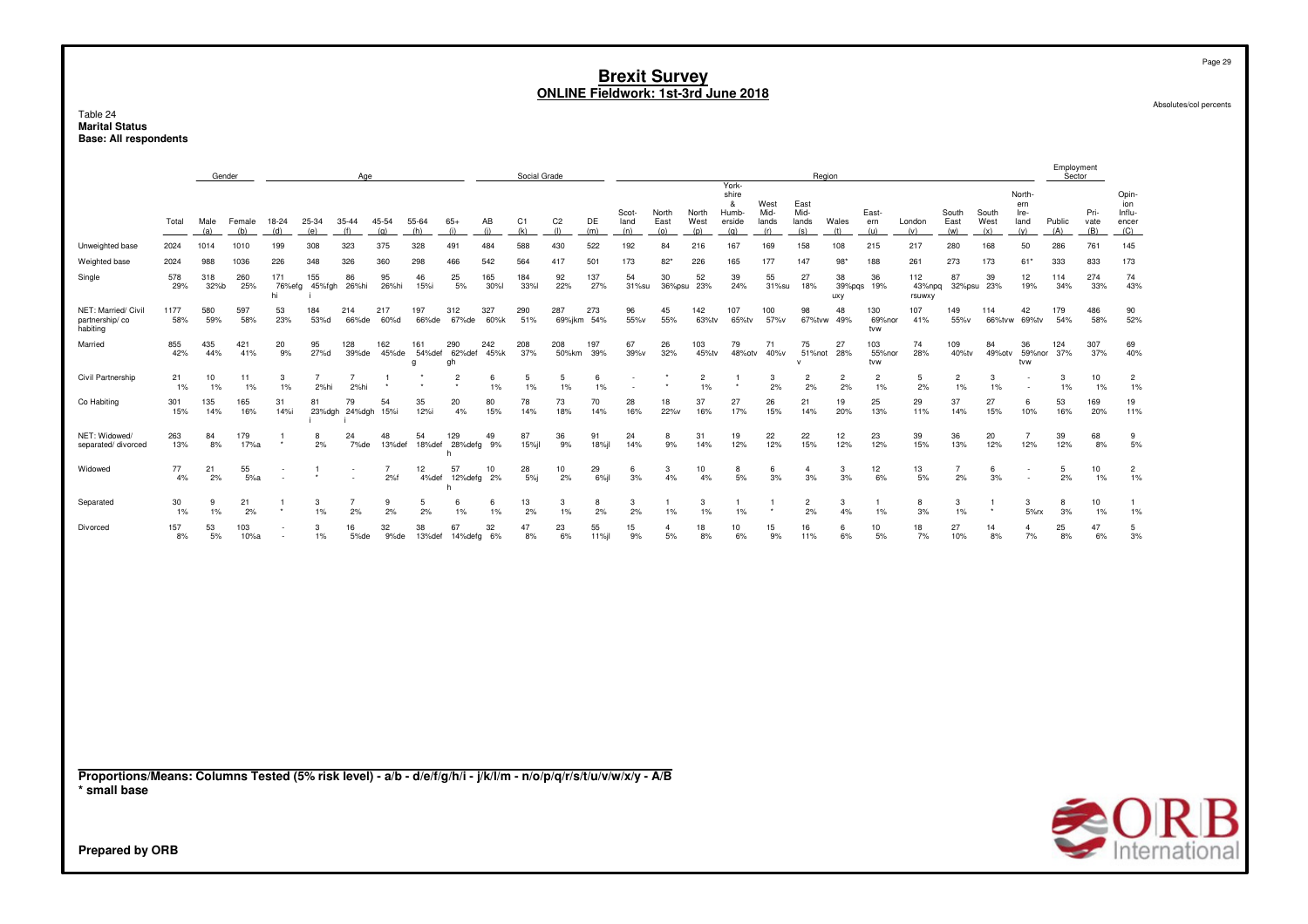# Brexit Survey
## ONLINE Fieldwork: 1st-3rd June 2018

Absolutes/col percents

Table 24
**Marital Status**
**Base: All respondents**

| | Total | Gender | | Age | | | | | | Social Grade | | | | Region | | | | | | | | | | | | Employment Sector | | |
|---|---|---|---|---|---|---|---|---|---|---|---|---|---|---|---|---|---|---|---|---|---|---|---|---|---|---|---|---|
| | Total | Male (a) | Female (b) | 18-24 (d) | 25-34 (e) | 35-44 (f) | 45-54 (g) | 55-64 (h) | 65+ (i) | AB (j) | C1 (k) | C2 (l) | DE (m) | Scotland (n) | North East (o) | North West (p) | Yorkshire & Humberside (q) | West Midlands (r) | East Midlands (s) | Wales (t) | Eastern (u) | London (v) | South East (w) | South West (x) | Northern Ireland (y) | Public (A) | Private (B) | Opinion Influencer (C) |
| Unweighted base | 2024 | 1014 | 1010 | 199 | 308 | 323 | 375 | 328 | 491 | 484 | 588 | 430 | 522 | 192 | 84 | 216 | 167 | 169 | 158 | 108 | 215 | 217 | 280 | 168 | 50 | 286 | 761 | 145 |
| Weighted base | 2024 | 988 | 1036 | 226 | 348 | 326 | 360 | 298 | 466 | 542 | 564 | 417 | 501 | 173 | 82* | 226 | 165 | 177 | 147 | 98* | 188 | 261 | 273 | 173 | 61* | 333 | 833 | 173 |
| Single | 578<br>29% | 318<br>32%b | 260<br>25% | 171<br>76%efghi | 155<br>45%fghi | 86<br>26%hi | 95<br>26%hi | 46<br>15%i | 25<br>5% | 165<br>30%l | 184<br>33%l | 92<br>22% | 137<br>27% | 54<br>31%su | 30<br>36%psu | 52<br>23% | 39<br>24% | 55<br>31%su | 27<br>18% | 38<br>39%pqsuxy | 36<br>19% | 112<br>43%npqrsuwxy | 87<br>32%psu | 39<br>23% | 12<br>19% | 114<br>34% | 274<br>33% | 74<br>43% |
| NET: Married/ Civil partnership/ co habiting | 1177<br>58% | 580<br>59% | 597<br>58% | 53<br>23% | 184<br>53%d | 214<br>66%de | 217<br>60%d | 197<br>66%de | 312<br>67%de | 327<br>60%k | 290<br>51% | 287<br>69%jkm | 273<br>54% | 96<br>55%v | 45<br>55% | 142<br>63%tv | 107<br>65%tv | 100<br>57%v | 98<br>67%tvw | 48<br>49% | 130<br>69%nortvw | 107<br>41% | 149<br>55%v | 114<br>66%tvw | 42<br>69%tv | 179<br>54% | 486<br>58% | 90<br>52% |
| Married | 855<br>42% | 435<br>44% | 421<br>41% | 20<br>9% | 95<br>27%d | 128<br>39%de | 162<br>45%de | 161<br>54%defg | 290<br>62%defgh | 242<br>45%k | 208<br>37% | 208<br>50%km | 197<br>39% | 67<br>39%v | 26<br>32% | 103<br>45%tv | 79<br>48%otv | 71<br>40%v | 75<br>51%notv | 27<br>28% | 103<br>55%nortvw | 74<br>28% | 109<br>40%tv | 84<br>49%otv | 36<br>59%nortvw | 124<br>37% | 307<br>37% | 69<br>40% |
| Civil Partnership | 21<br>1% | 10<br>1% | 11<br>1% | 3<br>1% | 7<br>2%hi | 7<br>2%hi | 1<br>* | *<br>* | 2<br>* | 6<br>1% | 5<br>1% | 5<br>1% | 6<br>1% | -<br>- | *<br>* | 2<br>1% | 1<br>* | 3<br>2% | 2<br>2% | 2<br>2% | 2<br>1% | 5<br>2% | 2<br>1% | 3<br>1% | -<br>- | 3<br>1% | 10<br>1% | 2<br>1% |
| Co Habiting | 301<br>15% | 135<br>14% | 165<br>16% | 31<br>14%i | 81<br>23%dghi | 79<br>24%dghi | 54<br>15%i | 35<br>12%i | 20<br>4% | 80<br>15% | 78<br>14% | 73<br>18% | 70<br>14% | 28<br>16% | 18<br>22%v | 37<br>16% | 27<br>17% | 26<br>15% | 21<br>14% | 19<br>20% | 25<br>13% | 29<br>11% | 37<br>14% | 27<br>15% | 6<br>10% | 53<br>16% | 169<br>20% | 19<br>11% |
| NET: Widowed/ separated/ divorced | 263<br>13% | 84<br>8% | 179<br>17%a | 1<br>* | 8<br>2% | 24<br>7%de | 48<br>13%def | 54<br>18%def | 129<br>28%defgh | 49<br>9% | 87<br>15%jl | 36<br>9% | 91<br>18%jl | 24<br>14% | 8<br>9% | 31<br>14% | 19<br>12% | 22<br>12% | 22<br>15% | 12<br>12% | 23<br>12% | 39<br>15% | 36<br>13% | 20<br>12% | 7<br>12% | 39<br>12% | 68<br>8% | 9<br>5% |
| Widowed | 77<br>4% | 21<br>2% | 55<br>5%a | -<br>- | 1<br>* | -<br>- | 7<br>2%f | 12<br>4%def | 57<br>12%defgh | 10<br>2% | 28<br>5%j | 10<br>2% | 29<br>6%jl | 6<br>3% | 3<br>4% | 10<br>4% | 8<br>5% | 6<br>3% | 4<br>3% | 3<br>3% | 12<br>6% | 13<br>5% | 7<br>2% | 6<br>3% | -<br>- | 5<br>2% | 10<br>1% | 2<br>1% |
| Separated | 30<br>1% | 9<br>1% | 21<br>2% | 1<br>* | 3<br>1% | 7<br>2% | 9<br>2% | 5<br>2% | 6<br>1% | 6<br>1% | 13<br>2% | 3<br>1% | 8<br>2% | 3<br>2% | 1<br>1% | 3<br>1% | 1<br>1% | 1<br>* | 2<br>2% | 3<br>4% | 1<br>1% | 8<br>3% | 3<br>1% | 1<br>* | 3<br>5%rx | 8<br>3% | 10<br>1% | 1<br>1% |
| Divorced | 157<br>8% | 53<br>5% | 103<br>10%a | -<br>- | 3<br>1% | 16<br>5%de | 32<br>9%de | 38<br>13%def | 67<br>14%defg | 32<br>6% | 47<br>8% | 23<br>6% | 55<br>11%jl | 15<br>9% | 4<br>5% | 18<br>8% | 10<br>6% | 15<br>9% | 16<br>11% | 6<br>6% | 10<br>5% | 18<br>7% | 27<br>10% | 14<br>8% | 4<br>7% | 25<br>8% | 47<br>6% | 5<br>3% |

**Proportions/Means: Columns Tested (5% risk level) - a/b - d/e/f/g/h/i - j/k/l/m - n/o/p/q/r/s/t/u/v/w/x/y - A/B**
**\* small base**

**Prepared by ORB**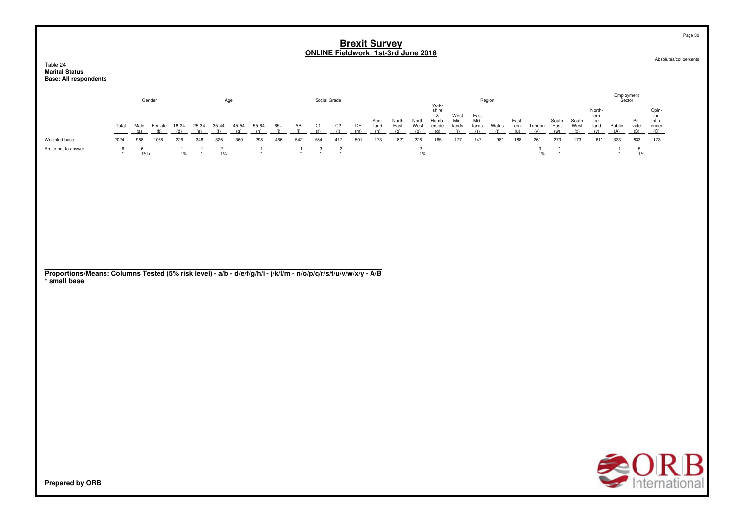# Brexit Survey
## ONLINE Fieldwork: 1st-3rd June 2018

Absolutes/col percents

Table 24
**Marital Status**
**Base: All respondents**

| | | Gender | | Age | | | | | | Social Grade | | | | Region | | | | | | | | | | | | Employment Sector | | |
|---|---|---|---|---|---|---|---|---|---|---|---|---|---|---|---|---|---|---|---|---|---|---|---|---|---|---|---|---|
| | Total | Male (a) | Female (b) | 18-24 (d) | 25-34 (e) | 35-44 (f) | 45-54 (g) | 55-64 (h) | 65+ (i) | AB (j) | C1 (k) | C2 (l) | DE (m) | Scotland (n) | North East (o) | North West (p) | Yorkshire & Humberside (q) | West Midlands (r) | East Midlands (s) | Wales (t) | Eastern (u) | London (v) | South East (w) | South West (x) | Northern Ireland (y) | Public (A) | Private (B) | Opinion Influencer (C) |
| Weighted base | 2024 | 988 | 1036 | 226 | 348 | 326 | 360 | 298 | 466 | 542 | 564 | 417 | 501 | 173 | 82* | 226 | 165 | 177 | 147 | 98* | 188 | 261 | 273 | 173 | 61* | 333 | 833 | 173 |
| Prefer not to answer | 6 | 6 | - | 1 | 1 | 2 | - | 1 | - | 1 | 3 | 2 | - | - | - | 2 | - | - | - | - | - | 3 | * | - | - | 1 | 5 | - |
| | * | 1%b | - | 1% | * | 1% | - | * | - | * | * | * | - | - | - | 1% | - | - | - | - | - | 1% | * | - | - | * | 1% | - |

**Proportions/Means: Columns Tested (5% risk level) - a/b - d/e/f/g/h/i - j/k/l/m - n/o/p/q/r/s/t/u/v/w/x/y - A/B**
**\* small base**

**Prepared by ORB**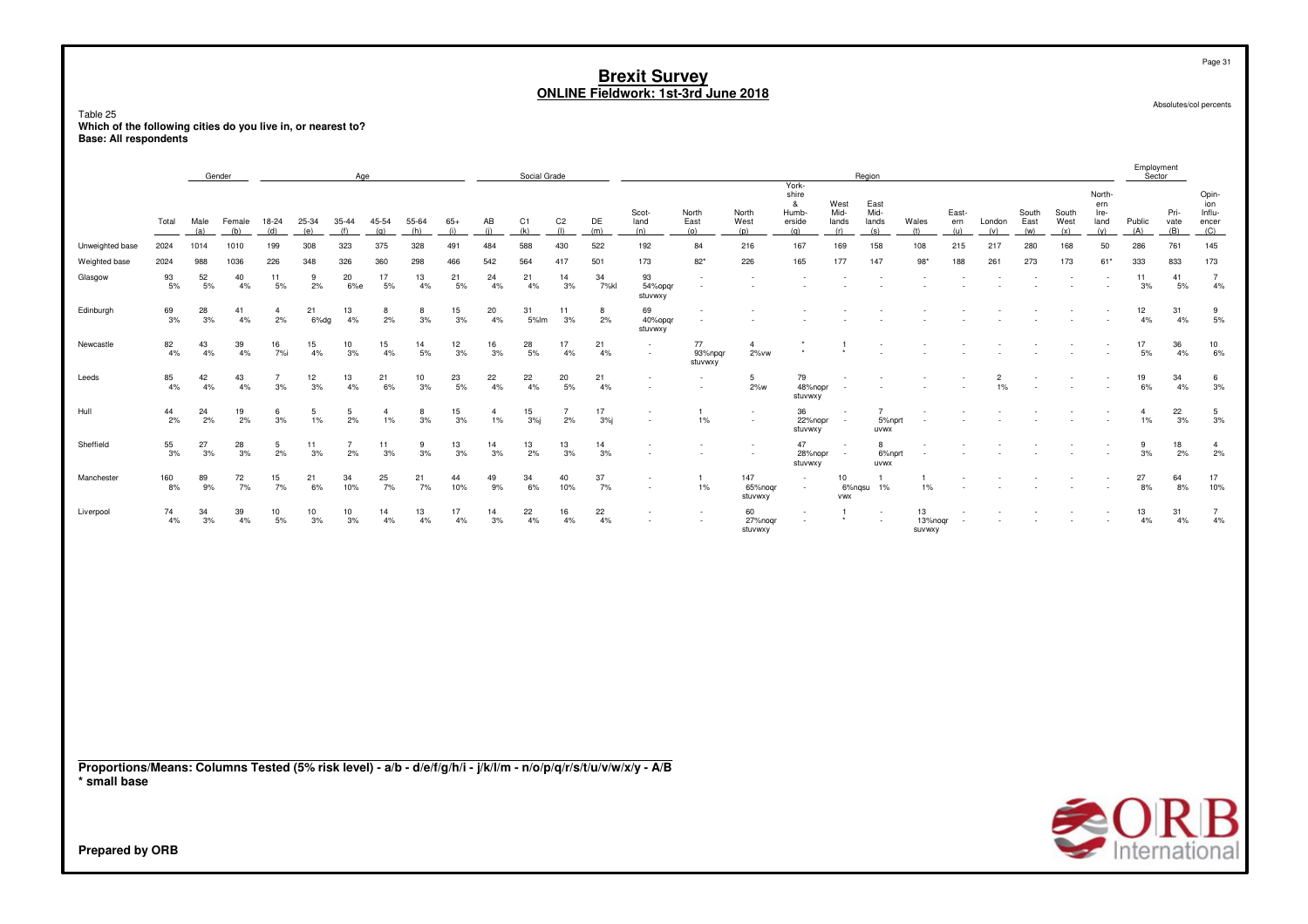# Brexit Survey
## ONLINE Fieldwork: 1st-3rd June 2018

Absolutes/col percents

Table 25
**Which of the following cities do you live in, or nearest to?**
**Base: All respondents**

| | | Gender | | Age | | | | | | Social Grade | | | | Region | | | | | | | | | | | | Employment Sector | | |
|---|---|---|---|---|---|---|---|---|---|---|---|---|---|---|---|---|---|---|---|---|---|---|---|---|---|---|---|---|
| | Total | Male (a) | Female (b) | 18-24 (d) | 25-34 (e) | 35-44 (f) | 45-54 (g) | 55-64 (h) | 65+ (i) | AB (j) | C1 (k) | C2 (l) | DE (m) | Scot-land (n) | North East (o) | North West (p) | York-shire & Humb-erside (q) | West Mid-lands (r) | East Mid-lands (s) | Wales (t) | East-ern (u) | London (v) | South East (w) | South West (x) | North-ern Ire-land (y) | Public (A) | Pri-vate (B) | Opin-ion Influ-encer (C) |
| Unweighted base | 2024 | 1014 | 1010 | 199 | 308 | 323 | 375 | 328 | 491 | 484 | 588 | 430 | 522 | 192 | 84 | 216 | 167 | 169 | 158 | 108 | 215 | 217 | 280 | 168 | 50 | 286 | 761 | 145 |
| Weighted base | 2024 | 988 | 1036 | 226 | 348 | 326 | 360 | 298 | 466 | 542 | 564 | 417 | 501 | 173 | 82* | 226 | 165 | 177 | 147 | 98* | 188 | 261 | 273 | 173 | 61* | 333 | 833 | 173 |
| Glasgow | 93<br>5% | 52<br>5% | 40<br>4% | 11<br>5% | 9<br>2% | 20<br>6%e | 17<br>5% | 13<br>4% | 21<br>5% | 24<br>4% | 21<br>4% | 14<br>3% | 34<br>7%kl | 93<br>54%opqr stuvwxy | -<br>- | -<br>- | -<br>- | -<br>- | -<br>- | -<br>- | -<br>- | -<br>- | -<br>- | -<br>- | -<br>- | 11<br>3% | 41<br>5% | 7<br>4% |
| Edinburgh | 69<br>3% | 28<br>3% | 41<br>4% | 4<br>2% | 21<br>6%dg | 13<br>4% | 8<br>2% | 8<br>3% | 15<br>3% | 20<br>4% | 31<br>5%lm | 11<br>3% | 8<br>2% | 69<br>40%opqr stuvwxy | -<br>- | -<br>- | -<br>- | -<br>- | -<br>- | -<br>- | -<br>- | -<br>- | -<br>- | -<br>- | -<br>- | 12<br>4% | 31<br>4% | 9<br>5% |
| Newcastle | 82<br>4% | 43<br>4% | 39<br>4% | 16<br>7%i | 15<br>4% | 10<br>3% | 15<br>4% | 14<br>5% | 12<br>3% | 16<br>3% | 28<br>5% | 17<br>4% | 21<br>4% | -<br>- | 77<br>93%npqr stuvwxy | 4<br>2%vw | *<br>* | 1<br>* | -<br>- | -<br>- | -<br>- | -<br>- | -<br>- | -<br>- | -<br>- | 17<br>5% | 36<br>4% | 10<br>6% |
| Leeds | 85<br>4% | 42<br>4% | 43<br>4% | 7<br>3% | 12<br>3% | 13<br>4% | 21<br>6% | 10<br>3% | 23<br>5% | 22<br>4% | 22<br>4% | 20<br>5% | 21<br>4% | -<br>- | -<br>- | 5<br>2%w | 79<br>48%nopr stuvwxy | -<br>- | -<br>- | -<br>- | -<br>- | 2<br>1% | -<br>- | -<br>- | -<br>- | 19<br>6% | 34<br>4% | 6<br>3% |
| Hull | 44<br>2% | 24<br>2% | 19<br>2% | 6<br>3% | 5<br>1% | 5<br>2% | 4<br>1% | 8<br>3% | 15<br>3% | 4<br>1% | 15<br>3%j | 7<br>2% | 17<br>3%j | -<br>- | 1<br>1% | -<br>- | 36<br>22%nopr stuvwxy | -<br>- | 7<br>5%nprt uvwx | -<br>- | -<br>- | -<br>- | -<br>- | -<br>- | -<br>- | 4<br>1% | 22<br>3% | 5<br>3% |
| Sheffield | 55<br>3% | 27<br>3% | 28<br>3% | 5<br>2% | 11<br>3% | 7<br>2% | 11<br>3% | 9<br>3% | 13<br>3% | 14<br>3% | 13<br>2% | 13<br>3% | 14<br>3% | -<br>- | -<br>- | -<br>- | 47<br>28%nopr stuvwxy | -<br>- | 8<br>6%nprt uvwx | -<br>- | -<br>- | -<br>- | -<br>- | -<br>- | -<br>- | 9<br>3% | 18<br>2% | 4<br>2% |
| Manchester | 160<br>8% | 89<br>9% | 72<br>7% | 15<br>7% | 21<br>6% | 34<br>10% | 25<br>7% | 21<br>7% | 44<br>10% | 49<br>9% | 34<br>6% | 40<br>10% | 37<br>7% | -<br>- | 1<br>1% | 147<br>65%noqr stuvwxy | -<br>- | 10<br>6%nqsu vwx | 1<br>1% | 1<br>1% | -<br>- | -<br>- | -<br>- | -<br>- | -<br>- | 27<br>8% | 64<br>8% | 17<br>10% |
| Liverpool | 74<br>4% | 34<br>3% | 39<br>4% | 10<br>5% | 10<br>3% | 10<br>3% | 14<br>4% | 13<br>4% | 17<br>4% | 14<br>3% | 22<br>4% | 16<br>4% | 22<br>4% | -<br>- | -<br>- | 60<br>27%noqr stuvwxy | -<br>- | 1<br>* | -<br>- | 13<br>13%noqr suvwxy | -<br>- | -<br>- | -<br>- | -<br>- | -<br>- | 13<br>4% | 31<br>4% | 7<br>4% |

**Proportions/Means: Columns Tested (5% risk level) - a/b - d/e/f/g/h/i - j/k/l/m - n/o/p/q/r/s/t/u/v/w/x/y - A/B**
*** small base**

**Prepared by ORB**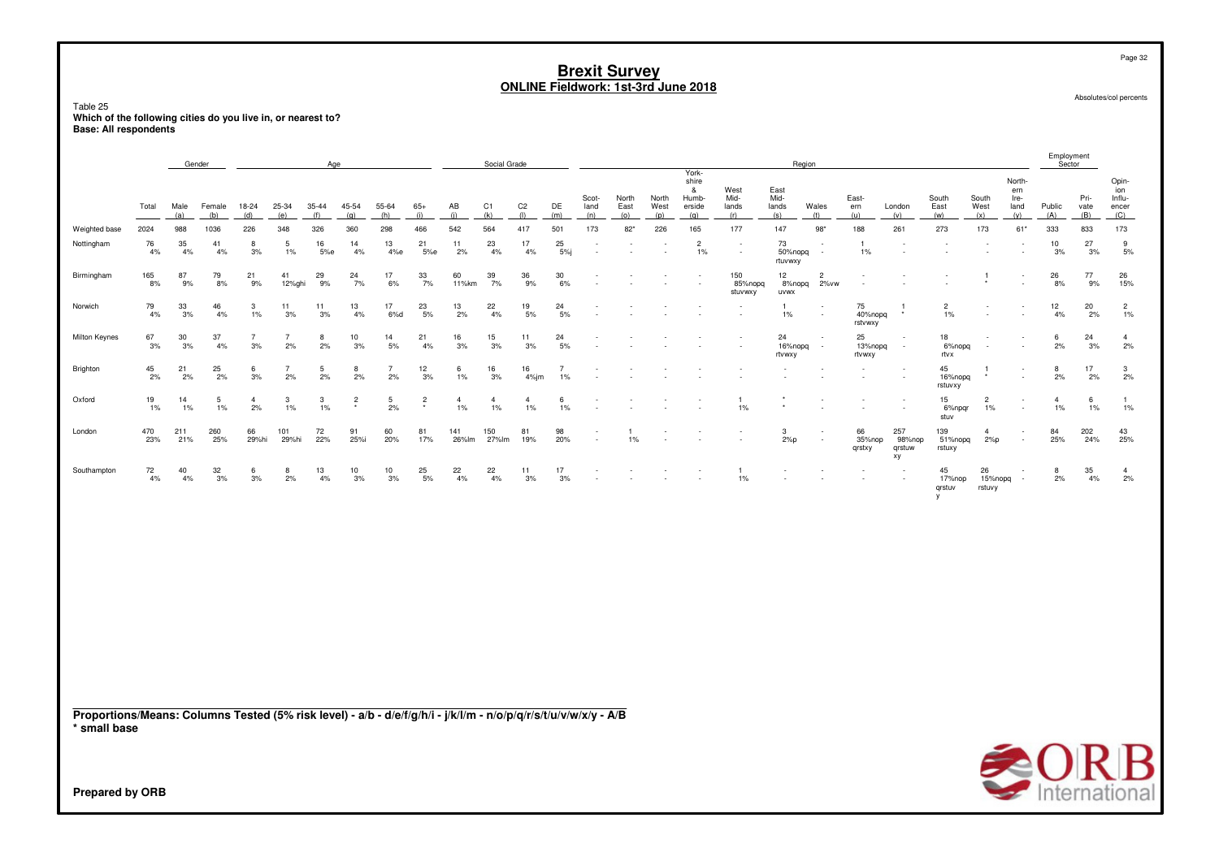# Brexit Survey
## ONLINE Fieldwork: 1st-3rd June 2018

Absolutes/col percents

Table 25
**Which of the following cities do you live in, or nearest to?**
**Base: All respondents**

| | Total | Gender | | Age | | | | | | Social Grade | | | | Region | | | | | | | | | | | | Employment Sector | | |
|---|---|---|---|---|---|---|---|---|---|---|---|---|---|---|---|---|---|---|---|---|---|---|---|---|---|---|---|---|
| | | Male (a) | Female (b) | 18-24 (d) | 25-34 (e) | 35-44 (f) | 45-54 (g) | 55-64 (h) | 65+ (i) | AB (j) | C1 (k) | C2 (l) | DE (m) | Scotland (n) | North East (o) | North West (p) | Yorkshire & Humberside (q) | West Midlands (r) | East Midlands (s) | Wales (t) | Eastern (u) | London (v) | South East (w) | South West (x) | Northern Ireland (y) | Public (A) | Private (B) | Opinion Influencer (C) |
| Weighted base | 2024 | 988 | 1036 | 226 | 348 | 326 | 360 | 298 | 466 | 542 | 564 | 417 | 501 | 173 | 82* | 226 | 165 | 177 | 147 | 98* | 188 | 261 | 273 | 173 | 61* | 333 | 833 | 173 |
| Nottingham | 76 | 35 | 41 | 8 | 5 | 16 | 14 | 13 | 21 | 11 | 23 | 17 | 25 | - | - | - | 2 | - | 73 | - | 1 | - | - | - | - | 10 | 27 | 9 |
| | 4% | 4% | 4% | 3% | 1% | 5%e | 4% | 4%e | 5%e | 2% | 4% | 4% | 5%j | - | - | - | 1% | - | 50%nopq rtuvwxy | - | 1% | - | - | - | - | 3% | 3% | 5% |
| Birmingham | 165 | 87 | 79 | 21 | 41 | 29 | 24 | 17 | 33 | 60 | 39 | 36 | 30 | - | - | - | - | 150 | 12 | 2 | - | - | - | 1 | - | 26 | 77 | 26 |
| | 8% | 9% | 8% | 9% | 12%ghi | 9% | 7% | 6% | 7% | 11%km | 7% | 9% | 6% | - | - | - | - | 85%nopq stuvwxy | 8%nopq uvwx | 2%vw | - | - | - | * | - | 8% | 9% | 15% |
| Norwich | 79 | 33 | 46 | 3 | 11 | 11 | 13 | 17 | 23 | 13 | 22 | 19 | 24 | - | - | - | - | - | 1 | - | 75 | 1 | 2 | - | - | 12 | 20 | 2 |
| | 4% | 3% | 4% | 1% | 3% | 3% | 4% | 6%d | 5% | 2% | 4% | 5% | 5% | - | - | - | - | - | 1% | - | 40%nopq rstvwxy | * | 1% | - | - | 4% | 2% | 1% |
| Milton Keynes | 67 | 30 | 37 | 7 | 7 | 8 | 10 | 14 | 21 | 16 | 15 | 11 | 24 | - | - | - | - | - | 24 | - | 25 | - | 18 | - | - | 6 | 24 | 4 |
| | 3% | 3% | 4% | 3% | 2% | 2% | 3% | 5% | 4% | 3% | 3% | 3% | 5% | - | - | - | - | - | 16%nopq rtvwxy | - | 13%nopq rtvwxy | - | 6%nopq rtvx | - | - | 2% | 3% | 2% |
| Brighton | 45 | 21 | 25 | 6 | 7 | 5 | 8 | 7 | 12 | 6 | 16 | 16 | 7 | - | - | - | - | - | - | - | - | - | 45 | 1 | - | 8 | 17 | 3 |
| | 2% | 2% | 2% | 3% | 2% | 2% | 2% | 2% | 3% | 1% | 3% | 4%jm | 1% | - | - | - | - | - | - | - | - | - | 16%nopq rstuvxy | * | - | 2% | 2% | 2% |
| Oxford | 19 | 14 | 5 | 4 | 3 | 3 | 2 | 5 | 2 | 4 | 4 | 4 | 6 | - | - | - | - | 1 | * | - | - | - | 15 | 2 | - | 4 | 6 | 1 |
| | 1% | 1% | 1% | 2% | 1% | 1% | * | 2% | * | 1% | 1% | 1% | 1% | - | - | - | - | 1% | * | - | - | - | 6%npqr stuv | 1% | - | 1% | 1% | 1% |
| London | 470 | 211 | 260 | 66 | 101 | 72 | 91 | 60 | 81 | 141 | 150 | 81 | 98 | - | 1 | - | - | - | 3 | - | 66 | 257 | 139 | 4 | - | 84 | 202 | 43 |
| | 23% | 21% | 25% | 29%hi | 29%hi | 22% | 25%i | 20% | 17% | 26%lm | 27%lm | 19% | 20% | - | 1% | - | - | - | 2%p | - | 35%nop qrstxy | 98%nop qrstuw xy | 51%nopq rstuxy | 2%p | - | 25% | 24% | 25% |
| Southampton | 72 | 40 | 32 | 6 | 8 | 13 | 10 | 10 | 25 | 22 | 22 | 11 | 17 | - | - | - | - | 1 | - | - | - | - | 45 | 26 | - | 8 | 35 | 4 |
| | 4% | 4% | 3% | 3% | 2% | 4% | 3% | 3% | 5% | 4% | 4% | 3% | 3% | - | - | - | - | 1% | - | - | - | - | 17%nop qrstuv y | 15%nopq rstuvy | - | 2% | 4% | 2% |

**Proportions/Means: Columns Tested (5% risk level) - a/b - d/e/f/g/h/i - j/k/l/m - n/o/p/q/r/s/t/u/v/w/x/y - A/B**
**\* small base**

**Prepared by ORB**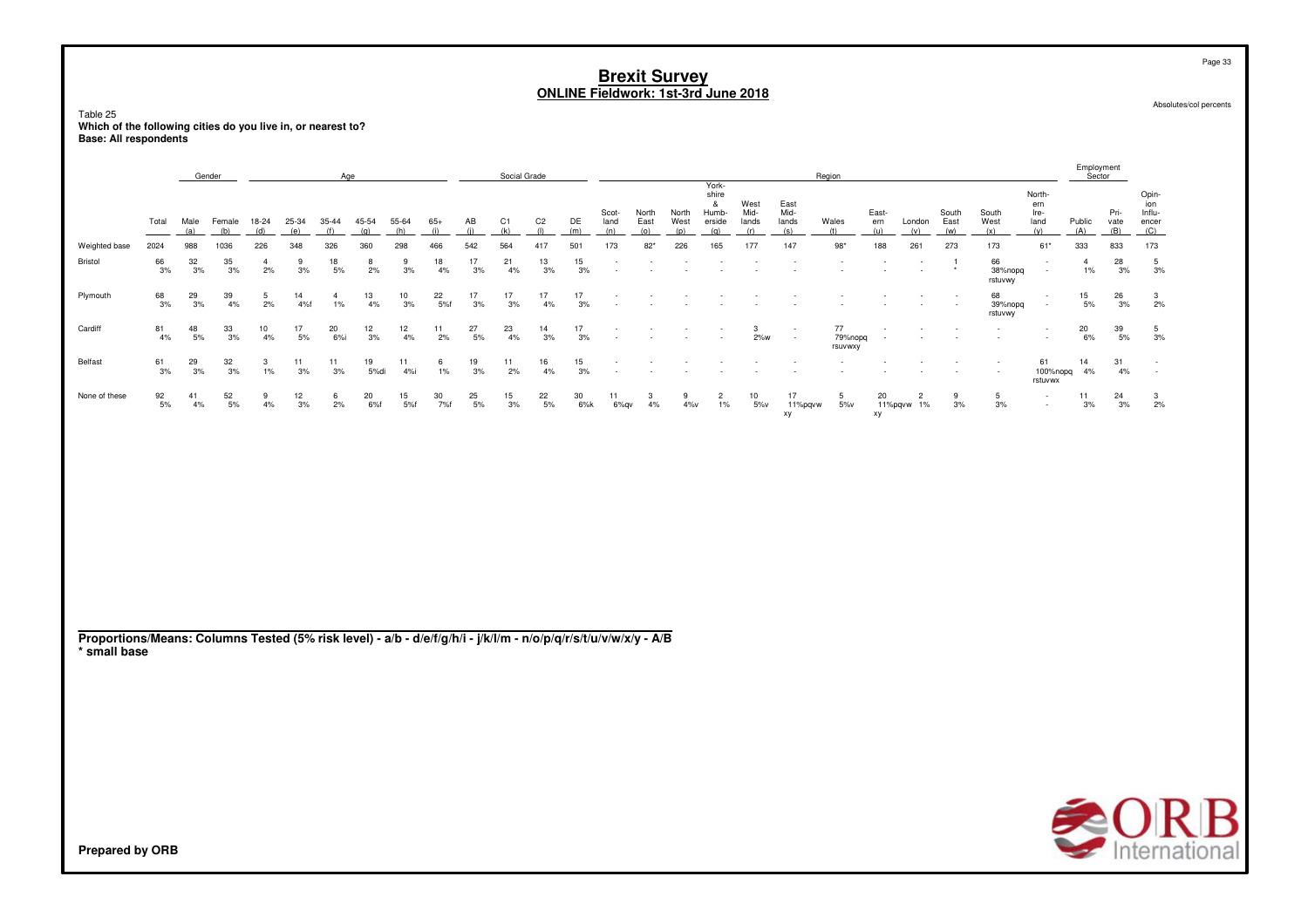# Brexit Survey

## ONLINE Fieldwork: 1st-3rd June 2018

Absolutes/col percents

Table 25

**Which of the following cities do you live in, or nearest to?**

**Base: All respondents**

| | Total | Gender | | Age | | | | | | Social Grade | | | | Region | | | | | | | | | | | | Employment Sector | | |
|---|---|---|---|---|---|---|---|---|---|---|---|---|---|---|---|---|---|---|---|---|---|---|---|---|---|---|---|---|
| | | Male (a) | Female (b) | 18-24 (d) | 25-34 (e) | 35-44 (f) | 45-54 (g) | 55-64 (h) | 65+ (i) | AB (j) | C1 (k) | C2 (l) | DE (m) | Scotland (n) | North East (o) | North West (p) | York-shire & Humberside (q) | West Midlands (r) | East Midlands (s) | Wales (t) | Eastern (u) | London (v) | South East (w) | South West (x) | Northern Ireland (y) | Public (A) | Private (B) | Opinion Influencer (C) |
| Weighted base | 2024 | 988 | 1036 | 226 | 348 | 326 | 360 | 298 | 466 | 542 | 564 | 417 | 501 | 173 | 82* | 226 | 165 | 177 | 147 | 98* | 188 | 261 | 273 | 173 | 61* | 333 | 833 | 173 |
| Bristol | 66<br>3% | 32<br>3% | 35<br>3% | 4<br>2% | 9<br>3% | 18<br>5% | 8<br>2% | 9<br>3% | 18<br>4% | 17<br>3% | 21<br>4% | 13<br>3% | 15<br>3% | -<br>- | -<br>- | -<br>- | -<br>- | -<br>- | -<br>- | -<br>- | -<br>- | -<br>- | 1<br>* | 66<br>38%nopq rstuvwy | -<br>- | 4<br>1% | 28<br>3% | 5<br>3% |
| Plymouth | 68<br>3% | 29<br>3% | 39<br>4% | 5<br>2% | 14<br>4%f | 4<br>1% | 13<br>4% | 10<br>3% | 22<br>5%f | 17<br>3% | 17<br>3% | 17<br>4% | 17<br>3% | -<br>- | -<br>- | -<br>- | -<br>- | -<br>- | -<br>- | -<br>- | -<br>- | -<br>- | -<br>- | 68<br>39%nopq rstuvwy | -<br>- | 15<br>5% | 26<br>3% | 3<br>2% |
| Cardiff | 81<br>4% | 48<br>5% | 33<br>3% | 10<br>4% | 17<br>5% | 20<br>6%i | 12<br>3% | 12<br>4% | 11<br>2% | 27<br>5% | 23<br>4% | 14<br>3% | 17<br>3% | -<br>- | -<br>- | -<br>- | -<br>- | 3<br>2%w | -<br>- | 77<br>79%nopq rsuvwxy | -<br>- | -<br>- | -<br>- | -<br>- | -<br>- | 20<br>6% | 39<br>5% | 5<br>3% |
| Belfast | 61<br>3% | 29<br>3% | 32<br>3% | 3<br>1% | 11<br>3% | 11<br>3% | 19<br>5%di | 11<br>4%i | 6<br>1% | 19<br>3% | 11<br>2% | 16<br>4% | 15<br>3% | -<br>- | -<br>- | -<br>- | -<br>- | -<br>- | -<br>- | -<br>- | -<br>- | -<br>- | -<br>- | -<br>- | 61<br>100%nopq rstuvwx | 14<br>4% | 31<br>4% | -<br>- |
| None of these | 92<br>5% | 41<br>4% | 52<br>5% | 9<br>4% | 12<br>3% | 6<br>2% | 20<br>6%f | 15<br>5%f | 30<br>7%f | 25<br>5% | 15<br>3% | 22<br>5% | 30<br>6%k | 11<br>6%qv | 3<br>4% | 9<br>4%v | 2<br>1% | 10<br>5%v | 17<br>11%pqvw xy | 5<br>5%v | 20<br>11%pqvw xy | 2<br>1% | 9<br>3% | 5<br>3% | -<br>- | 11<br>3% | 24<br>3% | 3<br>2% |

**Proportions/Means: Columns Tested (5% risk level) - a/b - d/e/f/g/h/i - j/k/l/m - n/o/p/q/r/s/t/u/v/w/x/y - A/B**
**\* small base**

**Prepared by ORB**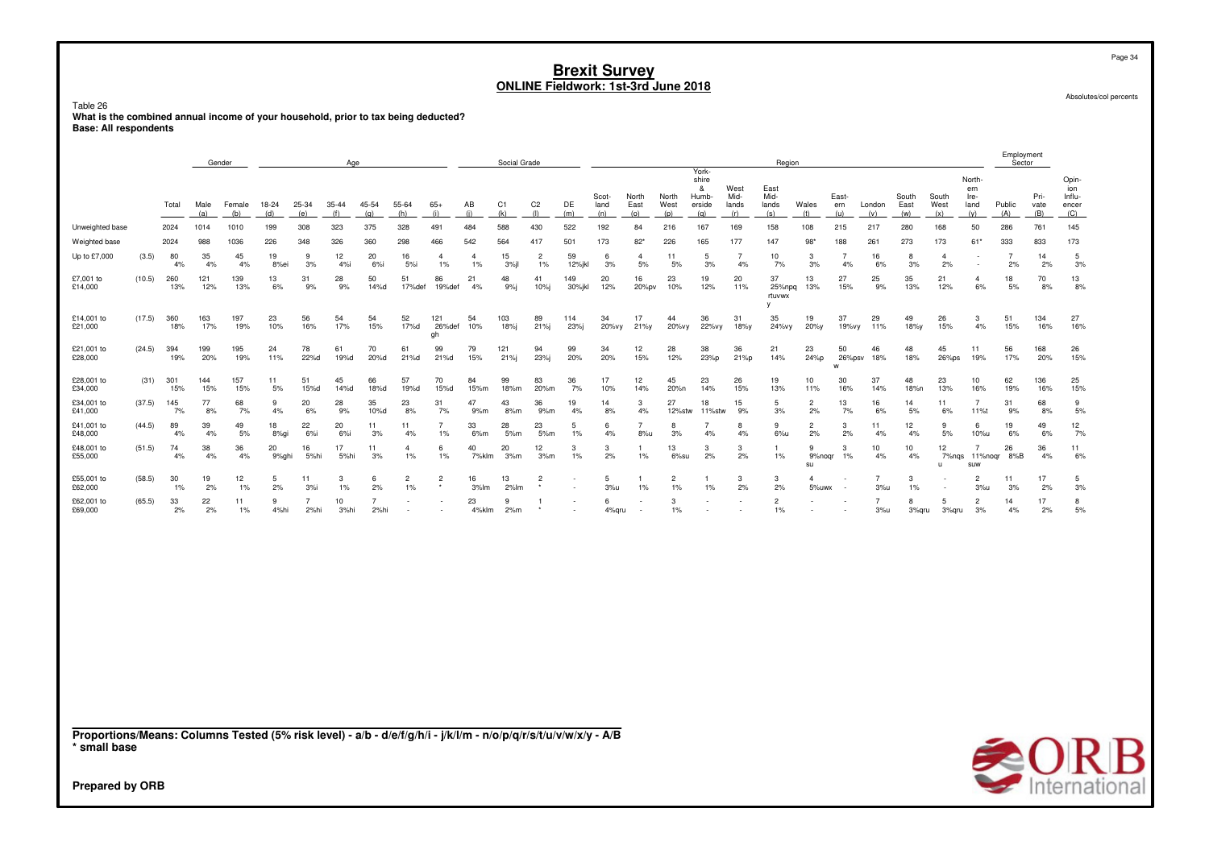# Brexit Survey
## ONLINE Fieldwork: 1st-3rd June 2018

Absolutes/col percents

Table 26
**What is the combined annual income of your household, prior to tax being deducted?**
**Base: All respondents**

| | | | Gender | | Age | | | | | | Social Grade | | | | Region | | | | | | | | | | | | | Employment Sector | | |
|---|---|---|---|---|---|---|---|---|---|---|---|---|---|---|---|---|---|---|---|---|---|---|---|---|---|---|---|---|---|---|
| | | Total | Male (a) | Female (b) | 18-24 (d) | 25-34 (e) | 35-44 (f) | 45-54 (g) | 55-64 (h) | 65+ (i) | AB (j) | C1 (k) | C2 (l) | DE (m) | Scot-land (n) | North East (o) | North West (p) | York-shire & Humb-erside (q) | West Mid-lands (r) | East Mid-lands (s) | Wales (t) | East-ern (u) | London (v) | South East (w) | South West (x) | North-ern Ire-land (y) | Public (A) | Pri-vate (B) | Opin-ion Influ-encer (C) |
| Unweighted base | | 2024 | 1014 | 1010 | 199 | 308 | 323 | 375 | 328 | 491 | 484 | 588 | 430 | 522 | 192 | 84 | 216 | 167 | 169 | 158 | 108 | 215 | 217 | 280 | 168 | 50 | 286 | 761 | 145 |
| Weighted base | | 2024 | 988 | 1036 | 226 | 348 | 326 | 360 | 298 | 466 | 542 | 564 | 417 | 501 | 173 | 82* | 226 | 165 | 177 | 147 | 98* | 188 | 261 | 273 | 173 | 61* | 333 | 833 | 173 |
| Up to £7,000 | (3.5) | 80<br>4% | 35<br>4% | 45<br>4% | 19<br>8%ei | 9<br>3% | 12<br>4%i | 20<br>6%i | 16<br>5%i | 4<br>1% | 4<br>1% | 15<br>3%jl | 2<br>1% | 59<br>12%jkl | 6<br>3% | 4<br>5% | 11<br>5% | 5<br>3% | 7<br>4% | 10<br>7% | 3<br>3% | 7<br>4% | 16<br>6% | 8<br>3% | 4<br>2% | -<br>- | 7<br>2% | 14<br>2% | 5<br>3% |
| £7,001 to £14,000 | (10.5) | 260<br>13% | 121<br>12% | 139<br>13% | 13<br>6% | 31<br>9% | 28<br>9% | 50<br>14%d | 51<br>17%def | 86<br>19%def | 21<br>4% | 48<br>9%j | 41<br>10%j | 149<br>30%jkl | 20<br>12% | 16<br>20%pv | 23<br>10% | 19<br>12% | 20<br>11% | 37<br>25%npq rtuvwx y | 13<br>13% | 27<br>15% | 25<br>9% | 35<br>13% | 21<br>12% | 4<br>6% | 18<br>5% | 70<br>8% | 13<br>8% |
| £14,001 to £21,000 | (17.5) | 360<br>18% | 163<br>17% | 197<br>19% | 23<br>10% | 56<br>16% | 54<br>17% | 54<br>15% | 52<br>17%d | 121<br>26%def gh | 54<br>10% | 103<br>18%j | 89<br>21%j | 114<br>23%j | 34<br>20%vy | 17<br>21%y | 44<br>20%vy | 36<br>22%vy | 31<br>18%y | 35<br>24%vy | 19<br>20%y | 37<br>19%vy | 29<br>11% | 49<br>18%y | 26<br>15% | 3<br>4% | 51<br>15% | 134<br>16% | 27<br>16% |
| £21,001 to £28,000 | (24.5) | 394<br>19% | 199<br>20% | 195<br>19% | 24<br>11% | 78<br>22%d | 61<br>19%d | 70<br>20%d | 61<br>21%d | 99<br>21%d | 79<br>15% | 121<br>21%j | 94<br>23%j | 99<br>20% | 34<br>20% | 12<br>15% | 28<br>12% | 38<br>23%p | 36<br>21%p | 21<br>14% | 23<br>24%p | 50<br>26%psv w | 46<br>18% | 48<br>18% | 45<br>26%ps | 11<br>19% | 56<br>17% | 168<br>20% | 26<br>15% |
| £28,001 to £34,000 | (31) | 301<br>15% | 144<br>15% | 157<br>15% | 11<br>5% | 51<br>15%d | 45<br>14%d | 66<br>18%d | 57<br>19%d | 70<br>15%d | 84<br>15%m | 99<br>18%m | 83<br>20%m | 36<br>7% | 17<br>10% | 12<br>14% | 45<br>20%n | 23<br>14% | 26<br>15% | 19<br>13% | 10<br>11% | 30<br>16% | 37<br>14% | 48<br>18%n | 23<br>13% | 10<br>16% | 62<br>19% | 136<br>16% | 25<br>15% |
| £34,001 to £41,000 | (37.5) | 145<br>7% | 77<br>8% | 68<br>7% | 9<br>4% | 20<br>6% | 28<br>9% | 35<br>10%d | 23<br>8% | 31<br>7% | 47<br>9%m | 43<br>8%m | 36<br>9%m | 19<br>4% | 14<br>8% | 3<br>4% | 27<br>12%stw | 18<br>11%stw | 15<br>9% | 5<br>3% | 2<br>2% | 13<br>7% | 16<br>6% | 14<br>5% | 11<br>6% | 7<br>11%t | 31<br>9% | 68<br>8% | 9<br>5% |
| £41,001 to £48,000 | (44.5) | 89<br>4% | 39<br>4% | 49<br>5% | 18<br>8%gi | 22<br>6%i | 20<br>6%i | 11<br>3% | 11<br>4% | 7<br>1% | 33<br>6%m | 28<br>5%m | 23<br>5%m | 5<br>1% | 6<br>4% | 7<br>8%u | 8<br>3% | 7<br>4% | 8<br>4% | 9<br>6%u | 2<br>2% | 3<br>2% | 11<br>4% | 12<br>4% | 9<br>5% | 6<br>10%u | 19<br>6% | 49<br>6% | 12<br>7% |
| £48,001 to £55,000 | (51.5) | 74<br>4% | 38<br>4% | 36<br>4% | 20<br>9%ghi | 16<br>5%hi | 17<br>5%hi | 11<br>3% | 4<br>1% | 6<br>1% | 40<br>7%klm | 20<br>3%m | 12<br>3%m | 3<br>1% | 3<br>2% | 1<br>1% | 13<br>6%su | 3<br>2% | 3<br>2% | 1<br>1% | 9<br>9%noqr su | 3<br>1% | 10<br>4% | 10<br>4% | 12<br>7%nqs u | 7<br>11%noqr suw | 26<br>8%B | 36<br>4% | 11<br>6% |
| £55,001 to £62,000 | (58.5) | 30<br>1% | 19<br>2% | 12<br>1% | 5<br>2% | 11<br>3%i | 3<br>1% | 6<br>2% | 2<br>1% | 2<br>* | 16<br>3%lm | 13<br>2%lm | 2<br>* | -<br>- | 5<br>3%u | 1<br>1% | 2<br>1% | 1<br>1% | 3<br>2% | 3<br>2% | 4<br>5%uwx | -<br>- | 7<br>3%u | 3<br>1% | -<br>- | 2<br>3%u | 11<br>3% | 17<br>2% | 5<br>3% |
| £62,001 to £69,000 | (65.5) | 33<br>2% | 22<br>2% | 11<br>1% | 9<br>4%hi | 7<br>2%hi | 10<br>3%hi | 7<br>2%hi | -<br>- | -<br>- | 23<br>4%klm | 9<br>2%m | 1<br>* | -<br>- | 6<br>4%qru | -<br>- | 3<br>1% | -<br>- | -<br>- | 2<br>1% | -<br>- | -<br>- | 7<br>3%u | 8<br>3%qru | 5<br>3%qru | 2<br>3% | 14<br>4% | 17<br>2% | 8<br>5% |

**Proportions/Means: Columns Tested (5% risk level) - a/b - d/e/f/g/h/i - j/k/l/m - n/o/p/q/r/s/t/u/v/w/x/y - A/B**
**\* small base**

**Prepared by ORB**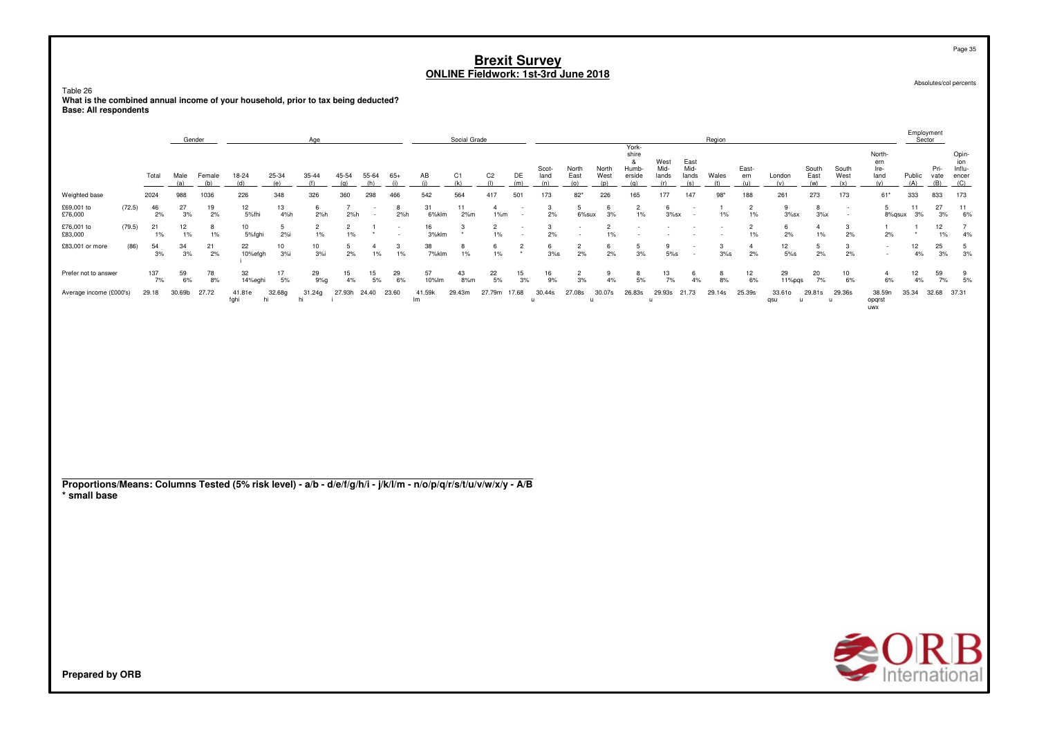# Brexit Survey
## ONLINE Fieldwork: 1st-3rd June 2018

Absolutes/col percents

Table 26
**What is the combined annual income of your household, prior to tax being deducted?**
**Base: All respondents**

| | | | Gender | | Age | | | | | | Social Grade | | | | Region | | | | | | | | | | | | | Employment Sector | | |
|---|---|---|---|---|---|---|---|---|---|---|---|---|---|---|---|---|---|---|---|---|---|---|---|---|---|---|---|---|---|---|
| | | Total | Male (a) | Female (b) | 18-24 (d) | 25-34 (e) | 35-44 (f) | 45-54 (g) | 55-64 (h) | 65+ (i) | AB (j) | C1 (k) | C2 (l) | DE (m) | Scot-land (n) | North East (o) | North West (p) | York-shire & Humb-erside (q) | West Mid-lands (r) | East Mid-lands (s) | Wales (t) | East-ern (u) | London (v) | South East (w) | South West (x) | North-ern Ire-land (y) | Public (A) | Pri-vate (B) | Opin-ion Influ-encer (C) |
| Weighted base | | 2024 | 988 | 1036 | 226 | 348 | 326 | 360 | 298 | 466 | 542 | 564 | 417 | 501 | 173 | 82* | 226 | 165 | 177 | 147 | 98* | 188 | 261 | 273 | 173 | 61* | 333 | 833 | 173 |
| £69,001 to £76,000 | (72.5) | 46 2% | 27 3% | 19 2% | 12 5%fhi | 13 4%h | 6 2%h | 7 2%h | - - | 8 2%h | 31 6%klm | 11 2%m | 4 1%m | - - | 3 2% | 5 6%sux | 6 3% | 2 1% | 6 3%sx | - - | 1 1% | 2 1% | 9 3%sx | 8 3%x | - - | 5 8%qsux | 11 3% | 27 3% | 11 6% |
| £76,001 to £83,000 | (79.5) | 21 1% | 12 1% | 8 1% | 10 5%fghi | 5 2%i | 2 1% | 2 1% | 1 * | - - | 16 3%klm | 3 * | 2 1% | - - | 3 2% | - - | 2 1% | - - | - - | - - | - - | 2 1% | 6 2% | 4 1% | 3 2% | 1 2% | 1 * | 12 1% | 7 4% |
| £83,001 or more | (86) | 54 3% | 34 3% | 21 2% | 22 10%efgh i | 10 3%i | 10 3%i | 5 2% | 4 1% | 3 1% | 38 7%klm | 8 1% | 6 1% | 2 * | 6 3%s | 2 2% | 6 2% | 5 3% | 9 5%s | - - | 3 3%s | 4 2% | 12 5%s | 5 2% | 3 2% | - - | 12 4% | 25 3% | 5 3% |
| Prefer not to answer | | 137 7% | 59 6% | 78 8% | 32 14%eghi | 17 5% | 29 9%g | 15 4% | 15 5% | 29 6% | 57 10%lm | 43 8%m | 22 5% | 15 3% | 16 9% | 2 3% | 9 4% | 8 5% | 13 7% | 6 4% | 8 8% | 12 6% | 29 11%pqs | 20 7% | 10 6% | 4 6% | 12 4% | 59 7% | 9 5% |
| Average income (£000's) | | 29.18 | 30.69b | 27.72 | 41.81e fghi | 32.68g hi | 31.24g hi | 27.93h i | 24.40 | 23.60 | 41.59k lm | 29.43m | 27.79m | 17.68 | 30.44s u | 27.08s | 30.07s u | 26.83s | 29.93s u | 21.73 | 29.14s | 25.39s | 33.61o qsu | 29.81s u | 29.36s u | 38.59n opqrst uwx | 35.34 | 32.68 | 37.31 |

**Proportions/Means: Columns Tested (5% risk level) - a/b - d/e/f/g/h/i - j/k/l/m - n/o/p/q/r/s/t/u/v/w/x/y - A/B**
**\* small base**

**Prepared by ORB**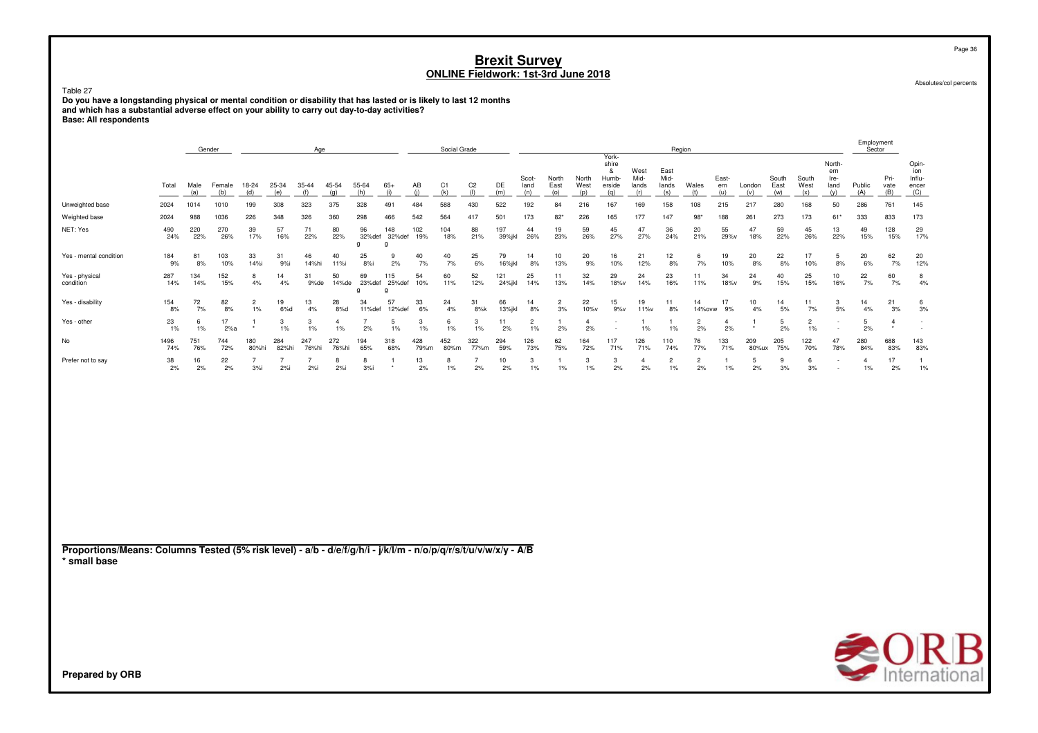# Brexit Survey

## ONLINE Fieldwork: 1st-3rd June 2018

Absolutes/col percents

Table 27

**Do you have a longstanding physical or mental condition or disability that has lasted or is likely to last 12 months and which has a substantial adverse effect on your ability to carry out day-to-day activities?**

**Base: All respondents**

| | Total | Gender | | Age | | | | | | Social Grade | | | | Region | | | | | | | | | | | | Employment Sector | | |
|---|---|---|---|---|---|---|---|---|---|---|---|---|---|---|---|---|---|---|---|---|---|---|---|---|---|---|---|---|
| | | Male (a) | Female (b) | 18-24 (d) | 25-34 (e) | 35-44 (f) | 45-54 (g) | 55-64 (h) | 65+ (i) | AB (j) | C1 (k) | C2 (l) | DE (m) | Scot-land (n) | North East (o) | North West (p) | York-shire & Humb-erside (q) | West Mid-lands (r) | East Mid-lands (s) | Wales (t) | East-ern (u) | London (v) | South East (w) | South West (x) | North-ern Ire-land (y) | Public (A) | Pri-vate (B) | Opin-ion Influ-encer (C) |
| Unweighted base | 2024 | 1014 | 1010 | 199 | 308 | 323 | 375 | 328 | 491 | 484 | 588 | 430 | 522 | 192 | 84 | 216 | 167 | 169 | 158 | 108 | 215 | 217 | 280 | 168 | 50 | 286 | 761 | 145 |
| Weighted base | 2024 | 988 | 1036 | 226 | 348 | 326 | 360 | 298 | 466 | 542 | 564 | 417 | 501 | 173 | 82* | 226 | 165 | 177 | 147 | 98* | 188 | 261 | 273 | 173 | 61* | 333 | 833 | 173 |
| NET: Yes | 490<br>24% | 220<br>22% | 270<br>26% | 39<br>17% | 57<br>16% | 71<br>22% | 80<br>22% | 96<br>32%def<br>g | 148<br>32%def<br>g | 102<br>19% | 104<br>18% | 88<br>21% | 197<br>39%jkl | 44<br>26% | 19<br>23% | 59<br>26% | 45<br>27% | 47<br>27% | 36<br>24% | 20<br>21% | 55<br>29%v | 47<br>18% | 59<br>22% | 45<br>26% | 13<br>22% | 49<br>15% | 128<br>15% | 29<br>17% |
| Yes - mental condition | 184<br>9% | 81<br>8% | 103<br>10% | 33<br>14%i | 31<br>9%i | 46<br>14%hi | 40<br>11%i | 25<br>8%i | 9<br>2% | 40<br>7% | 40<br>7% | 25<br>6% | 79<br>16%jkl | 14<br>8% | 10<br>13% | 20<br>9% | 16<br>10% | 21<br>12% | 12<br>8% | 6<br>7% | 19<br>10% | 20<br>8% | 22<br>8% | 17<br>10% | 5<br>8% | 20<br>6% | 62<br>7% | 20<br>12% |
| Yes - physical condition | 287<br>14% | 134<br>14% | 152<br>15% | 8<br>4% | 14<br>4% | 31<br>9%de | 50<br>14%de | 69<br>23%def<br>g | 115<br>25%def<br>g | 54<br>10% | 60<br>11% | 52<br>12% | 121<br>24%jkl | 25<br>14% | 11<br>13% | 32<br>14% | 29<br>18%v | 24<br>14% | 23<br>16% | 11<br>11% | 34<br>18%v | 24<br>9% | 40<br>15% | 25<br>15% | 10<br>16% | 22<br>7% | 60<br>7% | 8<br>4% |
| Yes - disability | 154<br>8% | 72<br>7% | 82<br>8% | 2<br>1% | 19<br>6%d | 13<br>4% | 28<br>8%d | 34<br>11%def | 57<br>12%def | 33<br>6% | 24<br>4% | 31<br>8%k | 66<br>13%jkl | 14<br>8% | 2<br>3% | 22<br>10%v | 15<br>9%v | 19<br>11%v | 11<br>8% | 14<br>14%ovw | 17<br>9% | 10<br>4% | 14<br>5% | 11<br>7% | 3<br>5% | 14<br>4% | 21<br>3% | 6<br>3% |
| Yes - other | 23<br>1% | 6<br>1% | 17<br>2%a | 1<br>* | 3<br>1% | 3<br>1% | 4<br>1% | 7<br>2% | 5<br>1% | 3<br>1% | 6<br>1% | 3<br>1% | 11<br>2% | 2<br>1% | 1<br>2% | 4<br>2% | -<br>- | 1<br>1% | 1<br>1% | 2<br>2% | 4<br>2% | 1<br>* | 5<br>2% | 2<br>1% | -<br>- | 5<br>2% | 4<br>* | -<br>- |
| No | 1496<br>74% | 751<br>76% | 744<br>72% | 180<br>80%hi | 284<br>82%hi | 247<br>76%hi | 272<br>76%hi | 194<br>65% | 318<br>68% | 428<br>79%m | 452<br>80%m | 322<br>77%m | 294<br>59% | 126<br>73% | 62<br>75% | 164<br>72% | 117<br>71% | 126<br>71% | 110<br>74% | 76<br>77% | 133<br>71% | 209<br>80%ux | 205<br>75% | 122<br>70% | 47<br>78% | 280<br>84% | 688<br>83% | 143<br>83% |
| Prefer not to say | 38<br>2% | 16<br>2% | 22<br>2% | 7<br>3%i | 7<br>2%i | 7<br>2%i | 8<br>2%i | 8<br>3%i | 1<br>* | 13<br>2% | 8<br>1% | 7<br>2% | 10<br>2% | 3<br>1% | 1<br>1% | 3<br>1% | 3<br>2% | 4<br>2% | 2<br>1% | 2<br>2% | 1<br>1% | 5<br>2% | 9<br>3% | 6<br>3% | -<br>- | 4<br>1% | 17<br>2% | 1<br>1% |

**Proportions/Means: Columns Tested (5% risk level) - a/b - d/e/f/g/h/i - j/k/l/m - n/o/p/q/r/s/t/u/v/w/x/y - A/B**

**\* small base**

**Prepared by ORB**